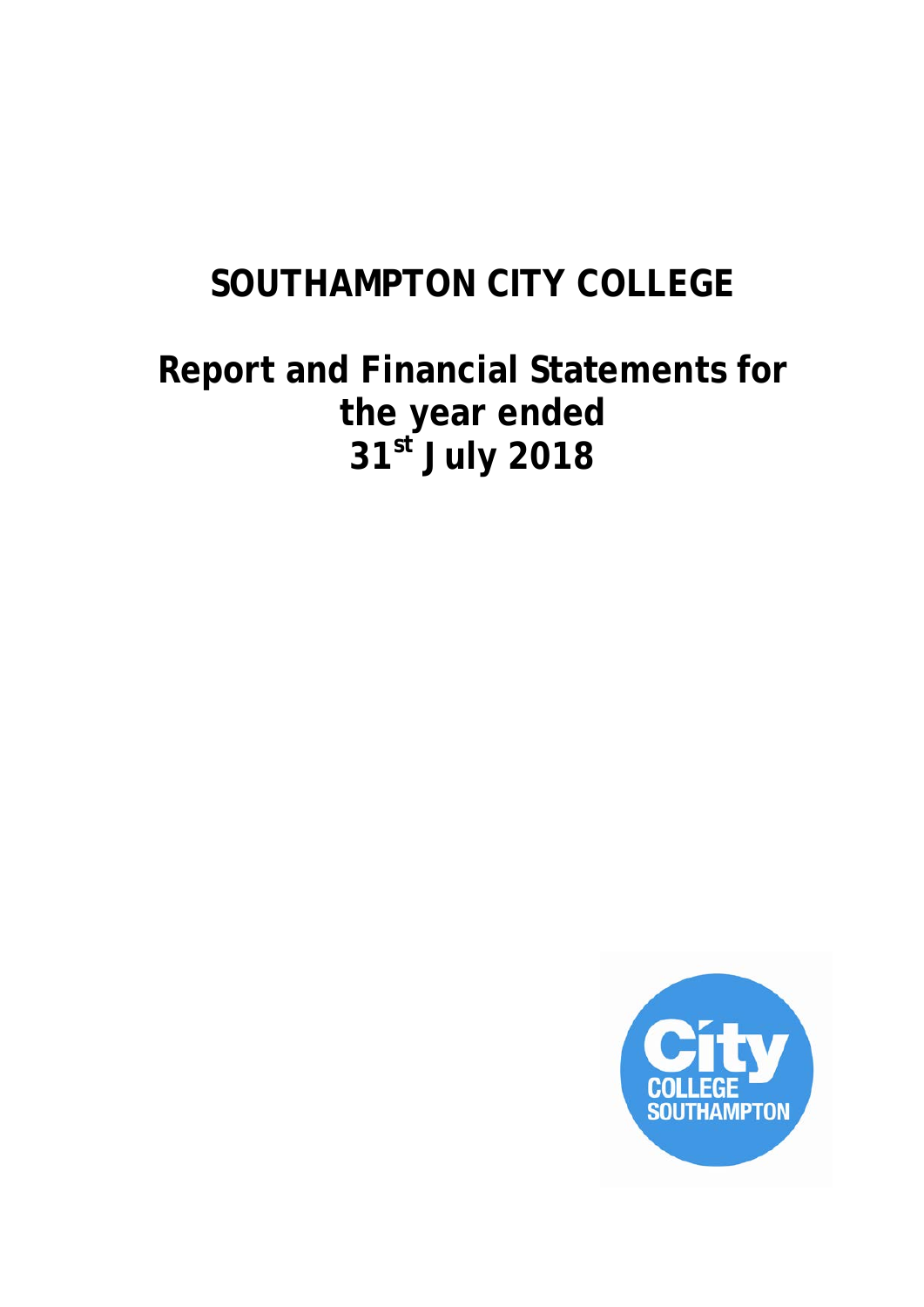# SOUTHAMPTON CITY COLLEGE

## Report and Financial Statements for the year ended 31st July 2018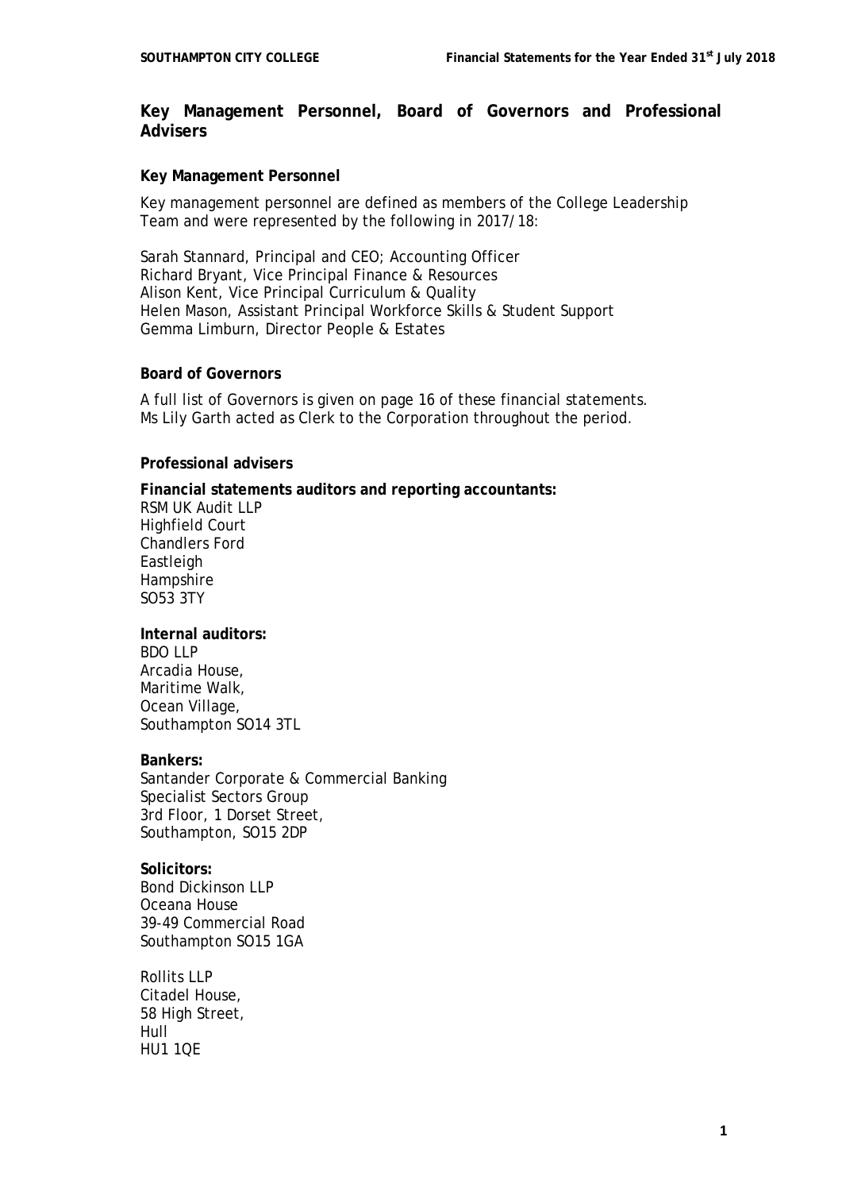## Key Management Personnel, Board of Governors and Professional Advisers

### Key Management Personnel

Key management personnel are defined as members of the College Leadership Team and were represented by the following in 2017/18:

Sarah Stannard, Principal and CEO; Accounting Officer
Richard Bryant, Vice Principal Finance & Resources
Alison Kent, Vice Principal Curriculum & Quality
Helen Mason, Assistant Principal Workforce Skills & Student Support
Gemma Limburn, Director People & Estates

### Board of Governors

A full list of Governors is given on page 16 of these financial statements.
Ms Lily Garth acted as Clerk to the Corporation throughout the period.

### Professional advisers

**Financial statements auditors and reporting accountants:**
RSM UK Audit LLP
Highfield Court
Chandlers Ford
Eastleigh
Hampshire
SO53 3TY

**Internal auditors:**
BDO LLP
Arcadia House,
Maritime Walk,
Ocean Village,
Southampton SO14 3TL

**Bankers:**
Santander Corporate & Commercial Banking
Specialist Sectors Group
3rd Floor, 1 Dorset Street,
Southampton, SO15 2DP

**Solicitors:**
Bond Dickinson LLP
Oceana House
39-49 Commercial Road
Southampton SO15 1GA

Rollits LLP
Citadel House,
58 High Street,
Hull
HU1 1QE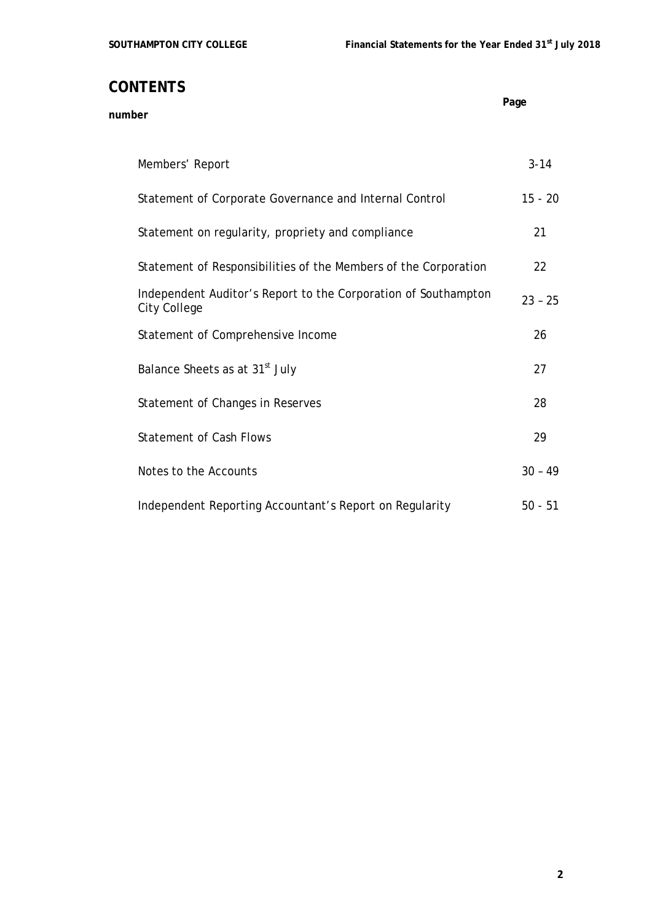# CONTENTS

| number | Page |
|---|---|
| Members' Report | 3-14 |
| Statement of Corporate Governance and Internal Control | 15 - 20 |
| Statement on regularity, propriety and compliance | 21 |
| Statement of Responsibilities of the Members of the Corporation | 22 |
| Independent Auditor's Report to the Corporation of Southampton City College | 23 – 25 |
| Statement of Comprehensive Income | 26 |
| Balance Sheets as at 31st July | 27 |
| Statement of Changes in Reserves | 28 |
| Statement of Cash Flows | 29 |
| Notes to the Accounts | 30 – 49 |
| Independent Reporting Accountant's Report on Regularity | 50 - 51 |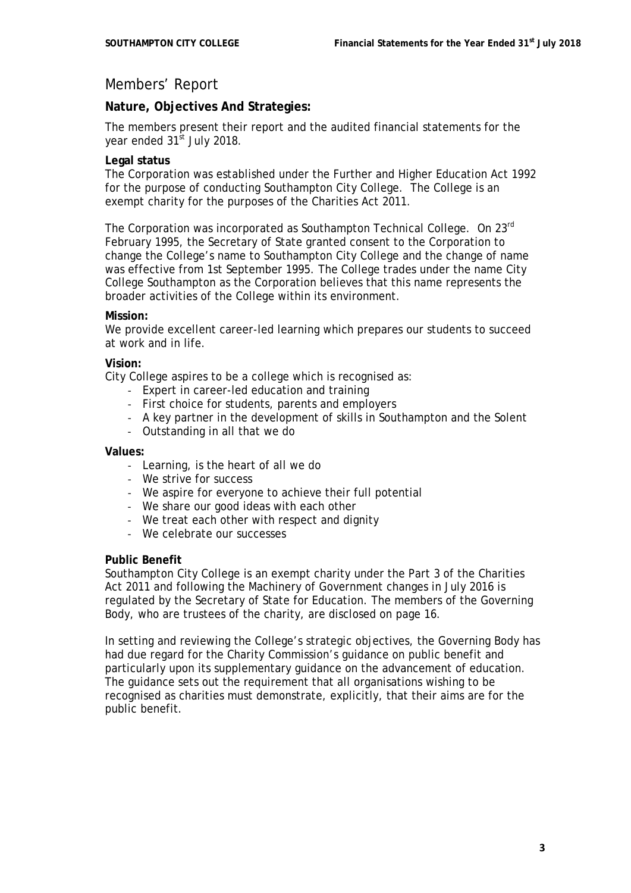# Members' Report

## Nature, Objectives And Strategies:

The members present their report and the audited financial statements for the year ended 31st July 2018.

**Legal status**
The Corporation was established under the Further and Higher Education Act 1992 for the purpose of conducting Southampton City College. The College is an exempt charity for the purposes of the Charities Act 2011.

The Corporation was incorporated as Southampton Technical College. On 23rd February 1995, the Secretary of State granted consent to the Corporation to change the College's name to Southampton City College and the change of name was effective from 1st September 1995. The College trades under the name City College Southampton as the Corporation believes that this name represents the broader activities of the College within its environment.

**Mission:**
We provide excellent career-led learning which prepares our students to succeed at work and in life.

**Vision:**
City College aspires to be a college which is recognised as:

- Expert in career-led education and training
- First choice for students, parents and employers
- A key partner in the development of skills in Southampton and the Solent
- Outstanding in all that we do

**Values:**

- Learning, is the heart of all we do
- We strive for success
- We aspire for everyone to achieve their full potential
- We share our good ideas with each other
- We treat each other with respect and dignity
- We celebrate our successes

**Public Benefit**
Southampton City College is an exempt charity under the Part 3 of the Charities Act 2011 and following the Machinery of Government changes in July 2016 is regulated by the Secretary of State for Education. The members of the Governing Body, who are trustees of the charity, are disclosed on page 16.

In setting and reviewing the College's strategic objectives, the Governing Body has had due regard for the Charity Commission's guidance on public benefit and particularly upon its supplementary guidance on the advancement of education. The guidance sets out the requirement that all organisations wishing to be recognised as charities must demonstrate, explicitly, that their aims are for the public benefit.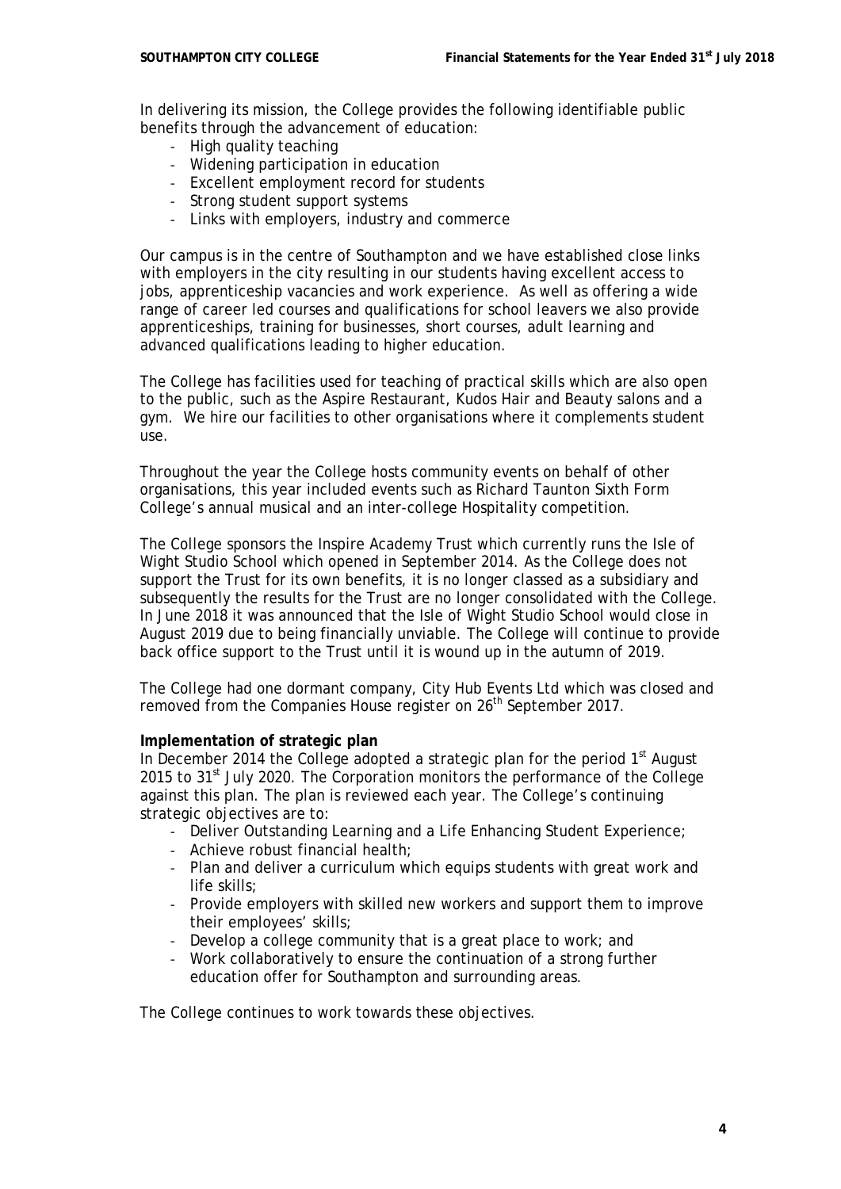In delivering its mission, the College provides the following identifiable public benefits through the advancement of education:

- High quality teaching
- Widening participation in education
- Excellent employment record for students
- Strong student support systems
- Links with employers, industry and commerce

Our campus is in the centre of Southampton and we have established close links with employers in the city resulting in our students having excellent access to jobs, apprenticeship vacancies and work experience. As well as offering a wide range of career led courses and qualifications for school leavers we also provide apprenticeships, training for businesses, short courses, adult learning and advanced qualifications leading to higher education.

The College has facilities used for teaching of practical skills which are also open to the public, such as the Aspire Restaurant, Kudos Hair and Beauty salons and a gym. We hire our facilities to other organisations where it complements student use.

Throughout the year the College hosts community events on behalf of other organisations, this year included events such as Richard Taunton Sixth Form College's annual musical and an inter-college Hospitality competition.

The College sponsors the Inspire Academy Trust which currently runs the Isle of Wight Studio School which opened in September 2014. As the College does not support the Trust for its own benefits, it is no longer classed as a subsidiary and subsequently the results for the Trust are no longer consolidated with the College. In June 2018 it was announced that the Isle of Wight Studio School would close in August 2019 due to being financially unviable. The College will continue to provide back office support to the Trust until it is wound up in the autumn of 2019.

The College had one dormant company, City Hub Events Ltd which was closed and removed from the Companies House register on 26th September 2017.

**Implementation of strategic plan**

In December 2014 the College adopted a strategic plan for the period 1st August 2015 to 31st July 2020. The Corporation monitors the performance of the College against this plan. The plan is reviewed each year. The College's continuing strategic objectives are to:

- Deliver Outstanding Learning and a Life Enhancing Student Experience;
- Achieve robust financial health;
- Plan and deliver a curriculum which equips students with great work and life skills;
- Provide employers with skilled new workers and support them to improve their employees' skills;
- Develop a college community that is a great place to work; and
- Work collaboratively to ensure the continuation of a strong further education offer for Southampton and surrounding areas.

The College continues to work towards these objectives.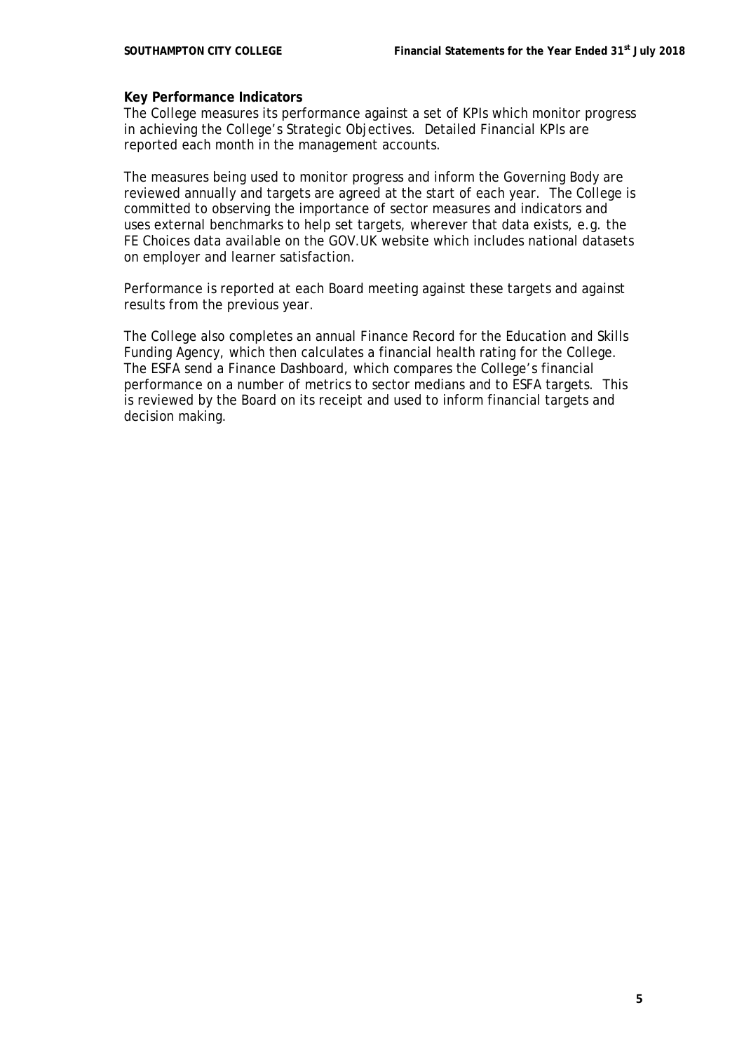**Key Performance Indicators**

The College measures its performance against a set of KPIs which monitor progress in achieving the College's Strategic Objectives. Detailed Financial KPIs are reported each month in the management accounts.

The measures being used to monitor progress and inform the Governing Body are reviewed annually and targets are agreed at the start of each year. The College is committed to observing the importance of sector measures and indicators and uses external benchmarks to help set targets, wherever that data exists, e.g. the FE Choices data available on the GOV.UK website which includes national datasets on employer and learner satisfaction.

Performance is reported at each Board meeting against these targets and against results from the previous year.

The College also completes an annual Finance Record for the Education and Skills Funding Agency, which then calculates a financial health rating for the College. The ESFA send a Finance Dashboard, which compares the College's financial performance on a number of metrics to sector medians and to ESFA targets. This is reviewed by the Board on its receipt and used to inform financial targets and decision making.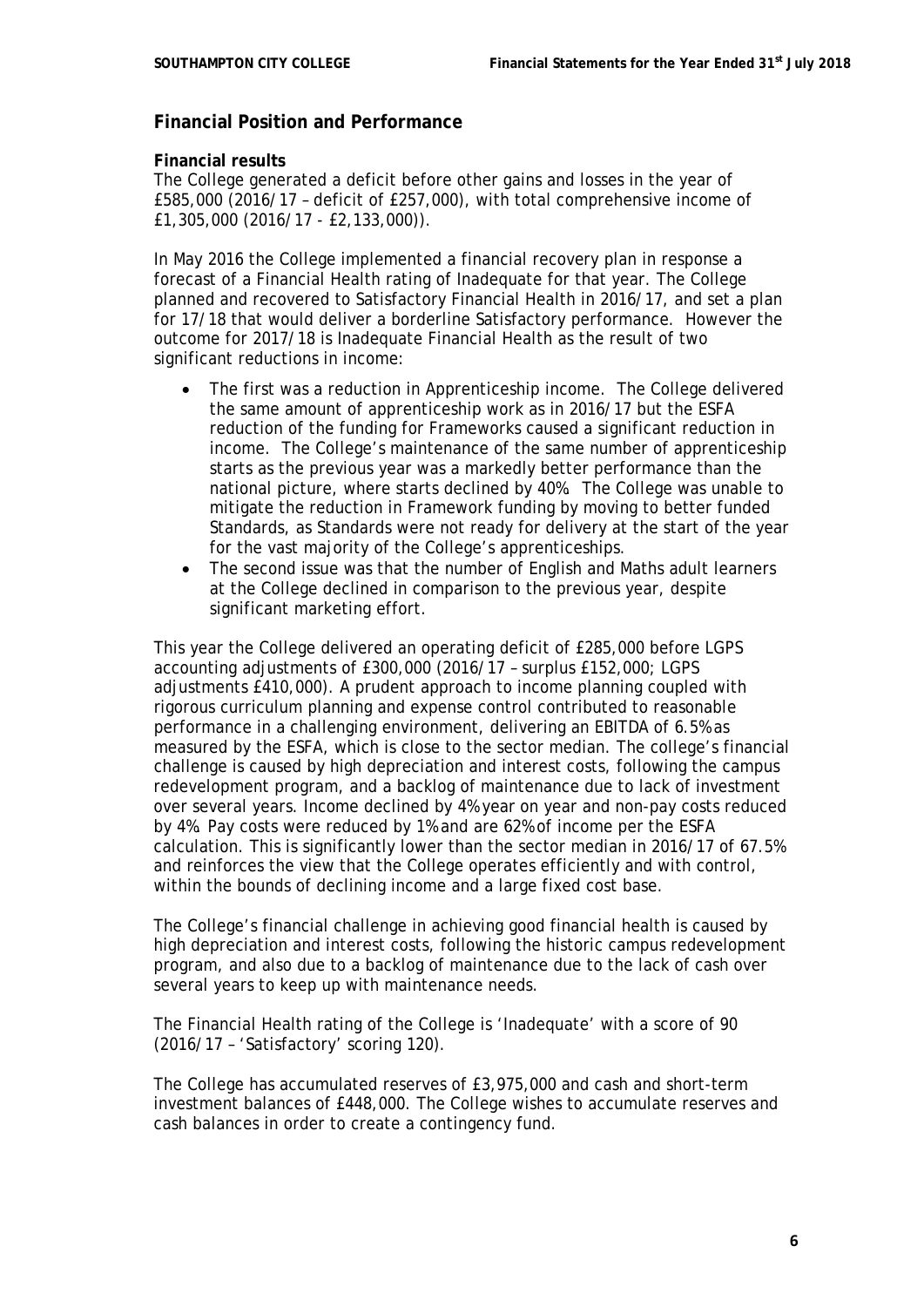## Financial Position and Performance

**Financial results**

The College generated a deficit before other gains and losses in the year of £585,000 (2016/17 – deficit of £257,000), with total comprehensive income of £1,305,000 (2016/17 - £2,133,000)).

In May 2016 the College implemented a financial recovery plan in response a forecast of a Financial Health rating of Inadequate for that year. The College planned and recovered to Satisfactory Financial Health in 2016/17, and set a plan for 17/18 that would deliver a borderline Satisfactory performance. However the outcome for 2017/18 is Inadequate Financial Health as the result of two significant reductions in income:

- The first was a reduction in Apprenticeship income. The College delivered the same amount of apprenticeship work as in 2016/17 but the ESFA reduction of the funding for Frameworks caused a significant reduction in income. The College's maintenance of the same number of apprenticeship starts as the previous year was a markedly better performance than the national picture, where starts declined by 40%. The College was unable to mitigate the reduction in Framework funding by moving to better funded Standards, as Standards were not ready for delivery at the start of the year for the vast majority of the College's apprenticeships.
- The second issue was that the number of English and Maths adult learners at the College declined in comparison to the previous year, despite significant marketing effort.

This year the College delivered an operating deficit of £285,000 before LGPS accounting adjustments of £300,000 (2016/17 – surplus £152,000; LGPS adjustments £410,000). A prudent approach to income planning coupled with rigorous curriculum planning and expense control contributed to reasonable performance in a challenging environment, delivering an EBITDA of 6.5% as measured by the ESFA, which is close to the sector median. The college's financial challenge is caused by high depreciation and interest costs, following the campus redevelopment program, and a backlog of maintenance due to lack of investment over several years. Income declined by 4% year on year and non-pay costs reduced by 4%. Pay costs were reduced by 1% and are 62% of income per the ESFA calculation. This is significantly lower than the sector median in 2016/17 of 67.5% and reinforces the view that the College operates efficiently and with control, within the bounds of declining income and a large fixed cost base.

The College's financial challenge in achieving good financial health is caused by high depreciation and interest costs, following the historic campus redevelopment program, and also due to a backlog of maintenance due to the lack of cash over several years to keep up with maintenance needs.

The Financial Health rating of the College is 'Inadequate' with a score of 90 (2016/17 – 'Satisfactory' scoring 120).

The College has accumulated reserves of £3,975,000 and cash and short-term investment balances of £448,000. The College wishes to accumulate reserves and cash balances in order to create a contingency fund.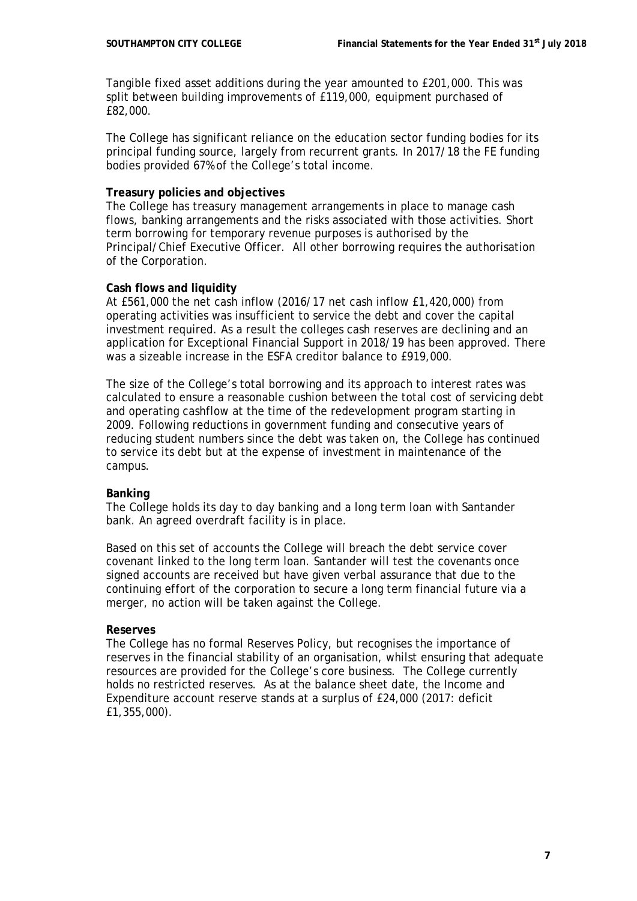Tangible fixed asset additions during the year amounted to £201,000. This was split between building improvements of £119,000, equipment purchased of £82,000.

The College has significant reliance on the education sector funding bodies for its principal funding source, largely from recurrent grants. In 2017/18 the FE funding bodies provided 67% of the College's total income.

**Treasury policies and objectives**

The College has treasury management arrangements in place to manage cash flows, banking arrangements and the risks associated with those activities. Short term borrowing for temporary revenue purposes is authorised by the Principal/Chief Executive Officer. All other borrowing requires the authorisation of the Corporation.

**Cash flows and liquidity**

At £561,000 the net cash inflow (2016/17 net cash inflow £1,420,000) from operating activities was insufficient to service the debt and cover the capital investment required. As a result the colleges cash reserves are declining and an application for Exceptional Financial Support in 2018/19 has been approved. There was a sizeable increase in the ESFA creditor balance to £919,000.

The size of the College's total borrowing and its approach to interest rates was calculated to ensure a reasonable cushion between the total cost of servicing debt and operating cashflow at the time of the redevelopment program starting in 2009. Following reductions in government funding and consecutive years of reducing student numbers since the debt was taken on, the College has continued to service its debt but at the expense of investment in maintenance of the campus.

**Banking**

The College holds its day to day banking and a long term loan with Santander bank. An agreed overdraft facility is in place.

Based on this set of accounts the College will breach the debt service cover covenant linked to the long term loan. Santander will test the covenants once signed accounts are received but have given verbal assurance that due to the continuing effort of the corporation to secure a long term financial future via a merger, no action will be taken against the College.

**Reserves**

The College has no formal Reserves Policy, but recognises the importance of reserves in the financial stability of an organisation, whilst ensuring that adequate resources are provided for the College's core business. The College currently holds no restricted reserves. As at the balance sheet date, the Income and Expenditure account reserve stands at a surplus of £24,000 (2017: deficit £1,355,000).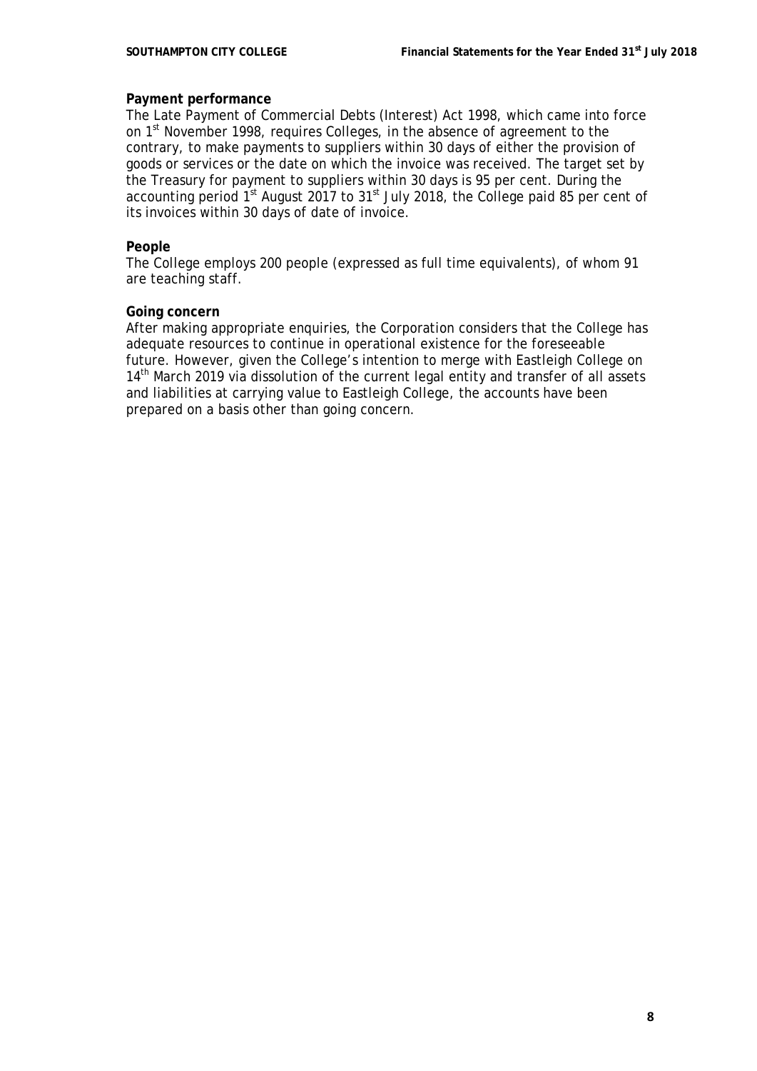**Payment performance**

The Late Payment of Commercial Debts (Interest) Act 1998, which came into force on 1st November 1998, requires Colleges, in the absence of agreement to the contrary, to make payments to suppliers within 30 days of either the provision of goods or services or the date on which the invoice was received. The target set by the Treasury for payment to suppliers within 30 days is 95 per cent. During the accounting period 1st August 2017 to 31st July 2018, the College paid 85 per cent of its invoices within 30 days of date of invoice.

**People**

The College employs 200 people (expressed as full time equivalents), of whom 91 are teaching staff.

**Going concern**

After making appropriate enquiries, the Corporation considers that the College has adequate resources to continue in operational existence for the foreseeable future. However, given the College's intention to merge with Eastleigh College on 14th March 2019 via dissolution of the current legal entity and transfer of all assets and liabilities at carrying value to Eastleigh College, the accounts have been prepared on a basis other than going concern.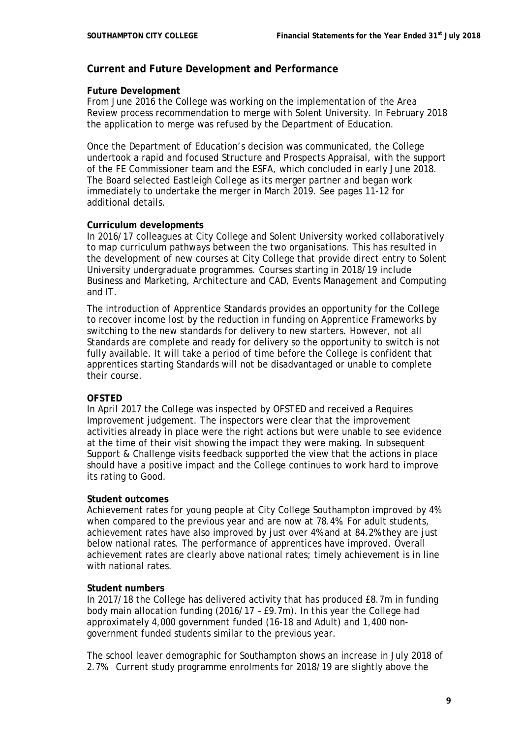## Current and Future Development and Performance

### Future Development

From June 2016 the College was working on the implementation of the Area Review process recommendation to merge with Solent University. In February 2018 the application to merge was refused by the Department of Education.

Once the Department of Education's decision was communicated, the College undertook a rapid and focused Structure and Prospects Appraisal, with the support of the FE Commissioner team and the ESFA, which concluded in early June 2018. The Board selected Eastleigh College as its merger partner and began work immediately to undertake the merger in March 2019. See pages 11-12 for additional details.

### Curriculum developments

In 2016/17 colleagues at City College and Solent University worked collaboratively to map curriculum pathways between the two organisations. This has resulted in the development of new courses at City College that provide direct entry to Solent University undergraduate programmes. Courses starting in 2018/19 include Business and Marketing, Architecture and CAD, Events Management and Computing and IT.

The introduction of Apprentice Standards provides an opportunity for the College to recover income lost by the reduction in funding on Apprentice Frameworks by switching to the new standards for delivery to new starters. However, not all Standards are complete and ready for delivery so the opportunity to switch is not fully available. It will take a period of time before the College is confident that apprentices starting Standards will not be disadvantaged or unable to complete their course.

### OFSTED

In April 2017 the College was inspected by OFSTED and received a Requires Improvement judgement. The inspectors were clear that the improvement activities already in place were the right actions but were unable to see evidence at the time of their visit showing the impact they were making. In subsequent Support & Challenge visits feedback supported the view that the actions in place should have a positive impact and the College continues to work hard to improve its rating to Good.

### Student outcomes

Achievement rates for young people at City College Southampton improved by 4% when compared to the previous year and are now at 78.4%. For adult students, achievement rates have also improved by just over 4% and at 84.2% they are just below national rates. The performance of apprentices have improved. Overall achievement rates are clearly above national rates; timely achievement is in line with national rates.

### Student numbers

In 2017/18 the College has delivered activity that has produced £8.7m in funding body main allocation funding (2016/17 – £9.7m). In this year the College had approximately 4,000 government funded (16-18 and Adult) and 1,400 non-government funded students similar to the previous year.

The school leaver demographic for Southampton shows an increase in July 2018 of 2.7%. Current study programme enrolments for 2018/19 are slightly above the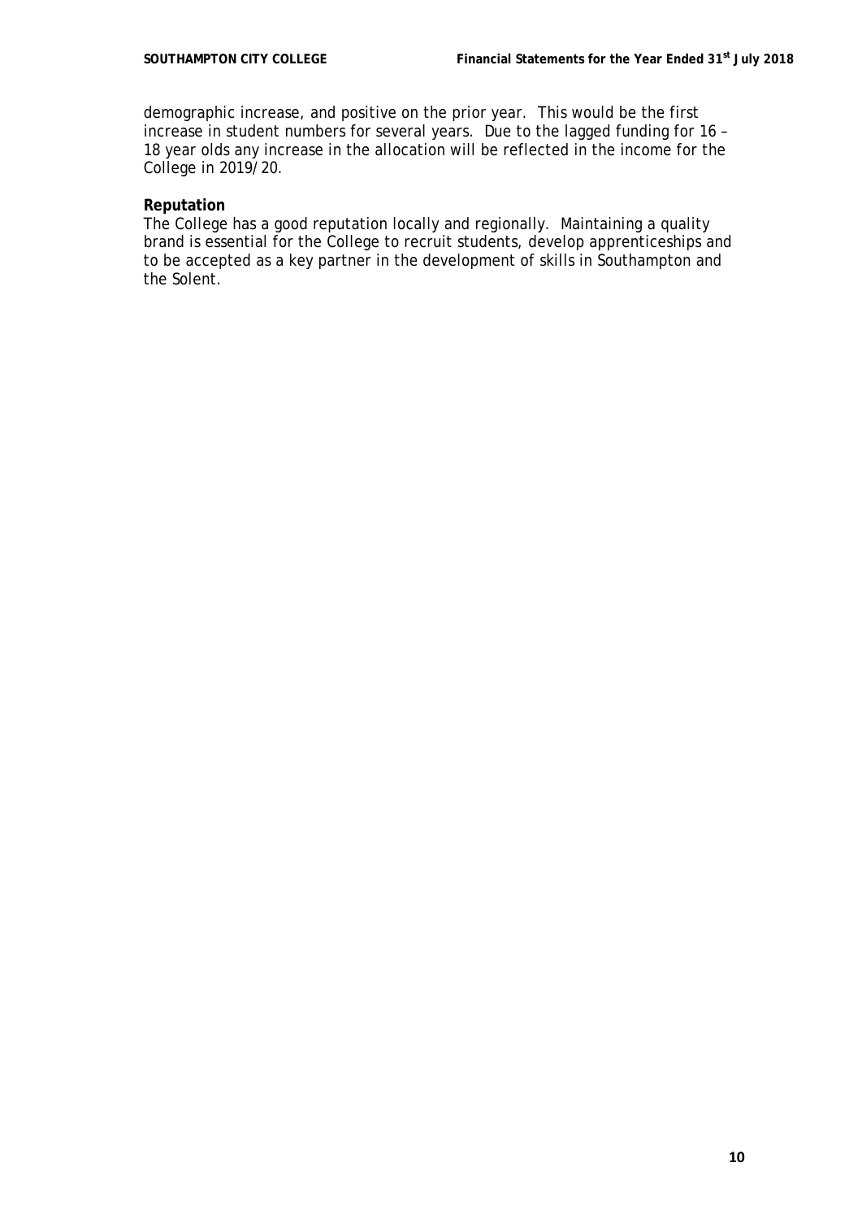demographic increase, and positive on the prior year. This would be the first increase in student numbers for several years. Due to the lagged funding for 16 – 18 year olds any increase in the allocation will be reflected in the income for the College in 2019/20.

**Reputation**

The College has a good reputation locally and regionally. Maintaining a quality brand is essential for the College to recruit students, develop apprenticeships and to be accepted as a key partner in the development of skills in Southampton and the Solent.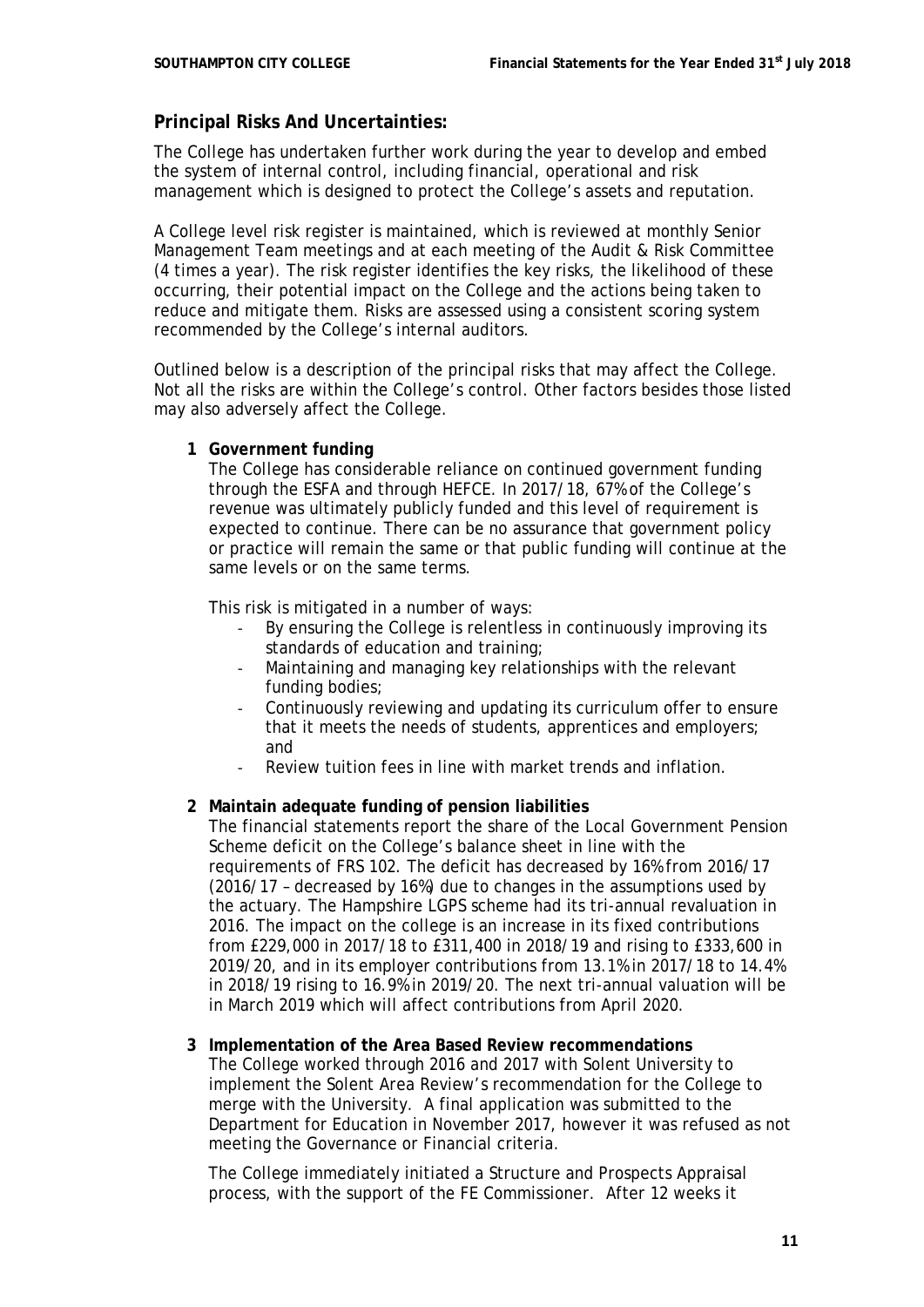## Principal Risks And Uncertainties:

The College has undertaken further work during the year to develop and embed the system of internal control, including financial, operational and risk management which is designed to protect the College's assets and reputation.

A College level risk register is maintained, which is reviewed at monthly Senior Management Team meetings and at each meeting of the Audit & Risk Committee (4 times a year). The risk register identifies the key risks, the likelihood of these occurring, their potential impact on the College and the actions being taken to reduce and mitigate them. Risks are assessed using a consistent scoring system recommended by the College's internal auditors.

Outlined below is a description of the principal risks that may affect the College. Not all the risks are within the College's control. Other factors besides those listed may also adversely affect the College.

**1 Government funding**

The College has considerable reliance on continued government funding through the ESFA and through HEFCE. In 2017/18, 67% of the College's revenue was ultimately publicly funded and this level of requirement is expected to continue. There can be no assurance that government policy or practice will remain the same or that public funding will continue at the same levels or on the same terms.

This risk is mitigated in a number of ways:

- By ensuring the College is relentless in continuously improving its standards of education and training;
- Maintaining and managing key relationships with the relevant funding bodies;
- Continuously reviewing and updating its curriculum offer to ensure that it meets the needs of students, apprentices and employers; and
- Review tuition fees in line with market trends and inflation.

**2 Maintain adequate funding of pension liabilities**

The financial statements report the share of the Local Government Pension Scheme deficit on the College's balance sheet in line with the requirements of FRS 102. The deficit has decreased by 16% from 2016/17 (2016/17 – decreased by 16%) due to changes in the assumptions used by the actuary. The Hampshire LGPS scheme had its tri-annual revaluation in 2016. The impact on the college is an increase in its fixed contributions from £229,000 in 2017/18 to £311,400 in 2018/19 and rising to £333,600 in 2019/20, and in its employer contributions from 13.1% in 2017/18 to 14.4% in 2018/19 rising to 16.9% in 2019/20. The next tri-annual valuation will be in March 2019 which will affect contributions from April 2020.

**3 Implementation of the Area Based Review recommendations**

The College worked through 2016 and 2017 with Solent University to implement the Solent Area Review's recommendation for the College to merge with the University. A final application was submitted to the Department for Education in November 2017, however it was refused as not meeting the Governance or Financial criteria.

The College immediately initiated a Structure and Prospects Appraisal process, with the support of the FE Commissioner. After 12 weeks it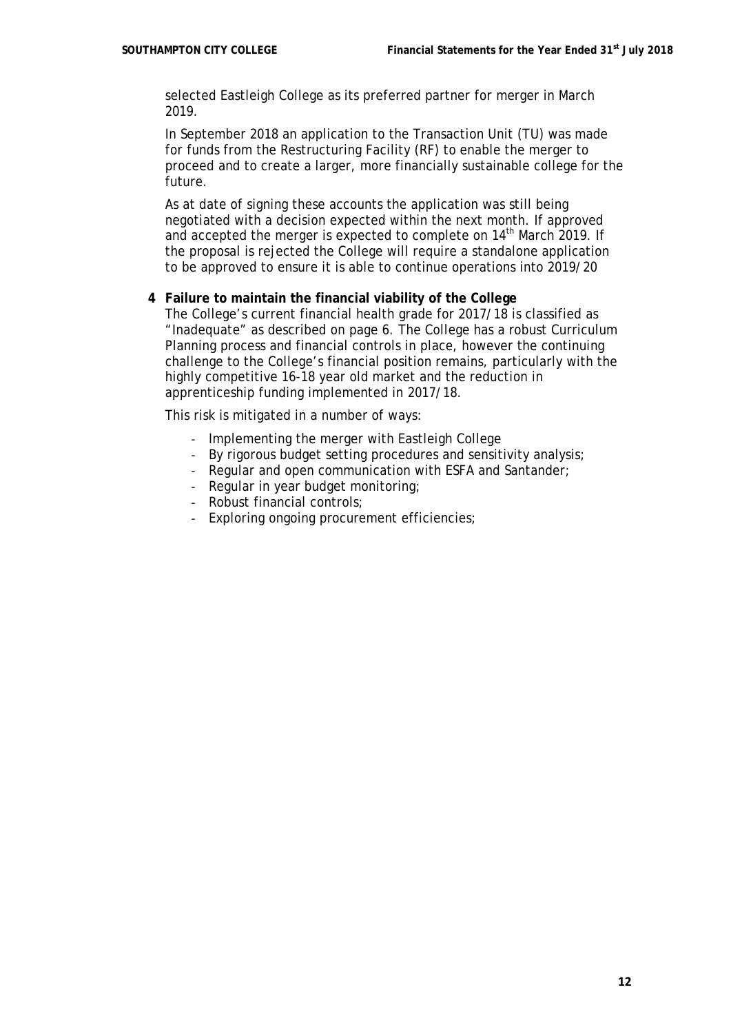selected Eastleigh College as its preferred partner for merger in March 2019.

In September 2018 an application to the Transaction Unit (TU) was made for funds from the Restructuring Facility (RF) to enable the merger to proceed and to create a larger, more financially sustainable college for the future.

As at date of signing these accounts the application was still being negotiated with a decision expected within the next month. If approved and accepted the merger is expected to complete on 14th March 2019. If the proposal is rejected the College will require a standalone application to be approved to ensure it is able to continue operations into 2019/20

**4 Failure to maintain the financial viability of the College**

The College's current financial health grade for 2017/18 is classified as "Inadequate" as described on page 6. The College has a robust Curriculum Planning process and financial controls in place, however the continuing challenge to the College's financial position remains, particularly with the highly competitive 16-18 year old market and the reduction in apprenticeship funding implemented in 2017/18.

This risk is mitigated in a number of ways:

- Implementing the merger with Eastleigh College
- By rigorous budget setting procedures and sensitivity analysis;
- Regular and open communication with ESFA and Santander;
- Regular in year budget monitoring;
- Robust financial controls;
- Exploring ongoing procurement efficiencies;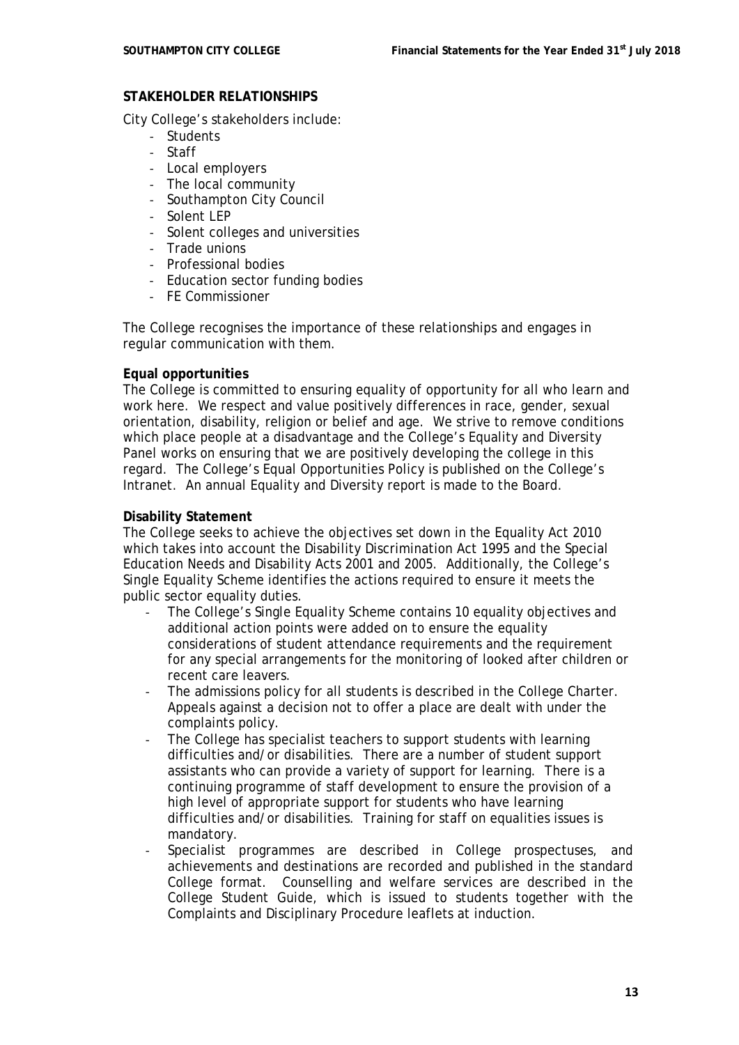## STAKEHOLDER RELATIONSHIPS

City College's stakeholders include:

- Students
- Staff
- Local employers
- The local community
- Southampton City Council
- Solent LEP
- Solent colleges and universities
- Trade unions
- Professional bodies
- Education sector funding bodies
- FE Commissioner

The College recognises the importance of these relationships and engages in regular communication with them.

### Equal opportunities

The College is committed to ensuring equality of opportunity for all who learn and work here. We respect and value positively differences in race, gender, sexual orientation, disability, religion or belief and age. We strive to remove conditions which place people at a disadvantage and the College's Equality and Diversity Panel works on ensuring that we are positively developing the college in this regard. The College's Equal Opportunities Policy is published on the College's Intranet. An annual Equality and Diversity report is made to the Board.

### Disability Statement

The College seeks to achieve the objectives set down in the Equality Act 2010 which takes into account the Disability Discrimination Act 1995 and the Special Education Needs and Disability Acts 2001 and 2005. Additionally, the College's Single Equality Scheme identifies the actions required to ensure it meets the public sector equality duties.

- The College's Single Equality Scheme contains 10 equality objectives and additional action points were added on to ensure the equality considerations of student attendance requirements and the requirement for any special arrangements for the monitoring of looked after children or recent care leavers.
- The admissions policy for all students is described in the College Charter. Appeals against a decision not to offer a place are dealt with under the complaints policy.
- The College has specialist teachers to support students with learning difficulties and/or disabilities. There are a number of student support assistants who can provide a variety of support for learning. There is a continuing programme of staff development to ensure the provision of a high level of appropriate support for students who have learning difficulties and/or disabilities. Training for staff on equalities issues is mandatory.
- Specialist programmes are described in College prospectuses, and achievements and destinations are recorded and published in the standard College format. Counselling and welfare services are described in the College Student Guide, which is issued to students together with the Complaints and Disciplinary Procedure leaflets at induction.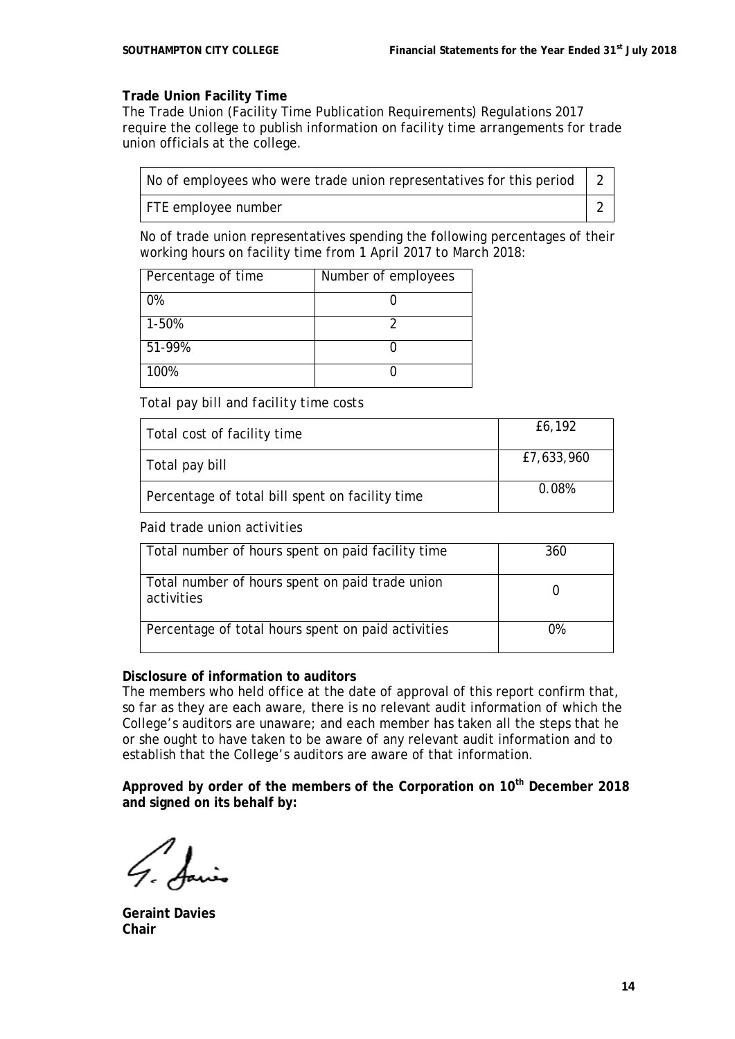**Trade Union Facility Time**

The Trade Union (Facility Time Publication Requirements) Regulations 2017 require the college to publish information on facility time arrangements for trade union officials at the college.

| No of employees who were trade union representatives for this period | 2 |
|---|---|
| FTE employee number | 2 |

No of trade union representatives spending the following percentages of their working hours on facility time from 1 April 2017 to March 2018:

| Percentage of time | Number of employees |
|---|---|
| 0% | 0 |
| 1-50% | 2 |
| 51-99% | 0 |
| 100% | 0 |

*Total pay bill and facility time costs*

| Total cost of facility time | £6,192 |
|---|---|
| Total pay bill | £7,633,960 |
| Percentage of total bill spent on facility time | 0.08% |

*Paid trade union activities*

| Total number of hours spent on paid facility time | 360 |
|---|---|
| Total number of hours spent on paid trade union activities | 0 |
| Percentage of total hours spent on paid activities | 0% |

**Disclosure of information to auditors**

The members who held office at the date of approval of this report confirm that, so far as they are each aware, there is no relevant audit information of which the College's auditors are unaware; and each member has taken all the steps that he or she ought to have taken to be aware of any relevant audit information and to establish that the College's auditors are aware of that information.

**Approved by order of the members of the Corporation on 10th December 2018 and signed on its behalf by:**

**Geraint Davies**
**Chair**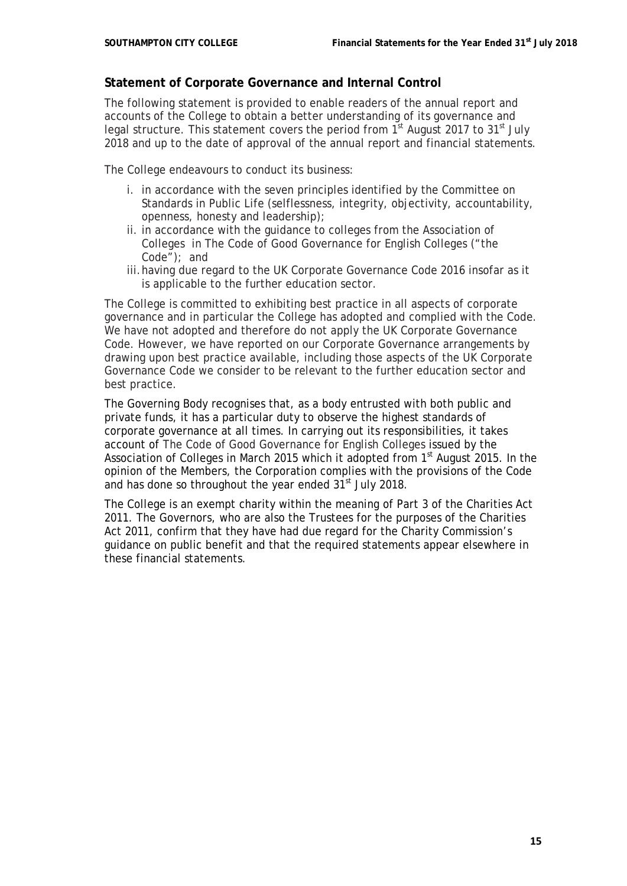## Statement of Corporate Governance and Internal Control

The following statement is provided to enable readers of the annual report and accounts of the College to obtain a better understanding of its governance and legal structure. This statement covers the period from 1st August 2017 to 31st July 2018 and up to the date of approval of the annual report and financial statements.

The College endeavours to conduct its business:

i. in accordance with the seven principles identified by the Committee on Standards in Public Life (selflessness, integrity, objectivity, accountability, openness, honesty and leadership);
ii. in accordance with the guidance to colleges from the Association of Colleges in The Code of Good Governance for English Colleges ("the Code"); and
iii. having due regard to the UK Corporate Governance Code 2016 insofar as it is applicable to the further education sector.

The College is committed to exhibiting best practice in all aspects of corporate governance and in particular the College has adopted and complied with the Code. We have not adopted and therefore do not apply the UK Corporate Governance Code. However, we have reported on our Corporate Governance arrangements by drawing upon best practice available, including those aspects of the UK Corporate Governance Code we consider to be relevant to the further education sector and best practice.

The Governing Body recognises that, as a body entrusted with both public and private funds, it has a particular duty to observe the highest standards of corporate governance at all times. In carrying out its responsibilities, it takes account of The Code of Good Governance for English Colleges issued by the Association of Colleges in March 2015 which it adopted from 1st August 2015. In the opinion of the Members, the Corporation complies with the provisions of the Code and has done so throughout the year ended 31st July 2018.

The College is an exempt charity within the meaning of Part 3 of the Charities Act 2011. The Governors, who are also the Trustees for the purposes of the Charities Act 2011, confirm that they have had due regard for the Charity Commission's guidance on public benefit and that the required statements appear elsewhere in these financial statements.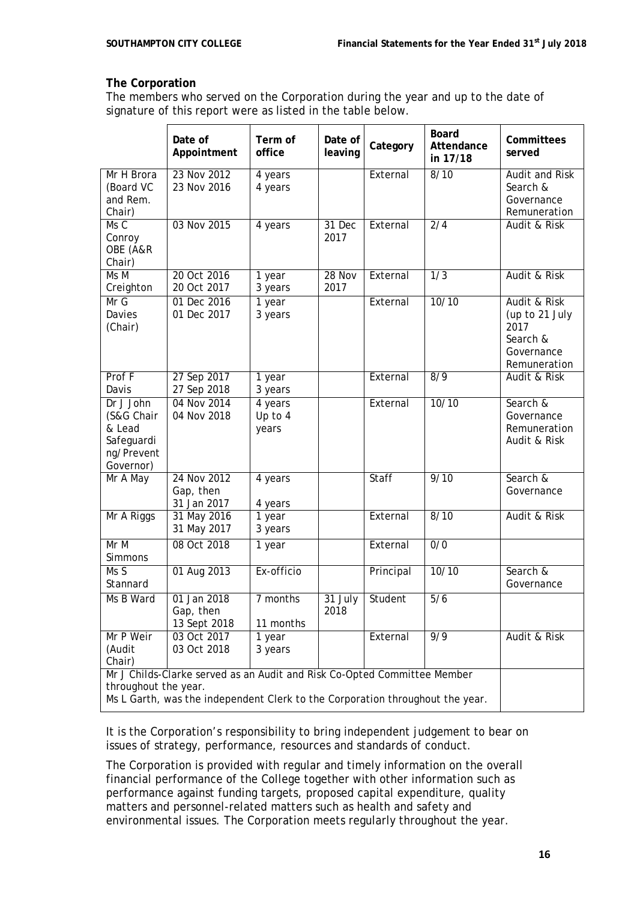## The Corporation

The members who served on the Corporation during the year and up to the date of signature of this report were as listed in the table below.

| | Date of Appointment | Term of office | Date of leaving | Category | Board Attendance in 17/18 | Committees served |
|---|---|---|---|---|---|---|
| Mr H Brora (Board VC and Rem. Chair) | 23 Nov 2012<br>23 Nov 2016 | 4 years<br>4 years | | External | 8/10 | Audit and Risk<br>Search & Governance<br>Remuneration |
| Ms C Conroy OBE (A&R Chair) | 03 Nov 2015 | 4 years | 31 Dec 2017 | External | 2/4 | Audit & Risk |
| Ms M Creighton | 20 Oct 2016<br>20 Oct 2017 | 1 year<br>3 years | 28 Nov 2017 | External | 1/3 | Audit & Risk |
| Mr G Davies (Chair) | 01 Dec 2016<br>01 Dec 2017 | 1 year<br>3 years | | External | 10/10 | Audit & Risk (up to 21 July 2017<br>Search & Governance<br>Remuneration |
| Prof F Davis | 27 Sep 2017<br>27 Sep 2018 | 1 year<br>3 years | | External | 8/9 | Audit & Risk |
| Dr J John (S&G Chair & Lead Safeguarding/Prevent Governor) | 04 Nov 2014<br>04 Nov 2018 | 4 years<br>Up to 4 years | | External | 10/10 | Search & Governance<br>Remuneration<br>Audit & Risk |
| Mr A May | 24 Nov 2012<br>Gap, then<br>31 Jan 2017 | 4 years<br><br>4 years | | Staff | 9/10 | Search & Governance |
| Mr A Riggs | 31 May 2016<br>31 May 2017 | 1 year<br>3 years | | External | 8/10 | Audit & Risk |
| Mr M Simmons | 08 Oct 2018 | 1 year | | External | 0/0 | |
| Ms S Stannard | 01 Aug 2013 | Ex-officio | | Principal | 10/10 | Search & Governance |
| Ms B Ward | 01 Jan 2018<br>Gap, then<br>13 Sept 2018 | 7 months<br><br>11 months | 31 July 2018 | Student | 5/6 | |
| Mr P Weir (Audit Chair) | 03 Oct 2017<br>03 Oct 2018 | 1 year<br>3 years | | External | 9/9 | Audit & Risk |
| Mr J Childs-Clarke served as an Audit and Risk Co-Opted Committee Member throughout the year.<br>Ms L Garth, was the independent Clerk to the Corporation throughout the year. | | | | | | |

It is the Corporation's responsibility to bring independent judgement to bear on issues of strategy, performance, resources and standards of conduct.

The Corporation is provided with regular and timely information on the overall financial performance of the College together with other information such as performance against funding targets, proposed capital expenditure, quality matters and personnel-related matters such as health and safety and environmental issues. The Corporation meets regularly throughout the year.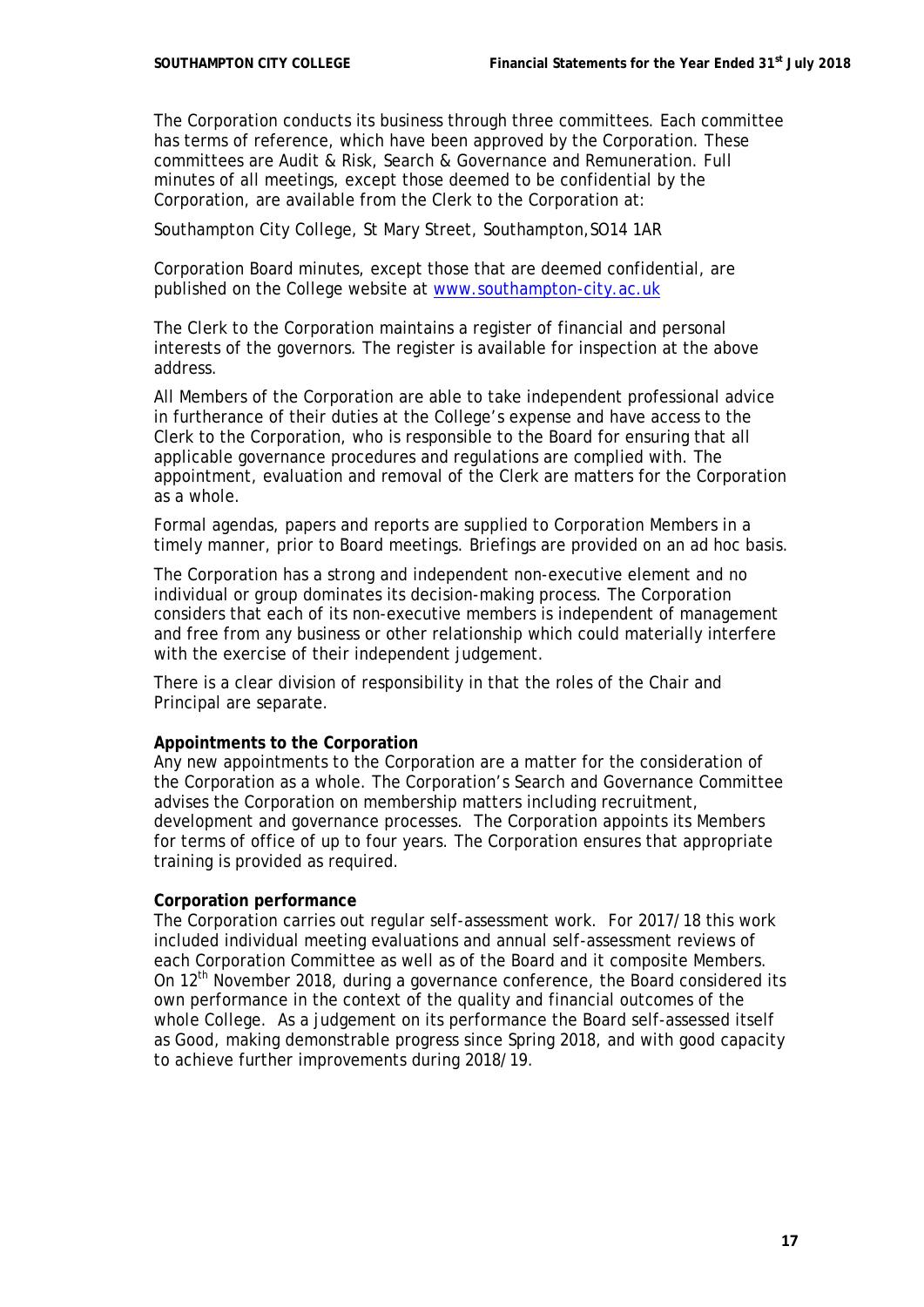The Corporation conducts its business through three committees. Each committee has terms of reference, which have been approved by the Corporation. These committees are Audit & Risk, Search & Governance and Remuneration. Full minutes of all meetings, except those deemed to be confidential by the Corporation, are available from the Clerk to the Corporation at:

Southampton City College, St Mary Street, Southampton,SO14 1AR

Corporation Board minutes, except those that are deemed confidential, are published on the College website at [www.southampton-city.ac.uk](http://www.southampton-city.ac.uk)

The Clerk to the Corporation maintains a register of financial and personal interests of the governors. The register is available for inspection at the above address.

All Members of the Corporation are able to take independent professional advice in furtherance of their duties at the College's expense and have access to the Clerk to the Corporation, who is responsible to the Board for ensuring that all applicable governance procedures and regulations are complied with. The appointment, evaluation and removal of the Clerk are matters for the Corporation as a whole.

Formal agendas, papers and reports are supplied to Corporation Members in a timely manner, prior to Board meetings. Briefings are provided on an ad hoc basis.

The Corporation has a strong and independent non-executive element and no individual or group dominates its decision-making process. The Corporation considers that each of its non-executive members is independent of management and free from any business or other relationship which could materially interfere with the exercise of their independent judgement.

There is a clear division of responsibility in that the roles of the Chair and Principal are separate.

**Appointments to the Corporation**

Any new appointments to the Corporation are a matter for the consideration of the Corporation as a whole. The Corporation's Search and Governance Committee advises the Corporation on membership matters including recruitment, development and governance processes. The Corporation appoints its Members for terms of office of up to four years. The Corporation ensures that appropriate training is provided as required.

**Corporation performance**

The Corporation carries out regular self-assessment work. For 2017/18 this work included individual meeting evaluations and annual self-assessment reviews of each Corporation Committee as well as of the Board and it composite Members. On 12th November 2018, during a governance conference, the Board considered its own performance in the context of the quality and financial outcomes of the whole College. As a judgement on its performance the Board self-assessed itself as Good, making demonstrable progress since Spring 2018, and with good capacity to achieve further improvements during 2018/19.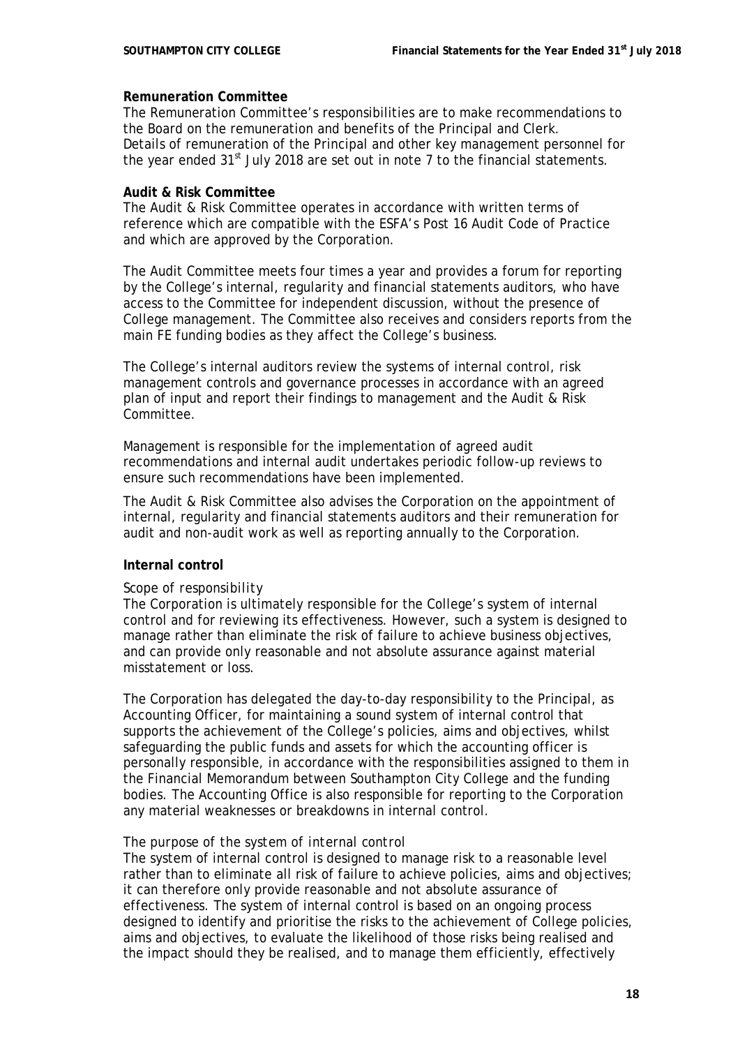**Remuneration Committee**
The Remuneration Committee's responsibilities are to make recommendations to the Board on the remuneration and benefits of the Principal and Clerk. Details of remuneration of the Principal and other key management personnel for the year ended 31st July 2018 are set out in note 7 to the financial statements.

**Audit & Risk Committee**
The Audit & Risk Committee operates in accordance with written terms of reference which are compatible with the ESFA's Post 16 Audit Code of Practice and which are approved by the Corporation.

The Audit Committee meets four times a year and provides a forum for reporting by the College's internal, regularity and financial statements auditors, who have access to the Committee for independent discussion, without the presence of College management. The Committee also receives and considers reports from the main FE funding bodies as they affect the College's business.

The College's internal auditors review the systems of internal control, risk management controls and governance processes in accordance with an agreed plan of input and report their findings to management and the Audit & Risk Committee.

Management is responsible for the implementation of agreed audit recommendations and internal audit undertakes periodic follow-up reviews to ensure such recommendations have been implemented.

The Audit & Risk Committee also advises the Corporation on the appointment of internal, regularity and financial statements auditors and their remuneration for audit and non-audit work as well as reporting annually to the Corporation.

**Internal control**

*Scope of responsibility*
The Corporation is ultimately responsible for the College's system of internal control and for reviewing its effectiveness. However, such a system is designed to manage rather than eliminate the risk of failure to achieve business objectives, and can provide only reasonable and not absolute assurance against material misstatement or loss.

The Corporation has delegated the day-to-day responsibility to the Principal, as Accounting Officer, for maintaining a sound system of internal control that supports the achievement of the College's policies, aims and objectives, whilst safeguarding the public funds and assets for which the accounting officer is personally responsible, in accordance with the responsibilities assigned to them in the Financial Memorandum between Southampton City College and the funding bodies. The Accounting Office is also responsible for reporting to the Corporation any material weaknesses or breakdowns in internal control.

*The purpose of the system of internal control*
The system of internal control is designed to manage risk to a reasonable level rather than to eliminate all risk of failure to achieve policies, aims and objectives; it can therefore only provide reasonable and not absolute assurance of effectiveness. The system of internal control is based on an ongoing process designed to identify and prioritise the risks to the achievement of College policies, aims and objectives, to evaluate the likelihood of those risks being realised and the impact should they be realised, and to manage them efficiently, effectively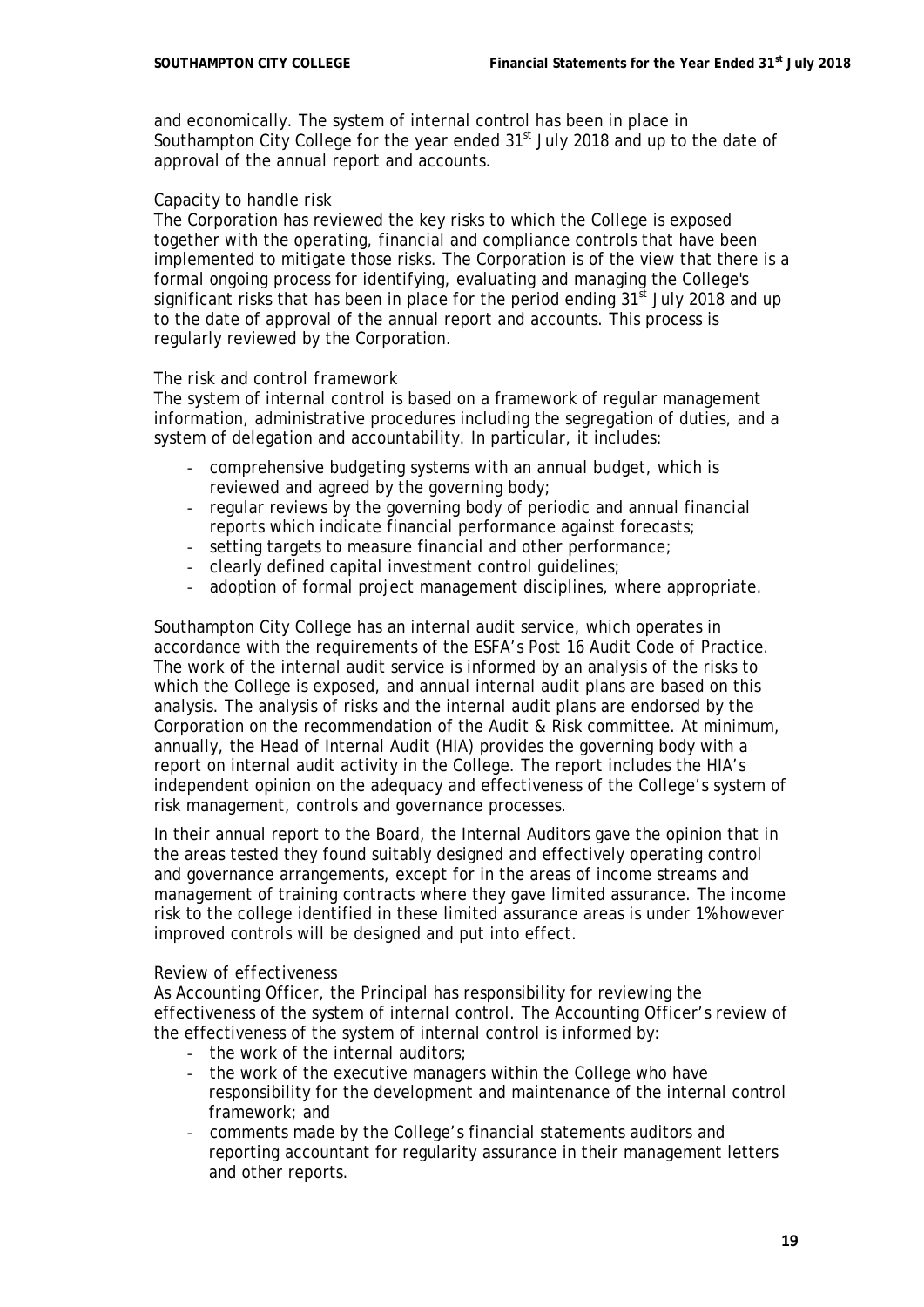and economically. The system of internal control has been in place in Southampton City College for the year ended 31st July 2018 and up to the date of approval of the annual report and accounts.

*Capacity to handle risk*

The Corporation has reviewed the key risks to which the College is exposed together with the operating, financial and compliance controls that have been implemented to mitigate those risks. The Corporation is of the view that there is a formal ongoing process for identifying, evaluating and managing the College's significant risks that has been in place for the period ending 31st July 2018 and up to the date of approval of the annual report and accounts. This process is regularly reviewed by the Corporation.

*The risk and control framework*

The system of internal control is based on a framework of regular management information, administrative procedures including the segregation of duties, and a system of delegation and accountability. In particular, it includes:

- comprehensive budgeting systems with an annual budget, which is reviewed and agreed by the governing body;
- regular reviews by the governing body of periodic and annual financial reports which indicate financial performance against forecasts;
- setting targets to measure financial and other performance;
- clearly defined capital investment control guidelines;
- adoption of formal project management disciplines, where appropriate.

Southampton City College has an internal audit service, which operates in accordance with the requirements of the ESFA's *Post 16 Audit Code of Practice*. The work of the internal audit service is informed by an analysis of the risks to which the College is exposed, and annual internal audit plans are based on this analysis. The analysis of risks and the internal audit plans are endorsed by the Corporation on the recommendation of the Audit & Risk committee. At minimum, annually, the Head of Internal Audit (HIA) provides the governing body with a report on internal audit activity in the College. The report includes the HIA's independent opinion on the adequacy and effectiveness of the College's system of risk management, controls and governance processes.

In their annual report to the Board, the Internal Auditors gave the opinion that in the areas tested they found suitably designed and effectively operating control and governance arrangements, except for in the areas of income streams and management of training contracts where they gave limited assurance. The income risk to the college identified in these limited assurance areas is under 1% however improved controls will be designed and put into effect.

*Review of effectiveness*

As Accounting Officer, the Principal has responsibility for reviewing the effectiveness of the system of internal control. The Accounting Officer's review of the effectiveness of the system of internal control is informed by:

- the work of the internal auditors;
- the work of the executive managers within the College who have responsibility for the development and maintenance of the internal control framework; and
- comments made by the College's financial statements auditors and reporting accountant for regularity assurance in their management letters and other reports.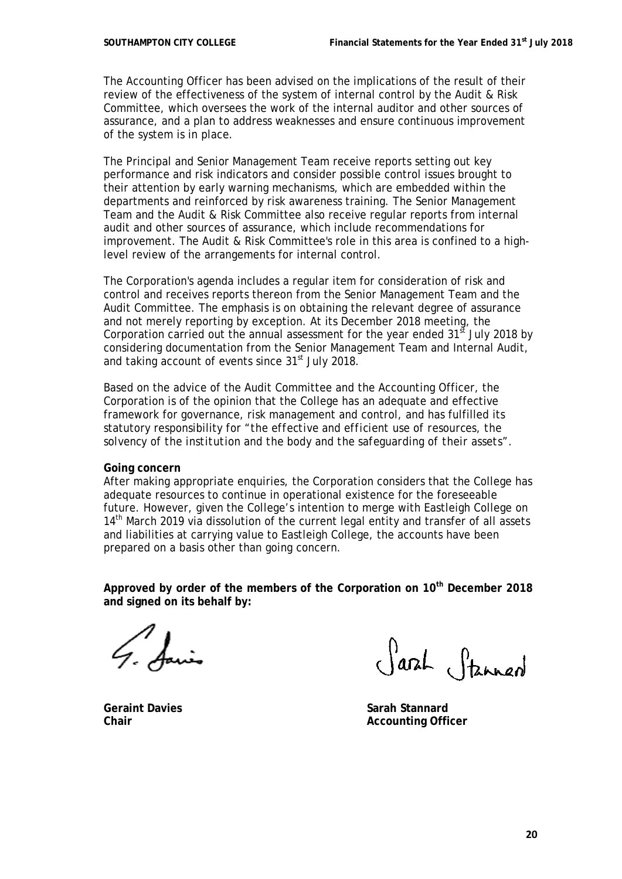The Accounting Officer has been advised on the implications of the result of their review of the effectiveness of the system of internal control by the Audit & Risk Committee, which oversees the work of the internal auditor and other sources of assurance, and a plan to address weaknesses and ensure continuous improvement of the system is in place.

The Principal and Senior Management Team receive reports setting out key performance and risk indicators and consider possible control issues brought to their attention by early warning mechanisms, which are embedded within the departments and reinforced by risk awareness training. The Senior Management Team and the Audit & Risk Committee also receive regular reports from internal audit and other sources of assurance, which include recommendations for improvement. The Audit & Risk Committee's role in this area is confined to a high-level review of the arrangements for internal control.

The Corporation's agenda includes a regular item for consideration of risk and control and receives reports thereon from the Senior Management Team and the Audit Committee. The emphasis is on obtaining the relevant degree of assurance and not merely reporting by exception. At its December 2018 meeting, the Corporation carried out the annual assessment for the year ended 31st July 2018 by considering documentation from the Senior Management Team and Internal Audit, and taking account of events since 31st July 2018.

Based on the advice of the Audit Committee and the Accounting Officer, the Corporation is of the opinion that the College has an adequate and effective framework for governance, risk management and control, and has fulfilled its statutory responsibility for "*the effective and efficient use of resources, the solvency of the institution and the body and the safeguarding of their assets*".

**Going concern**

After making appropriate enquiries, the Corporation considers that the College has adequate resources to continue in operational existence for the foreseeable future. However, given the College's intention to merge with Eastleigh College on 14th March 2019 via dissolution of the current legal entity and transfer of all assets and liabilities at carrying value to Eastleigh College, the accounts have been prepared on a basis other than going concern.

**Approved by order of the members of the Corporation on 10th December 2018 and signed on its behalf by:**

| | |
|---|---|
| **Geraint Davies** | **Sarah Stannard** |
| **Chair** | **Accounting Officer** |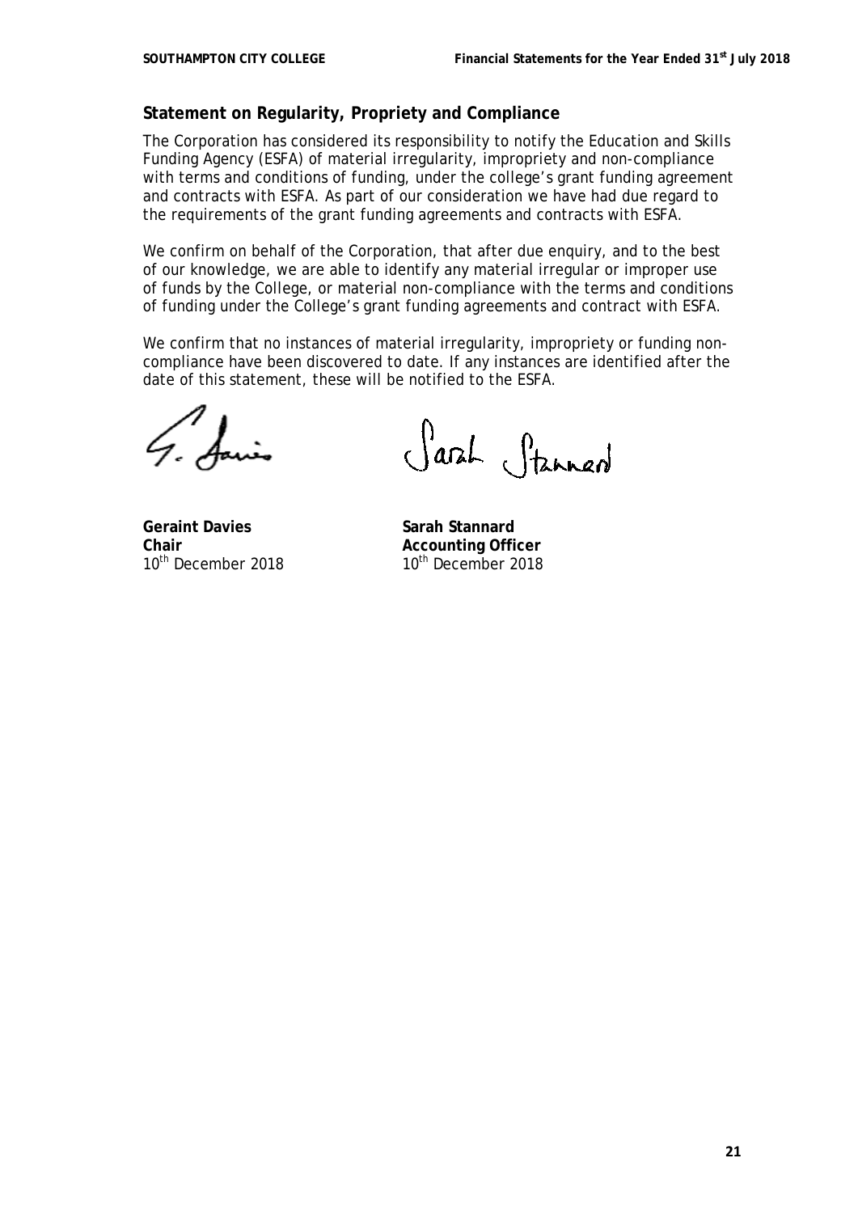## Statement on Regularity, Propriety and Compliance

The Corporation has considered its responsibility to notify the Education and Skills Funding Agency (ESFA) of material irregularity, impropriety and non-compliance with terms and conditions of funding, under the college's grant funding agreement and contracts with ESFA. As part of our consideration we have had due regard to the requirements of the grant funding agreements and contracts with ESFA.

We confirm on behalf of the Corporation, that after due enquiry, and to the best of our knowledge, we are able to identify any material irregular or improper use of funds by the College, or material non-compliance with the terms and conditions of funding under the College's grant funding agreements and contract with ESFA.

We confirm that no instances of material irregularity, impropriety or funding non-compliance have been discovered to date. If any instances are identified after the date of this statement, these will be notified to the ESFA.

| | |
|---|---|
| **Geraint Davies** | **Sarah Stannard** |
| **Chair** | **Accounting Officer** |
| 10th December 2018 | 10th December 2018 |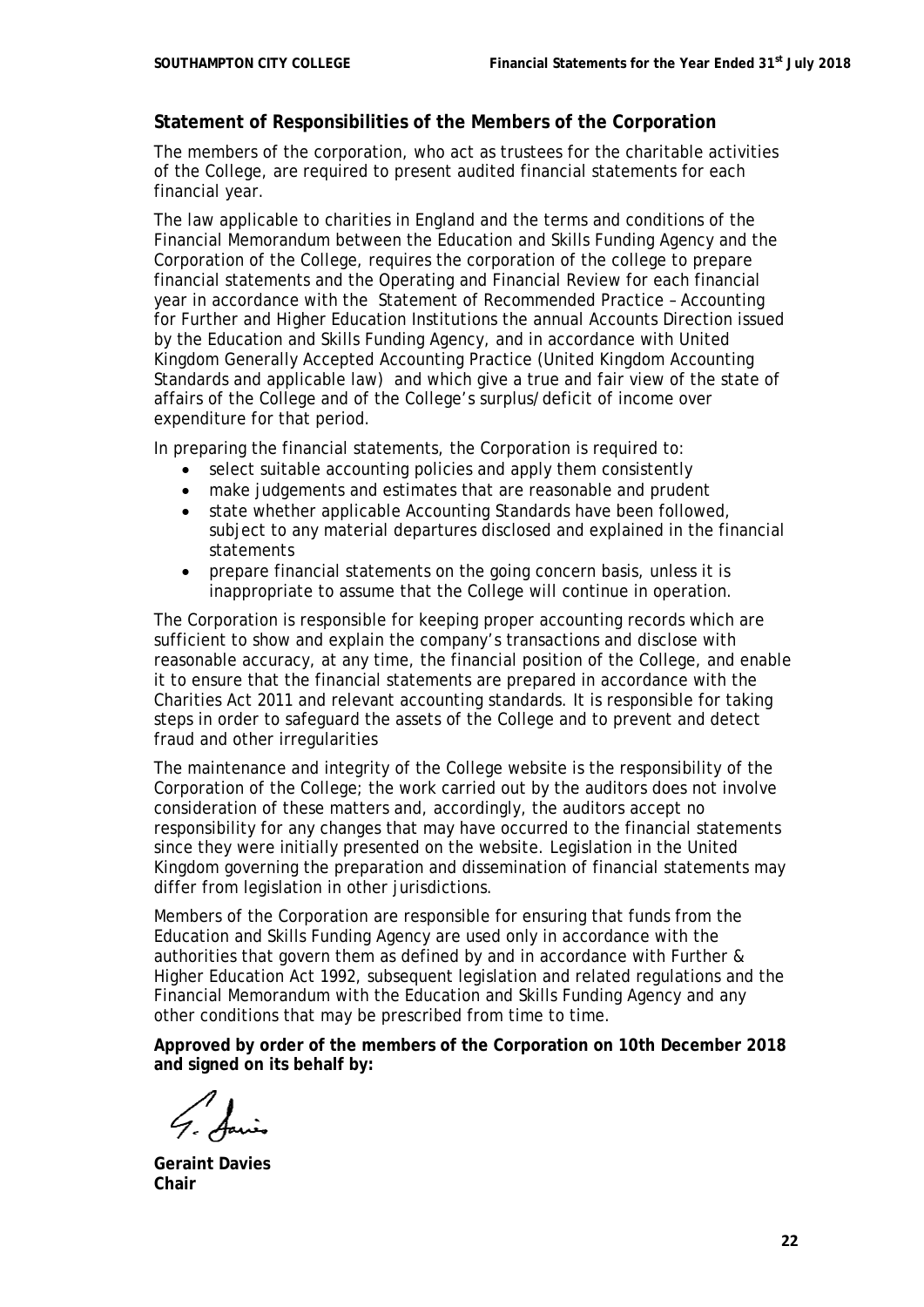## Statement of Responsibilities of the Members of the Corporation

The members of the corporation, who act as trustees for the charitable activities of the College, are required to present audited financial statements for each financial year.

The law applicable to charities in England and the terms and conditions of the Financial Memorandum between the Education and Skills Funding Agency and the Corporation of the College, requires the corporation of the college to prepare financial statements and the Operating and Financial Review for each financial year in accordance with the Statement of Recommended Practice – Accounting for Further and Higher Education Institutions the annual Accounts Direction issued by the Education and Skills Funding Agency, and in accordance with United Kingdom Generally Accepted Accounting Practice (United Kingdom Accounting Standards and applicable law) and which give a true and fair view of the state of affairs of the College and of the College's surplus/deficit of income over expenditure for that period.

In preparing the financial statements, the Corporation is required to:

- select suitable accounting policies and apply them consistently
- make judgements and estimates that are reasonable and prudent
- state whether applicable Accounting Standards have been followed, subject to any material departures disclosed and explained in the financial statements
- prepare financial statements on the going concern basis, unless it is inappropriate to assume that the College will continue in operation.

The Corporation is responsible for keeping proper accounting records which are sufficient to show and explain the company's transactions and disclose with reasonable accuracy, at any time, the financial position of the College, and enable it to ensure that the financial statements are prepared in accordance with the Charities Act 2011 and relevant accounting standards. It is responsible for taking steps in order to safeguard the assets of the College and to prevent and detect fraud and other irregularities

The maintenance and integrity of the College website is the responsibility of the Corporation of the College; the work carried out by the auditors does not involve consideration of these matters and, accordingly, the auditors accept no responsibility for any changes that may have occurred to the financial statements since they were initially presented on the website. Legislation in the United Kingdom governing the preparation and dissemination of financial statements may differ from legislation in other jurisdictions.

Members of the Corporation are responsible for ensuring that funds from the Education and Skills Funding Agency are used only in accordance with the authorities that govern them as defined by and in accordance with Further & Higher Education Act 1992, subsequent legislation and related regulations and the Financial Memorandum with the Education and Skills Funding Agency and any other conditions that may be prescribed from time to time.

**Approved by order of the members of the Corporation on 10th December 2018 and signed on its behalf by:**

**Geraint Davies**
**Chair**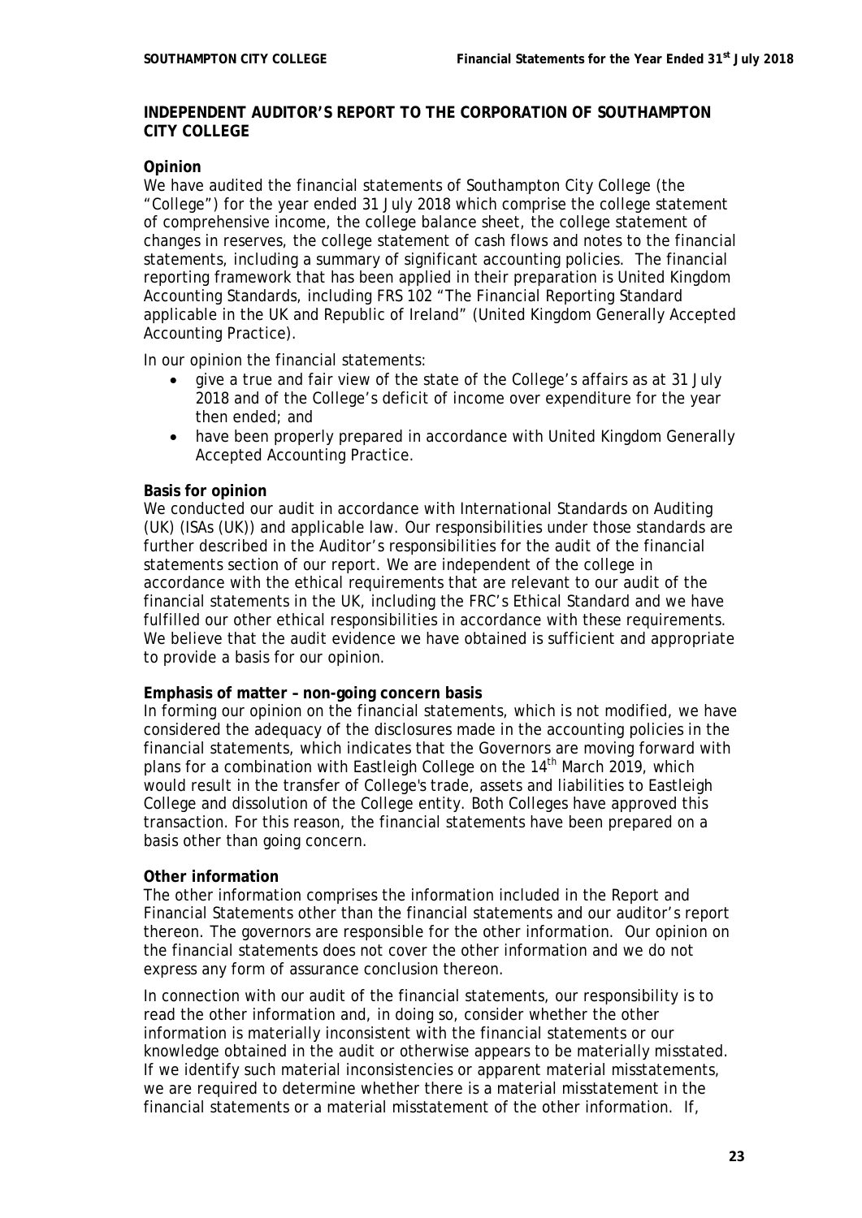## INDEPENDENT AUDITOR'S REPORT TO THE CORPORATION OF SOUTHAMPTON CITY COLLEGE

**Opinion**

We have audited the financial statements of Southampton City College (the "College") for the year ended 31 July 2018 which comprise the college statement of comprehensive income, the college balance sheet, the college statement of changes in reserves, the college statement of cash flows and notes to the financial statements, including a summary of significant accounting policies. The financial reporting framework that has been applied in their preparation is United Kingdom Accounting Standards, including FRS 102 "The Financial Reporting Standard applicable in the UK and Republic of Ireland" (United Kingdom Generally Accepted Accounting Practice).

In our opinion the financial statements:

- give a true and fair view of the state of the College's affairs as at 31 July 2018 and of the College's deficit of income over expenditure for the year then ended; and
- have been properly prepared in accordance with United Kingdom Generally Accepted Accounting Practice.

**Basis for opinion**

We conducted our audit in accordance with International Standards on Auditing (UK) (ISAs (UK)) and applicable law. Our responsibilities under those standards are further described in the Auditor's responsibilities for the audit of the financial statements section of our report. We are independent of the college in accordance with the ethical requirements that are relevant to our audit of the financial statements in the UK, including the FRC's Ethical Standard and we have fulfilled our other ethical responsibilities in accordance with these requirements. We believe that the audit evidence we have obtained is sufficient and appropriate to provide a basis for our opinion.

**Emphasis of matter – non-going concern basis**

In forming our opinion on the financial statements, which is not modified, we have considered the adequacy of the disclosures made in the accounting policies in the financial statements, which indicates that the Governors are moving forward with plans for a combination with Eastleigh College on the 14th March 2019, which would result in the transfer of College's trade, assets and liabilities to Eastleigh College and dissolution of the College entity. Both Colleges have approved this transaction. For this reason, the financial statements have been prepared on a basis other than going concern.

**Other information**

The other information comprises the information included in the Report and Financial Statements other than the financial statements and our auditor's report thereon. The governors are responsible for the other information. Our opinion on the financial statements does not cover the other information and we do not express any form of assurance conclusion thereon.

In connection with our audit of the financial statements, our responsibility is to read the other information and, in doing so, consider whether the other information is materially inconsistent with the financial statements or our knowledge obtained in the audit or otherwise appears to be materially misstated. If we identify such material inconsistencies or apparent material misstatements, we are required to determine whether there is a material misstatement in the financial statements or a material misstatement of the other information. If,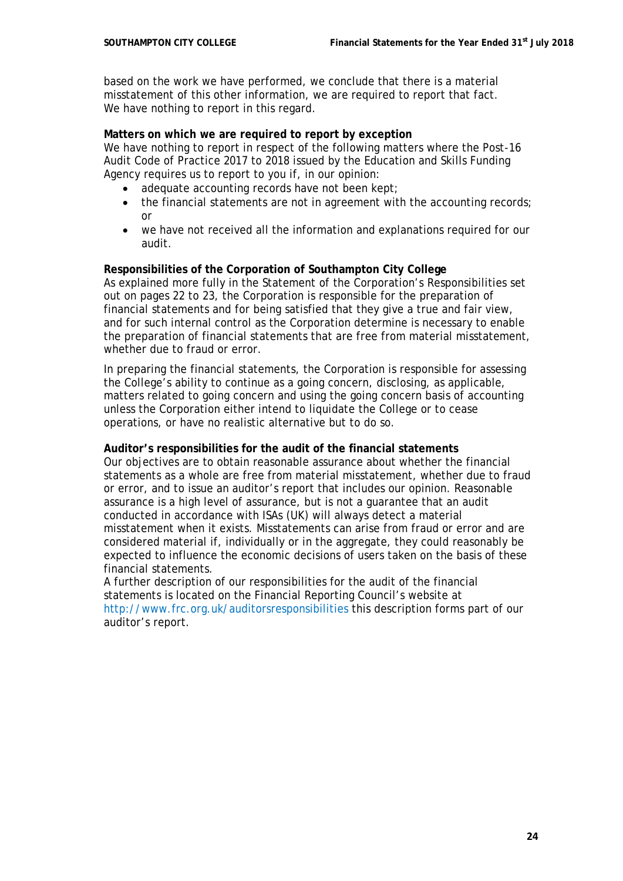based on the work we have performed, we conclude that there is a material misstatement of this other information, we are required to report that fact. We have nothing to report in this regard.

**Matters on which we are required to report by exception**

We have nothing to report in respect of the following matters where the Post-16 Audit Code of Practice 2017 to 2018 issued by the Education and Skills Funding Agency requires us to report to you if, in our opinion:

- adequate accounting records have not been kept;
- the financial statements are not in agreement with the accounting records; or
- we have not received all the information and explanations required for our audit.

**Responsibilities of the Corporation of Southampton City College**

As explained more fully in the Statement of the Corporation's Responsibilities set out on pages 22 to 23, the Corporation is responsible for the preparation of financial statements and for being satisfied that they give a true and fair view, and for such internal control as the Corporation determine is necessary to enable the preparation of financial statements that are free from material misstatement, whether due to fraud or error.

In preparing the financial statements, the Corporation is responsible for assessing the College's ability to continue as a going concern, disclosing, as applicable, matters related to going concern and using the going concern basis of accounting unless the Corporation either intend to liquidate the College or to cease operations, or have no realistic alternative but to do so.

**Auditor's responsibilities for the audit of the financial statements**

Our objectives are to obtain reasonable assurance about whether the financial statements as a whole are free from material misstatement, whether due to fraud or error, and to issue an auditor's report that includes our opinion. Reasonable assurance is a high level of assurance, but is not a guarantee that an audit conducted in accordance with ISAs (UK) will always detect a material misstatement when it exists. Misstatements can arise from fraud or error and are considered material if, individually or in the aggregate, they could reasonably be expected to influence the economic decisions of users taken on the basis of these financial statements.

A further description of our responsibilities for the audit of the financial statements is located on the Financial Reporting Council's website at http://www.frc.org.uk/auditorsresponsibilities this description forms part of our auditor's report.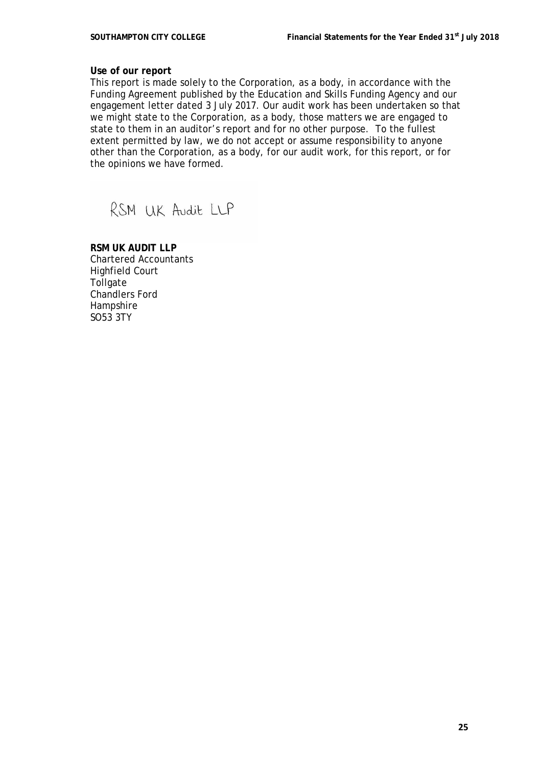**Use of our report**

This report is made solely to the Corporation, as a body, in accordance with the Funding Agreement published by the Education and Skills Funding Agency and our engagement letter dated 3 July 2017. Our audit work has been undertaken so that we might state to the Corporation, as a body, those matters we are engaged to state to them in an auditor's report and for no other purpose. To the fullest extent permitted by law, we do not accept or assume responsibility to anyone other than the Corporation, as a body, for our audit work, for this report, or for the opinions we have formed.

RSM UK Audit LLP

**RSM UK AUDIT LLP**
Chartered Accountants
Highfield Court
Tollgate
Chandlers Ford
Hampshire
SO53 3TY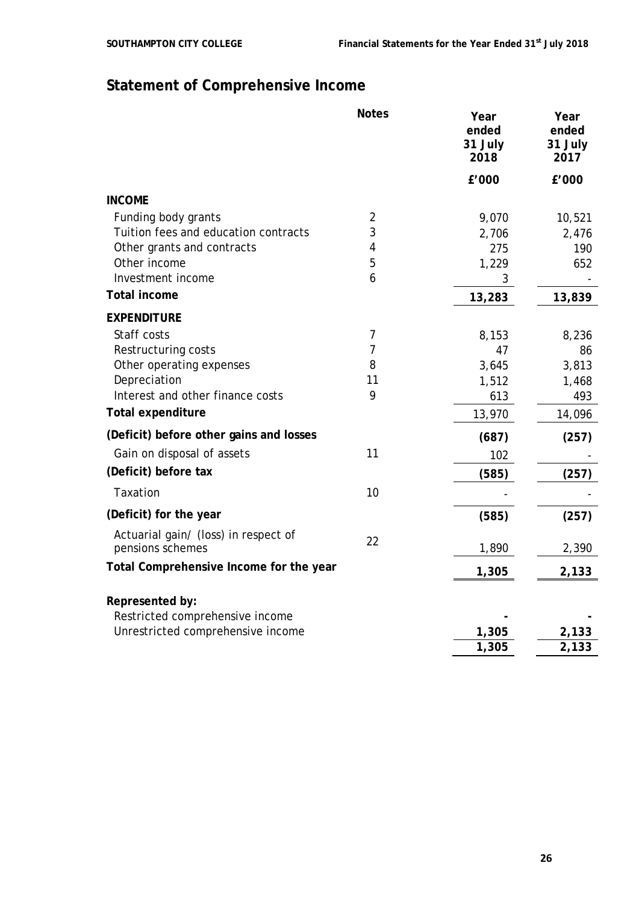# Statement of Comprehensive Income

| | Notes | Year ended 31 July 2018 | Year ended 31 July 2017 |
|---|---|---|---|
| | | £'000 | £'000 |
| **INCOME** | | | |
| Funding body grants | 2 | 9,070 | 10,521 |
| Tuition fees and education contracts | 3 | 2,706 | 2,476 |
| Other grants and contracts | 4 | 275 | 190 |
| Other income | 5 | 1,229 | 652 |
| Investment income | 6 | 3 | - |
| **Total income** | | **13,283** | **13,839** |
| **EXPENDITURE** | | | |
| Staff costs | 7 | 8,153 | 8,236 |
| Restructuring costs | 7 | 47 | 86 |
| Other operating expenses | 8 | 3,645 | 3,813 |
| Depreciation | 11 | 1,512 | 1,468 |
| Interest and other finance costs | 9 | 613 | 493 |
| **Total expenditure** | | 13,970 | 14,096 |
| **(Deficit) before other gains and losses** | | **(687)** | **(257)** |
| Gain on disposal of assets | 11 | 102 | - |
| **(Deficit) before tax** | | **(585)** | **(257)** |
| Taxation | 10 | - | - |
| **(Deficit) for the year** | | **(585)** | **(257)** |
| Actuarial gain/ (loss) in respect of pensions schemes | 22 | 1,890 | 2,390 |
| **Total Comprehensive Income for the year** | | **1,305** | **2,133** |
| | | | |
| **Represented by:** | | | |
| Restricted comprehensive income | | **-** | **-** |
| Unrestricted comprehensive income | | **1,305** | **2,133** |
| | | **1,305** | **2,133** |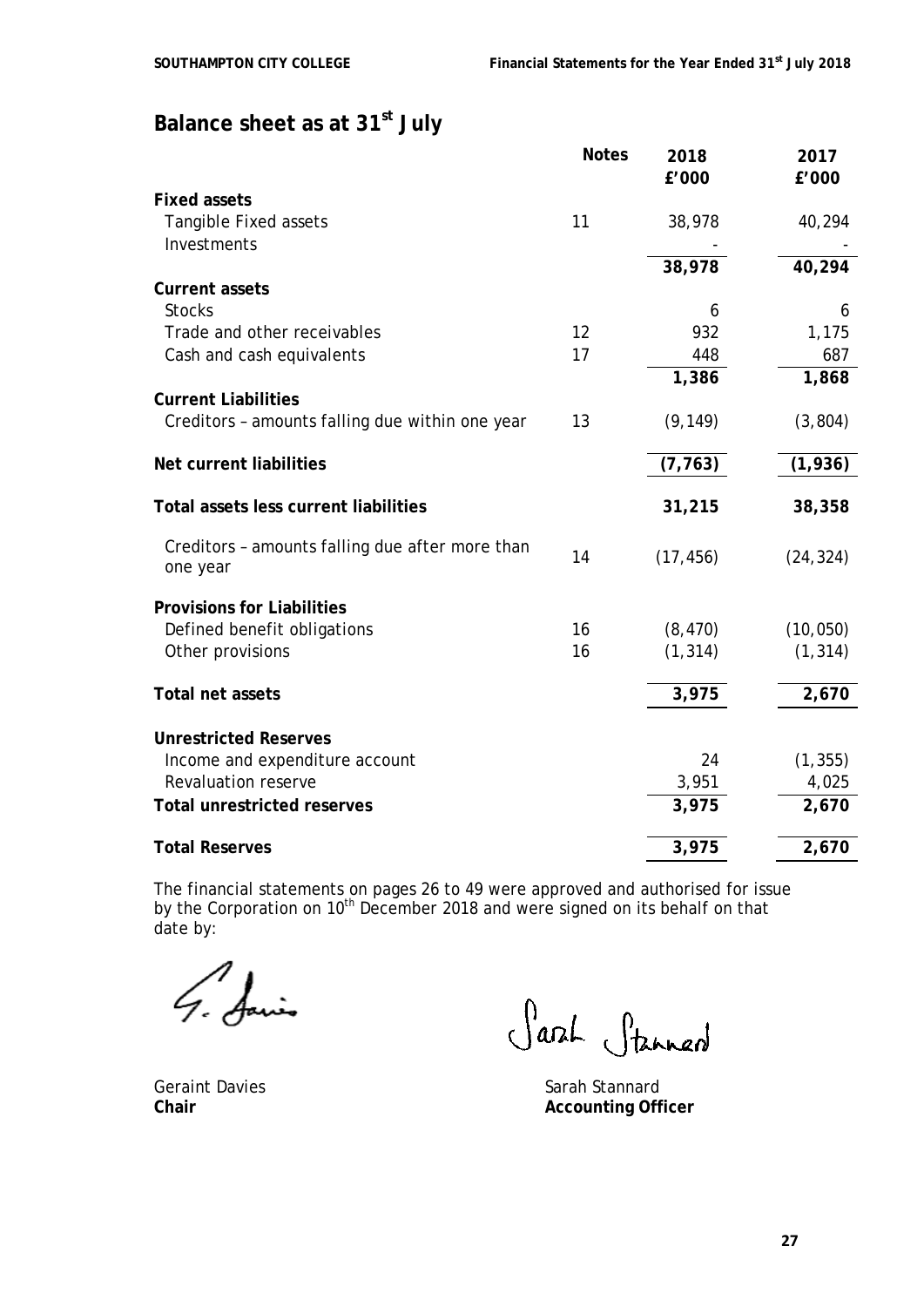# Balance sheet as at 31st July

| | Notes | 2018 £'000 | 2017 £'000 |
|---|---|---|---|
| **Fixed assets** | | | |
| Tangible Fixed assets | 11 | 38,978 | 40,294 |
| Investments | | - | - |
| | | **38,978** | **40,294** |
| **Current assets** | | | |
| Stocks | | 6 | 6 |
| Trade and other receivables | 12 | 932 | 1,175 |
| Cash and cash equivalents | 17 | 448 | 687 |
| | | **1,386** | **1,868** |
| **Current Liabilities** | | | |
| Creditors – amounts falling due within one year | 13 | (9,149) | (3,804) |
| **Net current liabilities** | | **(7,763)** | **(1,936)** |
| **Total assets less current liabilities** | | **31,215** | **38,358** |
| Creditors – amounts falling due after more than one year | 14 | (17,456) | (24,324) |
| **Provisions for Liabilities** | | | |
| Defined benefit obligations | 16 | (8,470) | (10,050) |
| Other provisions | 16 | (1,314) | (1,314) |
| **Total net assets** | | **3,975** | **2,670** |
| **Unrestricted Reserves** | | | |
| Income and expenditure account | | 24 | (1,355) |
| Revaluation reserve | | 3,951 | 4,025 |
| **Total unrestricted reserves** | | **3,975** | **2,670** |
| **Total Reserves** | | **3,975** | **2,670** |

The financial statements on pages 26 to 49 were approved and authorised for issue by the Corporation on 10th December 2018 and were signed on its behalf on that date by:

Geraint Davies
**Chair**

Sarah Stannard
**Accounting Officer**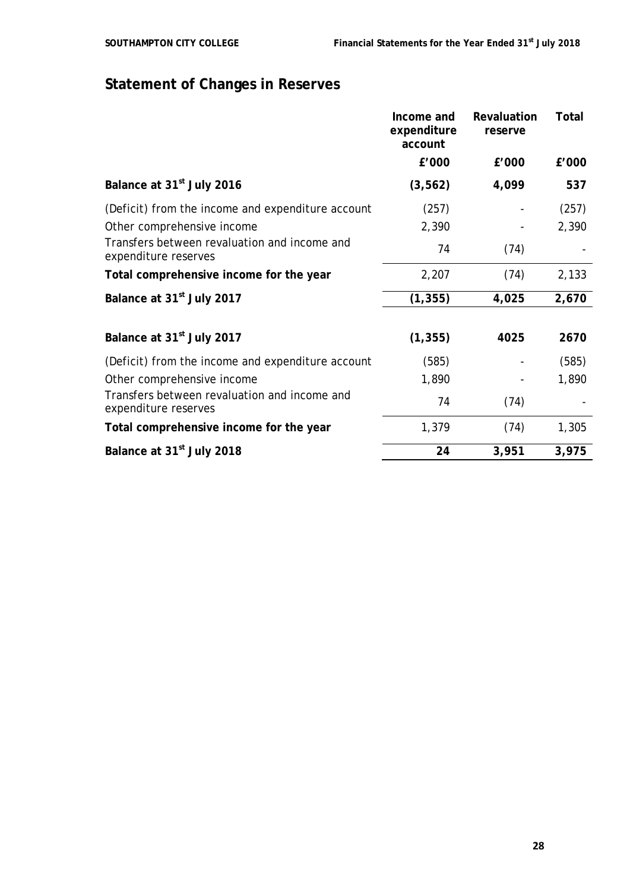# Statement of Changes in Reserves

| | Income and expenditure account | Revaluation reserve | Total |
|---|---|---|---|
| | £'000 | £'000 | £'000 |
| **Balance at 31st July 2016** | **(3,562)** | **4,099** | **537** |
| (Deficit) from the income and expenditure account | (257) | - | (257) |
| Other comprehensive income | 2,390 | - | 2,390 |
| Transfers between revaluation and income and expenditure reserves | 74 | (74) | - |
| **Total comprehensive income for the year** | 2,207 | (74) | 2,133 |
| **Balance at 31st July 2017** | **(1,355)** | **4,025** | **2,670** |
| | | | |
| **Balance at 31st July 2017** | **(1,355)** | **4025** | **2670** |
| (Deficit) from the income and expenditure account | (585) | - | (585) |
| Other comprehensive income | 1,890 | - | 1,890 |
| Transfers between revaluation and income and expenditure reserves | 74 | (74) | - |
| **Total comprehensive income for the year** | 1,379 | (74) | 1,305 |
| **Balance at 31st July 2018** | **24** | **3,951** | **3,975** |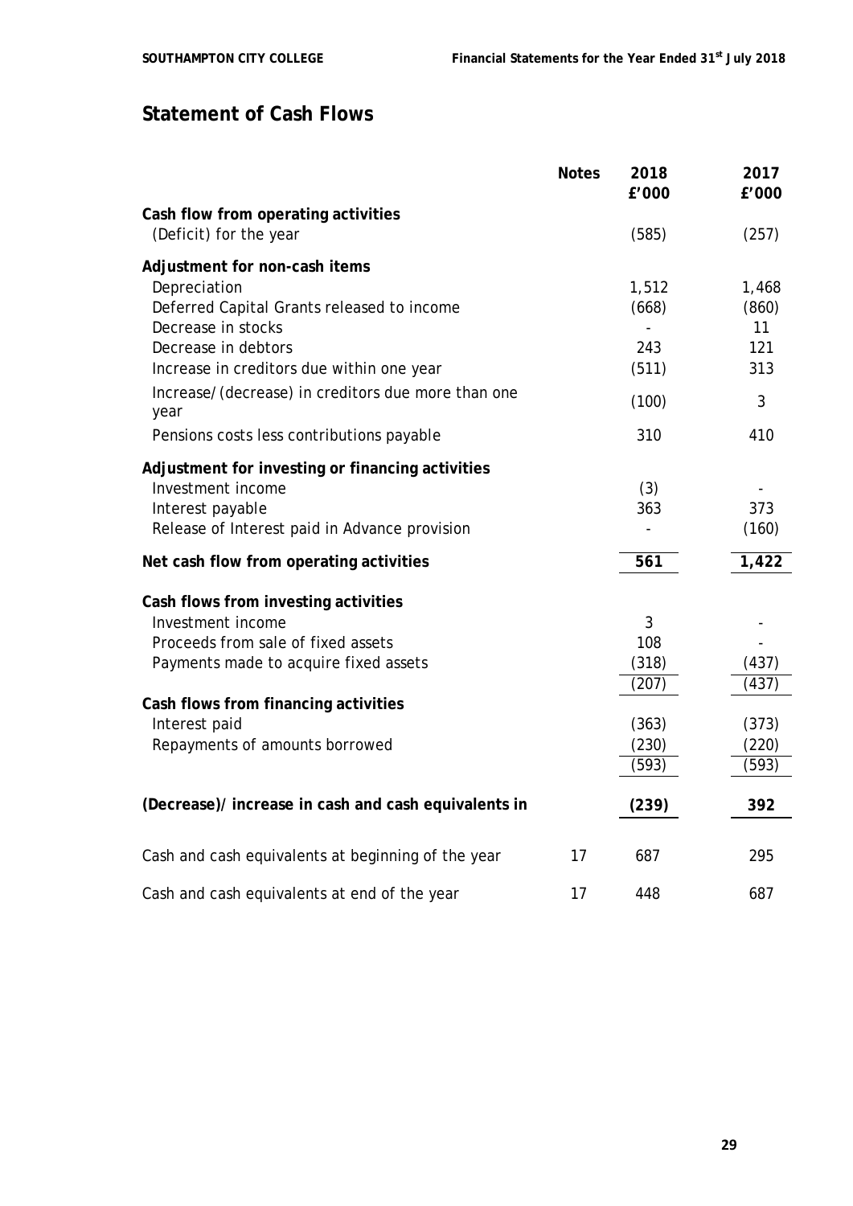## Statement of Cash Flows

| | Notes | 2018 £'000 | 2017 £'000 |
|---|---|---|---|
| **Cash flow from operating activities** | | | |
| (Deficit) for the year | | (585) | (257) |
| **Adjustment for non-cash items** | | | |
| Depreciation | | 1,512 | 1,468 |
| Deferred Capital Grants released to income | | (668) | (860) |
| Decrease in stocks | | - | 11 |
| Decrease in debtors | | 243 | 121 |
| Increase in creditors due within one year | | (511) | 313 |
| Increase/(decrease) in creditors due more than one year | | (100) | 3 |
| Pensions costs less contributions payable | | 310 | 410 |
| **Adjustment for investing or financing activities** | | | |
| Investment income | | (3) | - |
| Interest payable | | 363 | 373 |
| Release of Interest paid in Advance provision | | - | (160) |
| **Net cash flow from operating activities** | | **561** | **1,422** |
| **Cash flows from investing activities** | | | |
| Investment income | | 3 | - |
| Proceeds from sale of fixed assets | | 108 | - |
| Payments made to acquire fixed assets | | (318) | (437) |
| | | (207) | (437) |
| **Cash flows from financing activities** | | | |
| Interest paid | | (363) | (373) |
| Repayments of amounts borrowed | | (230) | (220) |
| | | (593) | (593) |
| **(Decrease)/ increase in cash and cash equivalents in** | | **(239)** | **392** |
| Cash and cash equivalents at beginning of the year | 17 | 687 | 295 |
| Cash and cash equivalents at end of the year | 17 | 448 | 687 |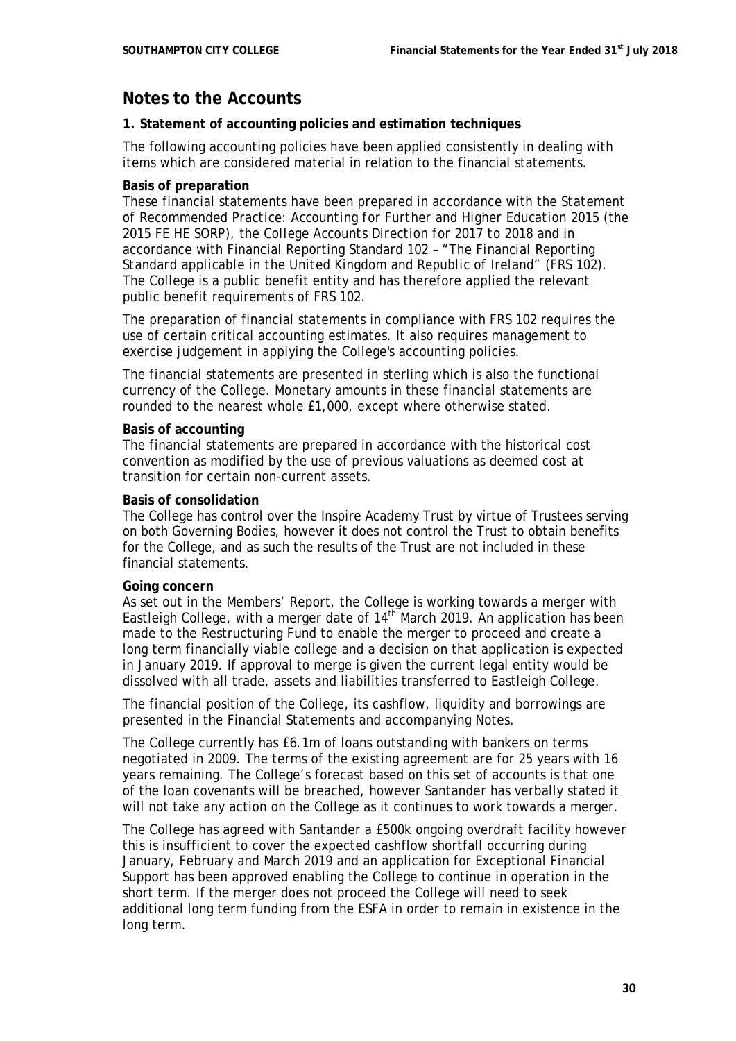## Notes to the Accounts

### 1. Statement of accounting policies and estimation techniques

The following accounting policies have been applied consistently in dealing with items which are considered material in relation to the financial statements.

**Basis of preparation**

These financial statements have been prepared in accordance with the *Statement of Recommended Practice: Accounting for Further and Higher Education 2015* (the 2015 FE HE SORP), the *College Accounts Direction for 2017 to 2018* and in accordance with Financial Reporting Standard 102 – "*The Financial Reporting Standard applicable in the United Kingdom and Republic of Ireland*" (FRS 102). The College is a public benefit entity and has therefore applied the relevant public benefit requirements of FRS 102.

The preparation of financial statements in compliance with FRS 102 requires the use of certain critical accounting estimates. It also requires management to exercise judgement in applying the College's accounting policies.

The financial statements are presented in sterling which is also the functional currency of the College. Monetary amounts in these financial statements are rounded to the nearest whole £1,000, except where otherwise stated.

**Basis of accounting**

The financial statements are prepared in accordance with the historical cost convention as modified by the use of previous valuations as deemed cost at transition for certain non-current assets.

**Basis of consolidation**

The College has control over the Inspire Academy Trust by virtue of Trustees serving on both Governing Bodies, however it does not control the Trust to obtain benefits for the College, and as such the results of the Trust are not included in these financial statements.

**Going concern**

As set out in the Members' Report, the College is working towards a merger with Eastleigh College, with a merger date of 14th March 2019. An application has been made to the Restructuring Fund to enable the merger to proceed and create a long term financially viable college and a decision on that application is expected in January 2019. If approval to merge is given the current legal entity would be dissolved with all trade, assets and liabilities transferred to Eastleigh College.

The financial position of the College, its cashflow, liquidity and borrowings are presented in the Financial Statements and accompanying Notes.

The College currently has £6.1m of loans outstanding with bankers on terms negotiated in 2009. The terms of the existing agreement are for 25 years with 16 years remaining. The College's forecast based on this set of accounts is that one of the loan covenants will be breached, however Santander has verbally stated it will not take any action on the College as it continues to work towards a merger.

The College has agreed with Santander a £500k ongoing overdraft facility however this is insufficient to cover the expected cashflow shortfall occurring during January, February and March 2019 and an application for Exceptional Financial Support has been approved enabling the College to continue in operation in the short term. If the merger does not proceed the College will need to seek additional long term funding from the ESFA in order to remain in existence in the long term.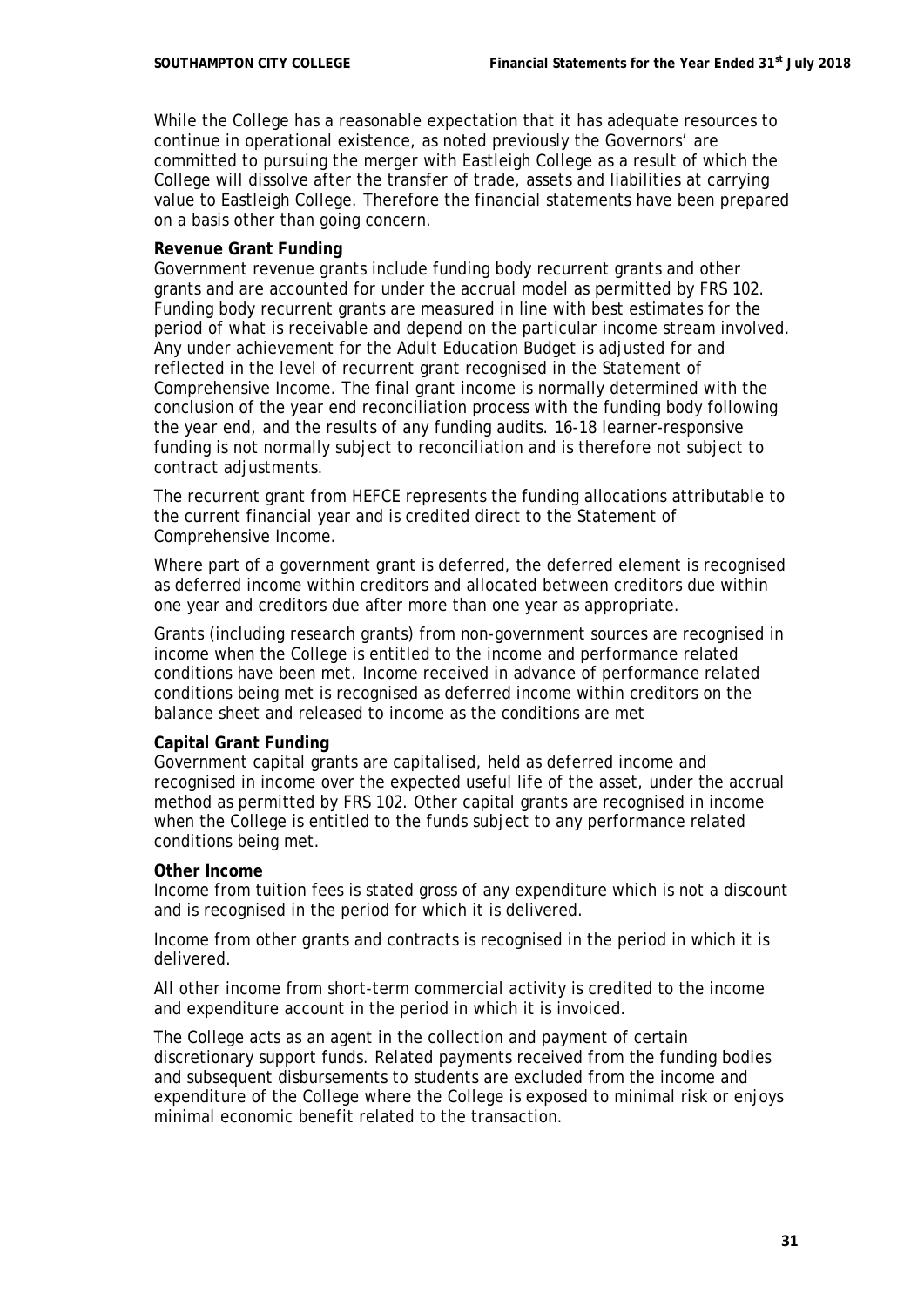While the College has a reasonable expectation that it has adequate resources to continue in operational existence, as noted previously the Governors' are committed to pursuing the merger with Eastleigh College as a result of which the College will dissolve after the transfer of trade, assets and liabilities at carrying value to Eastleigh College. Therefore the financial statements have been prepared on a basis other than going concern.

**Revenue Grant Funding**

Government revenue grants include funding body recurrent grants and other grants and are accounted for under the accrual model as permitted by FRS 102. Funding body recurrent grants are measured in line with best estimates for the period of what is receivable and depend on the particular income stream involved. Any under achievement for the Adult Education Budget is adjusted for and reflected in the level of recurrent grant recognised in the Statement of Comprehensive Income. The final grant income is normally determined with the conclusion of the year end reconciliation process with the funding body following the year end, and the results of any funding audits. 16-18 learner-responsive funding is not normally subject to reconciliation and is therefore not subject to contract adjustments.

The recurrent grant from HEFCE represents the funding allocations attributable to the current financial year and is credited direct to the Statement of Comprehensive Income.

Where part of a government grant is deferred, the deferred element is recognised as deferred income within creditors and allocated between creditors due within one year and creditors due after more than one year as appropriate.

Grants (including research grants) from non-government sources are recognised in income when the College is entitled to the income and performance related conditions have been met. Income received in advance of performance related conditions being met is recognised as deferred income within creditors on the balance sheet and released to income as the conditions are met

**Capital Grant Funding**

Government capital grants are capitalised, held as deferred income and recognised in income over the expected useful life of the asset, under the accrual method as permitted by FRS 102. Other capital grants are recognised in income when the College is entitled to the funds subject to any performance related conditions being met.

**Other Income**

Income from tuition fees is stated gross of any expenditure which is not a discount and is recognised in the period for which it is delivered.

Income from other grants and contracts is recognised in the period in which it is delivered.

All other income from short-term commercial activity is credited to the income and expenditure account in the period in which it is invoiced.

The College acts as an agent in the collection and payment of certain discretionary support funds. Related payments received from the funding bodies and subsequent disbursements to students are excluded from the income and expenditure of the College where the College is exposed to minimal risk or enjoys minimal economic benefit related to the transaction.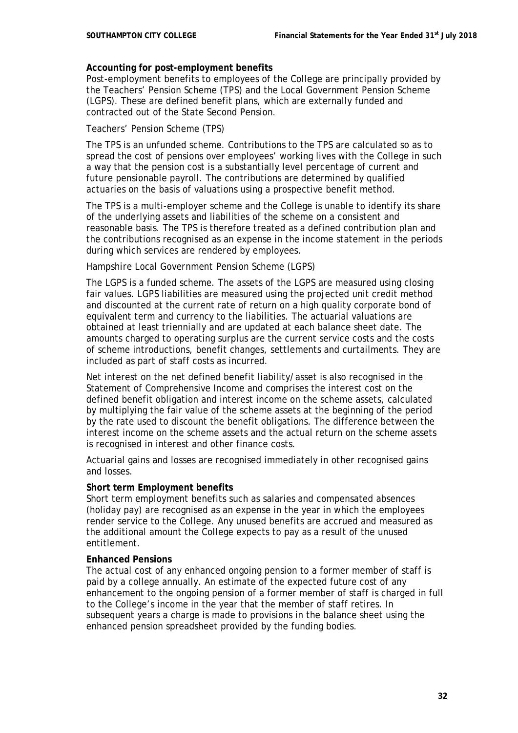**Accounting for post-employment benefits**

Post-employment benefits to employees of the College are principally provided by the Teachers' Pension Scheme (TPS) and the Local Government Pension Scheme (LGPS). These are defined benefit plans, which are externally funded and contracted out of the State Second Pension.

Teachers' Pension Scheme (TPS)

The TPS is an unfunded scheme. Contributions to the TPS are calculated so as to spread the cost of pensions over employees' working lives with the College in such a way that the pension cost is a substantially level percentage of current and future pensionable payroll. The contributions are determined by qualified actuaries on the basis of valuations using a prospective benefit method.

The TPS is a multi-employer scheme and the College is unable to identify its share of the underlying assets and liabilities of the scheme on a consistent and reasonable basis. The TPS is therefore treated as a defined contribution plan and the contributions recognised as an expense in the income statement in the periods during which services are rendered by employees.

Hampshire Local Government Pension Scheme (LGPS)

The LGPS is a funded scheme. The assets of the LGPS are measured using closing fair values. LGPS liabilities are measured using the projected unit credit method and discounted at the current rate of return on a high quality corporate bond of equivalent term and currency to the liabilities. The actuarial valuations are obtained at least triennially and are updated at each balance sheet date. The amounts charged to operating surplus are the current service costs and the costs of scheme introductions, benefit changes, settlements and curtailments. They are included as part of staff costs as incurred.

Net interest on the net defined benefit liability/asset is also recognised in the Statement of Comprehensive Income and comprises the interest cost on the defined benefit obligation and interest income on the scheme assets, calculated by multiplying the fair value of the scheme assets at the beginning of the period by the rate used to discount the benefit obligations. The difference between the interest income on the scheme assets and the actual return on the scheme assets is recognised in interest and other finance costs.

Actuarial gains and losses are recognised immediately in other recognised gains and losses.

**Short term Employment benefits**

Short term employment benefits such as salaries and compensated absences (holiday pay) are recognised as an expense in the year in which the employees render service to the College. Any unused benefits are accrued and measured as the additional amount the College expects to pay as a result of the unused entitlement.

**Enhanced Pensions**

The actual cost of any enhanced ongoing pension to a former member of staff is paid by a college annually. An estimate of the expected future cost of any enhancement to the ongoing pension of a former member of staff is charged in full to the College's income in the year that the member of staff retires. In subsequent years a charge is made to provisions in the balance sheet using the enhanced pension spreadsheet provided by the funding bodies.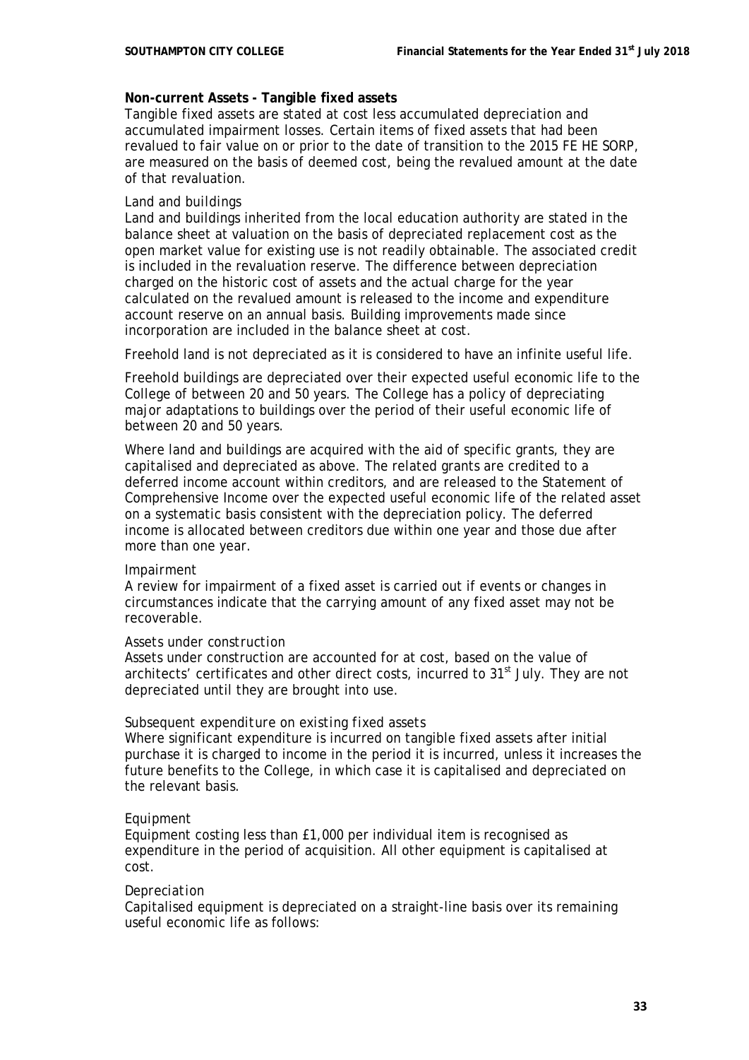**Non-current Assets - Tangible fixed assets**

Tangible fixed assets are stated at cost less accumulated depreciation and accumulated impairment losses. Certain items of fixed assets that had been revalued to fair value on or prior to the date of transition to the 2015 FE HE SORP, are measured on the basis of deemed cost, being the revalued amount at the date of that revaluation.

*Land and buildings*

Land and buildings inherited from the local education authority are stated in the balance sheet at valuation on the basis of depreciated replacement cost as the open market value for existing use is not readily obtainable. The associated credit is included in the revaluation reserve. The difference between depreciation charged on the historic cost of assets and the actual charge for the year calculated on the revalued amount is released to the income and expenditure account reserve on an annual basis. Building improvements made since incorporation are included in the balance sheet at cost.

Freehold land is not depreciated as it is considered to have an infinite useful life.

Freehold buildings are depreciated over their expected useful economic life to the College of between 20 and 50 years. The College has a policy of depreciating major adaptations to buildings over the period of their useful economic life of between 20 and 50 years.

Where land and buildings are acquired with the aid of specific grants, they are capitalised and depreciated as above. The related grants are credited to a deferred income account within creditors, and are released to the Statement of Comprehensive Income over the expected useful economic life of the related asset on a systematic basis consistent with the depreciation policy. The deferred income is allocated between creditors due within one year and those due after more than one year.

*Impairment*

A review for impairment of a fixed asset is carried out if events or changes in circumstances indicate that the carrying amount of any fixed asset may not be recoverable.

*Assets under construction*

Assets under construction are accounted for at cost, based on the value of architects' certificates and other direct costs, incurred to 31st July. They are not depreciated until they are brought into use.

*Subsequent expenditure on existing fixed assets*

Where significant expenditure is incurred on tangible fixed assets after initial purchase it is charged to income in the period it is incurred, unless it increases the future benefits to the College, in which case it is capitalised and depreciated on the relevant basis.

*Equipment*

Equipment costing less than £1,000 per individual item is recognised as expenditure in the period of acquisition. All other equipment is capitalised at cost.

*Depreciation*

Capitalised equipment is depreciated on a straight-line basis over its remaining useful economic life as follows: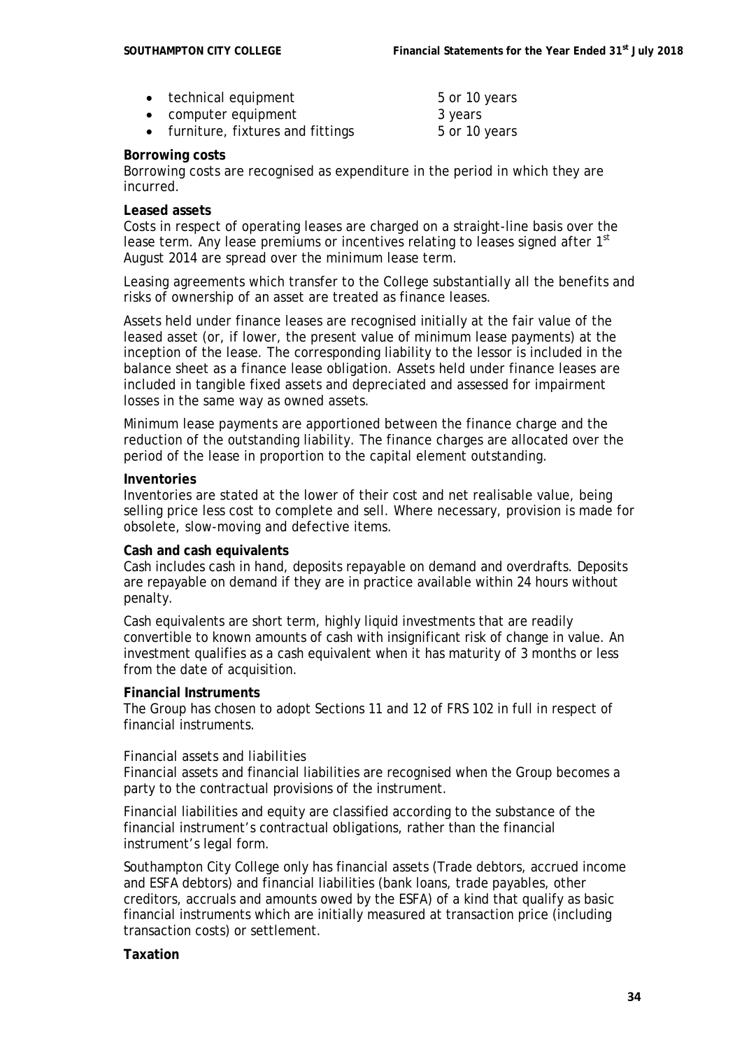- technical equipment 5 or 10 years
- computer equipment 3 years
- furniture, fixtures and fittings 5 or 10 years

**Borrowing costs**
Borrowing costs are recognised as expenditure in the period in which they are incurred.

**Leased assets**
Costs in respect of operating leases are charged on a straight-line basis over the lease term. Any lease premiums or incentives relating to leases signed after 1st August 2014 are spread over the minimum lease term.

Leasing agreements which transfer to the College substantially all the benefits and risks of ownership of an asset are treated as finance leases.

Assets held under finance leases are recognised initially at the fair value of the leased asset (or, if lower, the present value of minimum lease payments) at the inception of the lease. The corresponding liability to the lessor is included in the balance sheet as a finance lease obligation. Assets held under finance leases are included in tangible fixed assets and depreciated and assessed for impairment losses in the same way as owned assets.

Minimum lease payments are apportioned between the finance charge and the reduction of the outstanding liability. The finance charges are allocated over the period of the lease in proportion to the capital element outstanding.

**Inventories**
Inventories are stated at the lower of their cost and net realisable value, being selling price less cost to complete and sell. Where necessary, provision is made for obsolete, slow-moving and defective items.

**Cash and cash equivalents**
Cash includes cash in hand, deposits repayable on demand and overdrafts. Deposits are repayable on demand if they are in practice available within 24 hours without penalty.

Cash equivalents are short term, highly liquid investments that are readily convertible to known amounts of cash with insignificant risk of change in value. An investment qualifies as a cash equivalent when it has maturity of 3 months or less from the date of acquisition.

**Financial Instruments**
The Group has chosen to adopt Sections 11 and 12 of FRS 102 in full in respect of financial instruments.

*Financial assets and liabilities*
Financial assets and financial liabilities are recognised when the Group becomes a party to the contractual provisions of the instrument.

Financial liabilities and equity are classified according to the substance of the financial instrument's contractual obligations, rather than the financial instrument's legal form.

Southampton City College only has financial assets (Trade debtors, accrued income and ESFA debtors) and financial liabilities (bank loans, trade payables, other creditors, accruals and amounts owed by the ESFA) of a kind that qualify as basic financial instruments which are initially measured at transaction price (including transaction costs) or settlement.

**Taxation**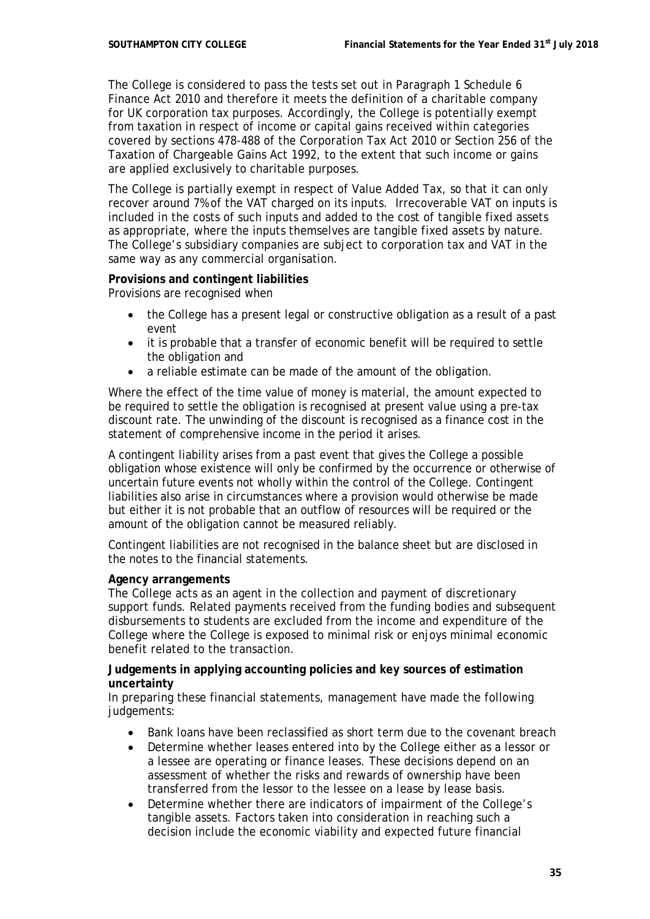The College is considered to pass the tests set out in Paragraph 1 Schedule 6 Finance Act 2010 and therefore it meets the definition of a charitable company for UK corporation tax purposes. Accordingly, the College is potentially exempt from taxation in respect of income or capital gains received within categories covered by sections 478-488 of the Corporation Tax Act 2010 or Section 256 of the Taxation of Chargeable Gains Act 1992, to the extent that such income or gains are applied exclusively to charitable purposes.

The College is partially exempt in respect of Value Added Tax, so that it can only recover around 7% of the VAT charged on its inputs. Irrecoverable VAT on inputs is included in the costs of such inputs and added to the cost of tangible fixed assets as appropriate, where the inputs themselves are tangible fixed assets by nature. The College's subsidiary companies are subject to corporation tax and VAT in the same way as any commercial organisation.

**Provisions and contingent liabilities**
Provisions are recognised when

- the College has a present legal or constructive obligation as a result of a past event
- it is probable that a transfer of economic benefit will be required to settle the obligation and
- a reliable estimate can be made of the amount of the obligation.

Where the effect of the time value of money is material, the amount expected to be required to settle the obligation is recognised at present value using a pre-tax discount rate. The unwinding of the discount is recognised as a finance cost in the statement of comprehensive income in the period it arises.

A contingent liability arises from a past event that gives the College a possible obligation whose existence will only be confirmed by the occurrence or otherwise of uncertain future events not wholly within the control of the College. Contingent liabilities also arise in circumstances where a provision would otherwise be made but either it is not probable that an outflow of resources will be required or the amount of the obligation cannot be measured reliably.

Contingent liabilities are not recognised in the balance sheet but are disclosed in the notes to the financial statements.

**Agency arrangements**
The College acts as an agent in the collection and payment of discretionary support funds. Related payments received from the funding bodies and subsequent disbursements to students are excluded from the income and expenditure of the College where the College is exposed to minimal risk or enjoys minimal economic benefit related to the transaction.

**Judgements in applying accounting policies and key sources of estimation uncertainty**
In preparing these financial statements, management have made the following judgements:

- Bank loans have been reclassified as short term due to the covenant breach
- Determine whether leases entered into by the College either as a lessor or a lessee are operating or finance leases. These decisions depend on an assessment of whether the risks and rewards of ownership have been transferred from the lessor to the lessee on a lease by lease basis.
- Determine whether there are indicators of impairment of the College's tangible assets. Factors taken into consideration in reaching such a decision include the economic viability and expected future financial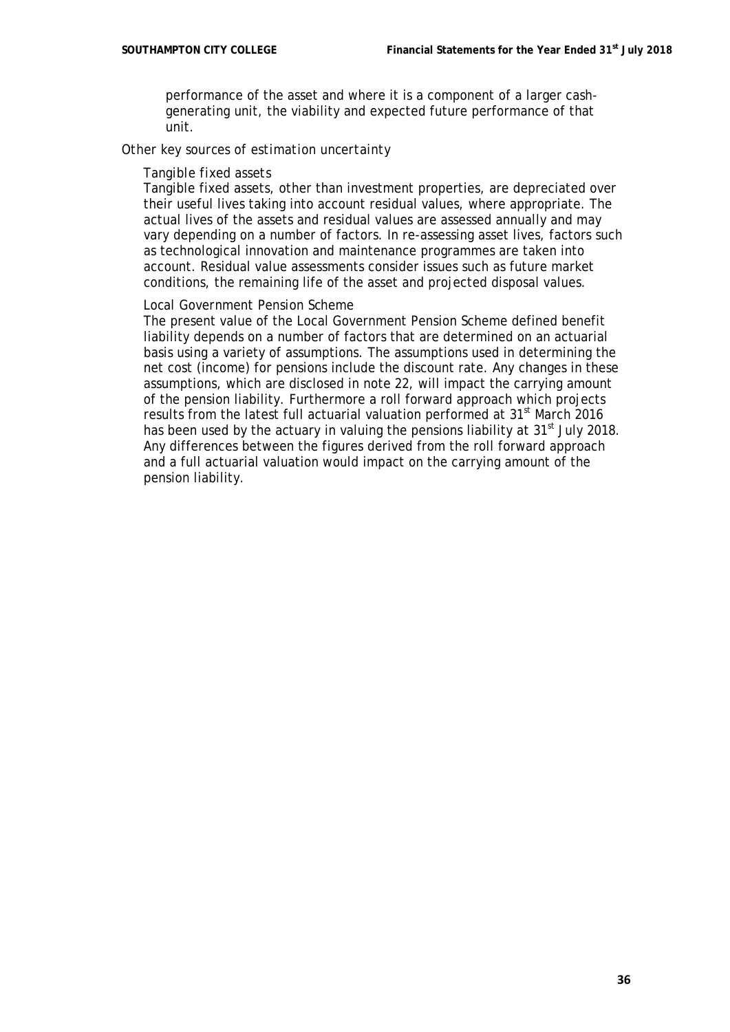performance of the asset and where it is a component of a larger cash-generating unit, the viability and expected future performance of that unit.

*Other key sources of estimation uncertainty*

*Tangible fixed assets*

Tangible fixed assets, other than investment properties, are depreciated over their useful lives taking into account residual values, where appropriate. The actual lives of the assets and residual values are assessed annually and may vary depending on a number of factors. In re-assessing asset lives, factors such as technological innovation and maintenance programmes are taken into account. Residual value assessments consider issues such as future market conditions, the remaining life of the asset and projected disposal values.

*Local Government Pension Scheme*

The present value of the Local Government Pension Scheme defined benefit liability depends on a number of factors that are determined on an actuarial basis using a variety of assumptions. The assumptions used in determining the net cost (income) for pensions include the discount rate. Any changes in these assumptions, which are disclosed in note 22, will impact the carrying amount of the pension liability. Furthermore a roll forward approach which projects results from the latest full actuarial valuation performed at 31st March 2016 has been used by the actuary in valuing the pensions liability at 31st July 2018. Any differences between the figures derived from the roll forward approach and a full actuarial valuation would impact on the carrying amount of the pension liability.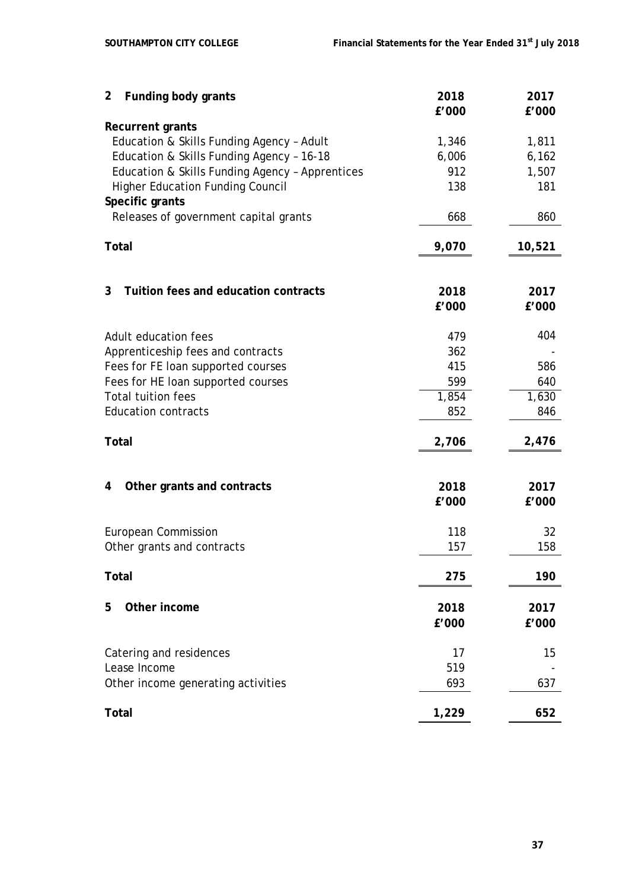## 2 Funding body grants

| | 2018 £'000 | 2017 £'000 |
|---|---|---|
| **Recurrent grants** | | |
| Education & Skills Funding Agency – Adult | 1,346 | 1,811 |
| Education & Skills Funding Agency – 16-18 | 6,006 | 6,162 |
| Education & Skills Funding Agency – Apprentices | 912 | 1,507 |
| Higher Education Funding Council | 138 | 181 |
| **Specific grants** | | |
| Releases of government capital grants | 668 | 860 |
| **Total** | **9,070** | **10,521** |

## 3 Tuition fees and education contracts

| | 2018 £'000 | 2017 £'000 |
|---|---|---|
| Adult education fees | 479 | 404 |
| Apprenticeship fees and contracts | 362 | - |
| Fees for FE loan supported courses | 415 | 586 |
| Fees for HE loan supported courses | 599 | 640 |
| Total tuition fees | 1,854 | 1,630 |
| Education contracts | 852 | 846 |
| **Total** | **2,706** | **2,476** |

## 4 Other grants and contracts

| | 2018 £'000 | 2017 £'000 |
|---|---|---|
| European Commission | 118 | 32 |
| Other grants and contracts | 157 | 158 |
| **Total** | **275** | **190** |

## 5 Other income

| | 2018 £'000 | 2017 £'000 |
|---|---|---|
| Catering and residences | 17 | 15 |
| Lease Income | 519 | - |
| Other income generating activities | 693 | 637 |
| **Total** | **1,229** | **652** |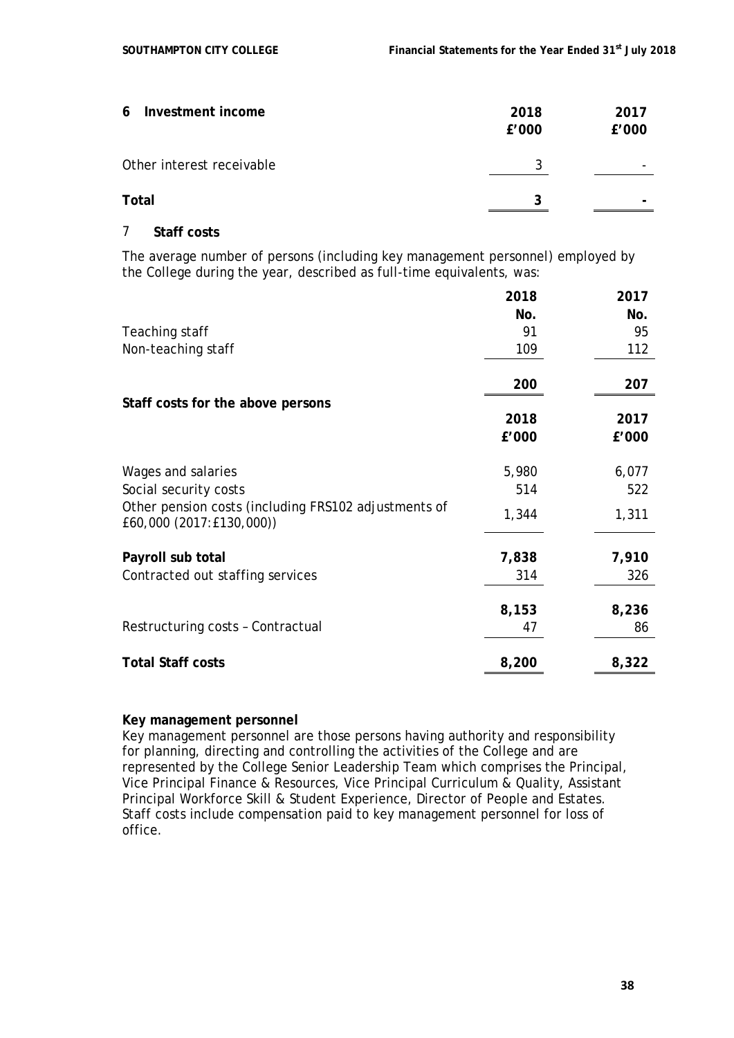## 6 Investment income

| | 2018 £'000 | 2017 £'000 |
|---|---|---|
| Other interest receivable | 3 | - |
| **Total** | **3** | **-** |

## 7 Staff costs

The average number of persons (including key management personnel) employed by the College during the year, described as full-time equivalents, was:

| | 2018 No. | 2017 No. |
|---|---|---|
| Teaching staff | 91 | 95 |
| Non-teaching staff | 109 | 112 |
| | **200** | **207** |

**Staff costs for the above persons**

| | 2018 £'000 | 2017 £'000 |
|---|---|---|
| Wages and salaries | 5,980 | 6,077 |
| Social security costs | 514 | 522 |
| Other pension costs (including FRS102 adjustments of £60,000 (2017:£130,000)) | 1,344 | 1,311 |
| **Payroll sub total** | **7,838** | **7,910** |
| Contracted out staffing services | 314 | 326 |
| | **8,153** | **8,236** |
| Restructuring costs – Contractual | 47 | 86 |
| **Total Staff costs** | **8,200** | **8,322** |

**Key management personnel**

Key management personnel are those persons having authority and responsibility for planning, directing and controlling the activities of the College and are represented by the College Senior Leadership Team which comprises the Principal, Vice Principal Finance & Resources, Vice Principal Curriculum & Quality, Assistant Principal Workforce Skill & Student Experience, Director of People and Estates. Staff costs include compensation paid to key management personnel for loss of office.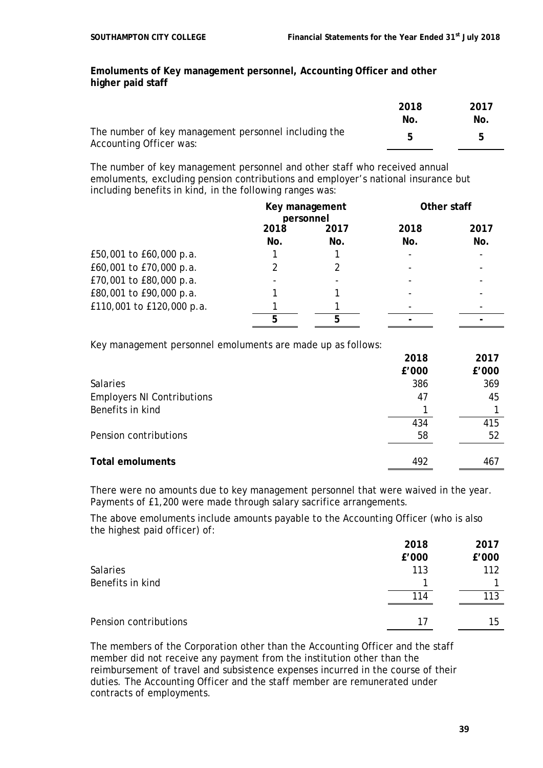**Emoluments of Key management personnel, Accounting Officer and other higher paid staff**

| | 2018 No. | 2017 No. |
|---|---|---|
| The number of key management personnel including the Accounting Officer was: | 5 | 5 |

The number of key management personnel and other staff who received annual emoluments, excluding pension contributions and employer's national insurance but including benefits in kind, in the following ranges was:

| | Key management personnel | | Other staff | |
|---|---|---|---|---|
| | 2018 No. | 2017 No. | 2018 No. | 2017 No. |
| £50,001 to £60,000 p.a. | 1 | 1 | - | - |
| £60,001 to £70,000 p.a. | 2 | 2 | - | - |
| £70,001 to £80,000 p.a. | - | - | - | - |
| £80,001 to £90,000 p.a. | 1 | 1 | - | - |
| £110,001 to £120,000 p.a. | 1 | 1 | - | - |
| | 5 | 5 | - | - |

Key management personnel emoluments are made up as follows:

| | 2018 £'000 | 2017 £'000 |
|---|---|---|
| Salaries | 386 | 369 |
| Employers NI Contributions | 47 | 45 |
| Benefits in kind | 1 | 1 |
| | 434 | 415 |
| Pension contributions | 58 | 52 |
| **Total emoluments** | 492 | 467 |

There were no amounts due to key management personnel that were waived in the year. Payments of £1,200 were made through salary sacrifice arrangements.

The above emoluments include amounts payable to the Accounting Officer (who is also the highest paid officer) of:

| | 2018 £'000 | 2017 £'000 |
|---|---|---|
| Salaries | 113 | 112 |
| Benefits in kind | 1 | 1 |
| | 114 | 113 |
| Pension contributions | 17 | 15 |

The members of the Corporation other than the Accounting Officer and the staff member did not receive any payment from the institution other than the reimbursement of travel and subsistence expenses incurred in the course of their duties. The Accounting Officer and the staff member are remunerated under contracts of employments.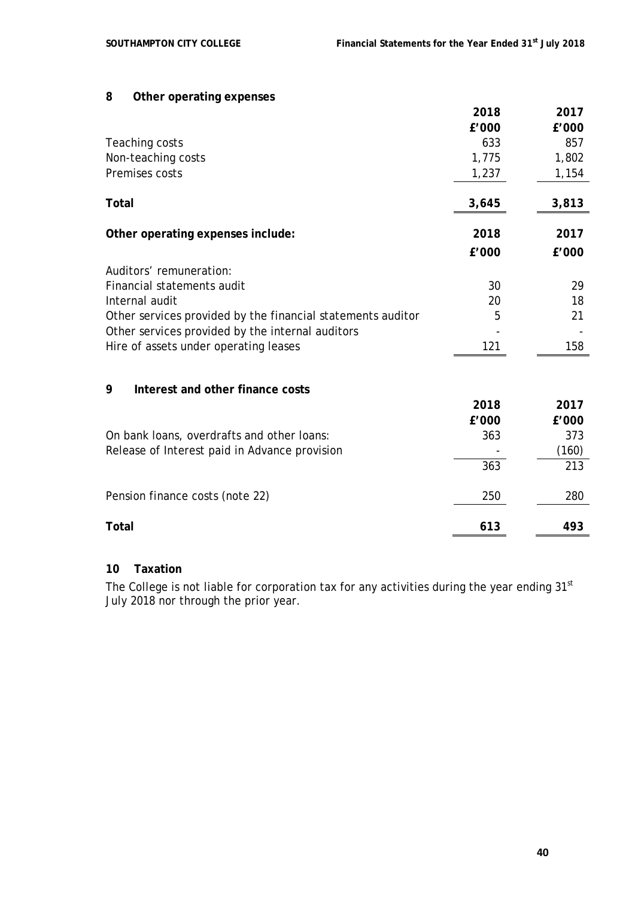## 8 Other operating expenses

| | 2018 | 2017 |
|---|---|---|
| | £'000 | £'000 |
| Teaching costs | 633 | 857 |
| Non-teaching costs | 1,775 | 1,802 |
| Premises costs | 1,237 | 1,154 |
| **Total** | **3,645** | **3,813** |

| **Other operating expenses include:** | **2018** | **2017** |
|---|---|---|
| | **£'000** | **£'000** |
| Auditors' remuneration: | | |
| Financial statements audit | 30 | 29 |
| Internal audit | 20 | 18 |
| Other services provided by the financial statements auditor | 5 | 21 |
| Other services provided by the internal auditors | - | - |
| Hire of assets under operating leases | 121 | 158 |

## 9 Interest and other finance costs

| | 2018 | 2017 |
|---|---|---|
| | £'000 | £'000 |
| On bank loans, overdrafts and other loans: | 363 | 373 |
| Release of Interest paid in Advance provision | - | (160) |
| | 363 | 213 |
| Pension finance costs (note 22) | 250 | 280 |
| **Total** | **613** | **493** |

## 10 Taxation

The College is not liable for corporation tax for any activities during the year ending 31st July 2018 nor through the prior year.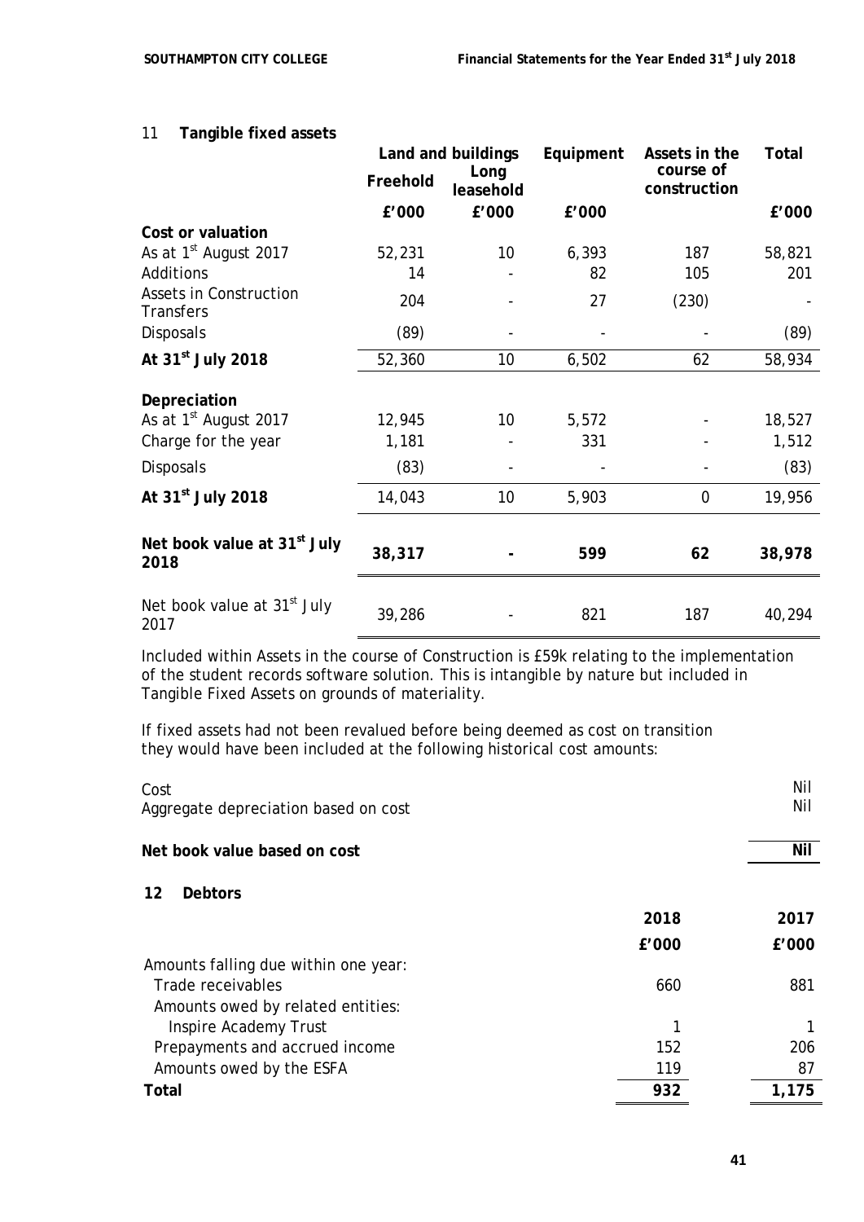## 11 Tangible fixed assets

| | Land and buildings | | Equipment | Assets in the course of construction | Total |
|---|---|---|---|---|---|
| | Freehold | Long leasehold | | | |
| | £'000 | £'000 | £'000 | | £'000 |
| **Cost or valuation** | | | | | |
| As at 1st August 2017 | 52,231 | 10 | 6,393 | 187 | 58,821 |
| Additions | 14 | - | 82 | 105 | 201 |
| Assets in Construction Transfers | 204 | - | 27 | (230) | - |
| Disposals | (89) | - | - | - | (89) |
| **At 31st July 2018** | 52,360 | 10 | 6,502 | 62 | 58,934 |
| | | | | | |
| **Depreciation** | | | | | |
| As at 1st August 2017 | 12,945 | 10 | 5,572 | - | 18,527 |
| Charge for the year | 1,181 | - | 331 | - | 1,512 |
| Disposals | (83) | - | - | - | (83) |
| **At 31st July 2018** | 14,043 | 10 | 5,903 | 0 | 19,956 |
| | | | | | |
| **Net book value at 31st July 2018** | **38,317** | **-** | **599** | **62** | **38,978** |
| | | | | | |
| Net book value at 31st July 2017 | 39,286 | - | 821 | 187 | 40,294 |

Included within Assets in the course of Construction is £59k relating to the implementation of the student records software solution. This is intangible by nature but included in Tangible Fixed Assets on grounds of materiality.

If fixed assets had not been revalued before being deemed as cost on transition they would have been included at the following historical cost amounts:

| | |
|---|---|
| Cost | Nil |
| Aggregate depreciation based on cost | Nil |
| **Net book value based on cost** | **Nil** |

## 12 Debtors

| | 2018 | 2017 |
|---|---|---|
| | £'000 | £'000 |
| Amounts falling due within one year: | | |
| Trade receivables | 660 | 881 |
| Amounts owed by related entities: | | |
| Inspire Academy Trust | 1 | 1 |
| Prepayments and accrued income | 152 | 206 |
| Amounts owed by the ESFA | 119 | 87 |
| **Total** | **932** | **1,175** |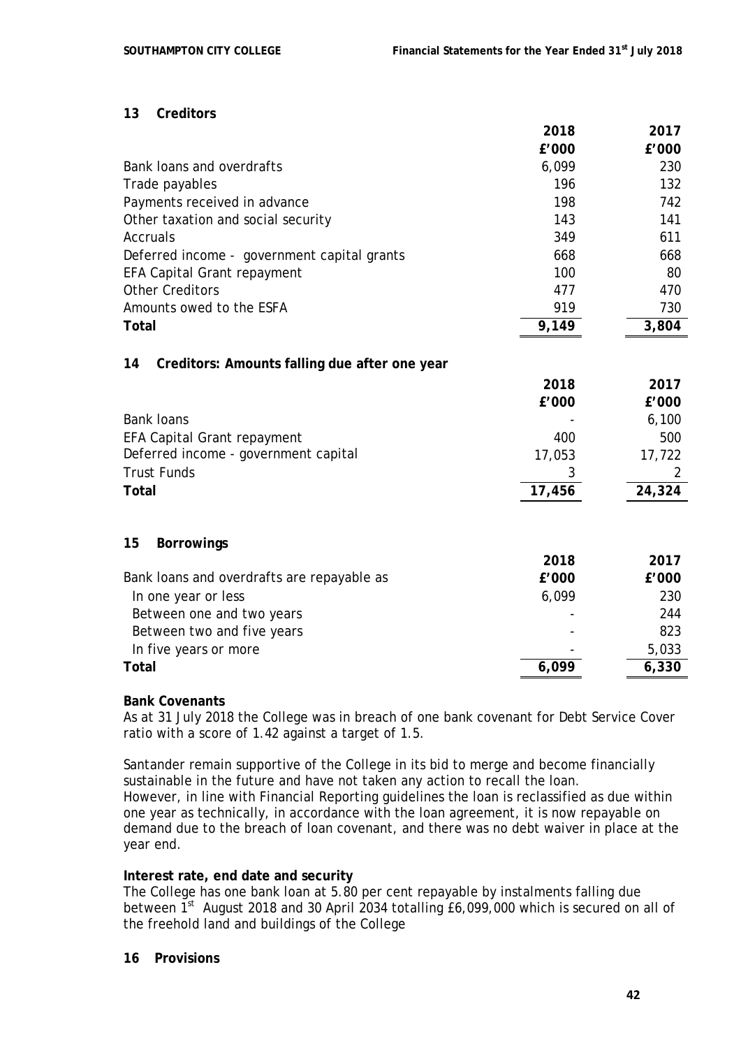## 13 Creditors

| | 2018 | 2017 |
|---|---|---|
| | £'000 | £'000 |
| Bank loans and overdrafts | 6,099 | 230 |
| Trade payables | 196 | 132 |
| Payments received in advance | 198 | 742 |
| Other taxation and social security | 143 | 141 |
| Accruals | 349 | 611 |
| Deferred income - government capital grants | 668 | 668 |
| EFA Capital Grant repayment | 100 | 80 |
| Other Creditors | 477 | 470 |
| Amounts owed to the ESFA | 919 | 730 |
| **Total** | 9,149 | 3,804 |

## 14 Creditors: Amounts falling due after one year

| | 2018 | 2017 |
|---|---|---|
| | £'000 | £'000 |
| Bank loans | - | 6,100 |
| EFA Capital Grant repayment | 400 | 500 |
| Deferred income - government capital | 17,053 | 17,722 |
| Trust Funds | 3 | 2 |
| **Total** | 17,456 | 24,324 |

## 15 Borrowings

| | 2018 | 2017 |
|---|---|---|
| Bank loans and overdrafts are repayable as | £'000 | £'000 |
| In one year or less | 6,099 | 230 |
| Between one and two years | - | 244 |
| Between two and five years | - | 823 |
| In five years or more | - | 5,033 |
| **Total** | 6,099 | 6,330 |

**Bank Covenants**

As at 31 July 2018 the College was in breach of one bank covenant for Debt Service Cover ratio with a score of 1.42 against a target of 1.5.

Santander remain supportive of the College in its bid to merge and become financially sustainable in the future and have not taken any action to recall the loan. However, in line with Financial Reporting guidelines the loan is reclassified as due within one year as technically, in accordance with the loan agreement, it is now repayable on demand due to the breach of loan covenant, and there was no debt waiver in place at the year end.

**Interest rate, end date and security**

The College has one bank loan at 5.80 per cent repayable by instalments falling due between 1st August 2018 and 30 April 2034 totalling £6,099,000 which is secured on all of the freehold land and buildings of the College

## 16 Provisions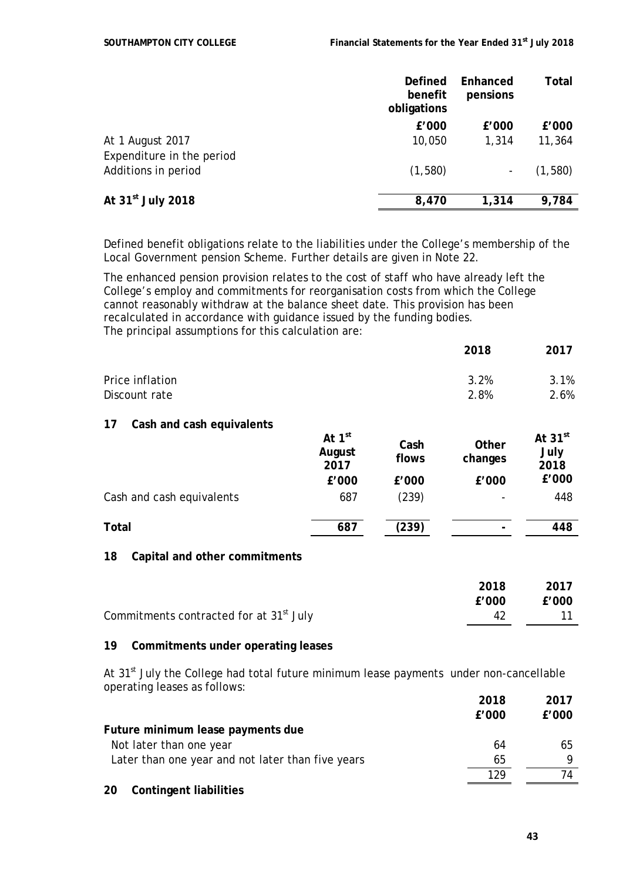| | Defined benefit obligations | Enhanced pensions | Total |
|---|---|---|---|
| | £'000 | £'000 | £'000 |
| At 1 August 2017 | 10,050 | 1,314 | 11,364 |
| Expenditure in the period | | | |
| Additions in period | (1,580) | - | (1,580) |
| **At 31st July 2018** | **8,470** | **1,314** | **9,784** |

Defined benefit obligations relate to the liabilities under the College's membership of the Local Government pension Scheme. Further details are given in Note 22.

The enhanced pension provision relates to the cost of staff who have already left the College's employ and commitments for reorganisation costs from which the College cannot reasonably withdraw at the balance sheet date. This provision has been recalculated in accordance with guidance issued by the funding bodies.
The principal assumptions for this calculation are:

| | 2018 | 2017 |
|---|---|---|
| Price inflation | 3.2% | 3.1% |
| Discount rate | 2.8% | 2.6% |

## 17 Cash and cash equivalents

| | At 1st August 2017 | Cash flows | Other changes | At 31st July 2018 |
|---|---|---|---|---|
| | £'000 | £'000 | £'000 | £'000 |
| Cash and cash equivalents | 687 | (239) | - | 448 |
| **Total** | **687** | **(239)** | **-** | **448** |

## 18 Capital and other commitments

| | 2018 | 2017 |
|---|---|---|
| | £'000 | £'000 |
| Commitments contracted for at 31st July | 42 | 11 |

## 19 Commitments under operating leases

At 31st July the College had total future minimum lease payments under non-cancellable operating leases as follows:

| | 2018 | 2017 |
|---|---|---|
| | £'000 | £'000 |
| **Future minimum lease payments due** | | |
| Not later than one year | 64 | 65 |
| Later than one year and not later than five years | 65 | 9 |
| | 129 | 74 |

## 20 Contingent liabilities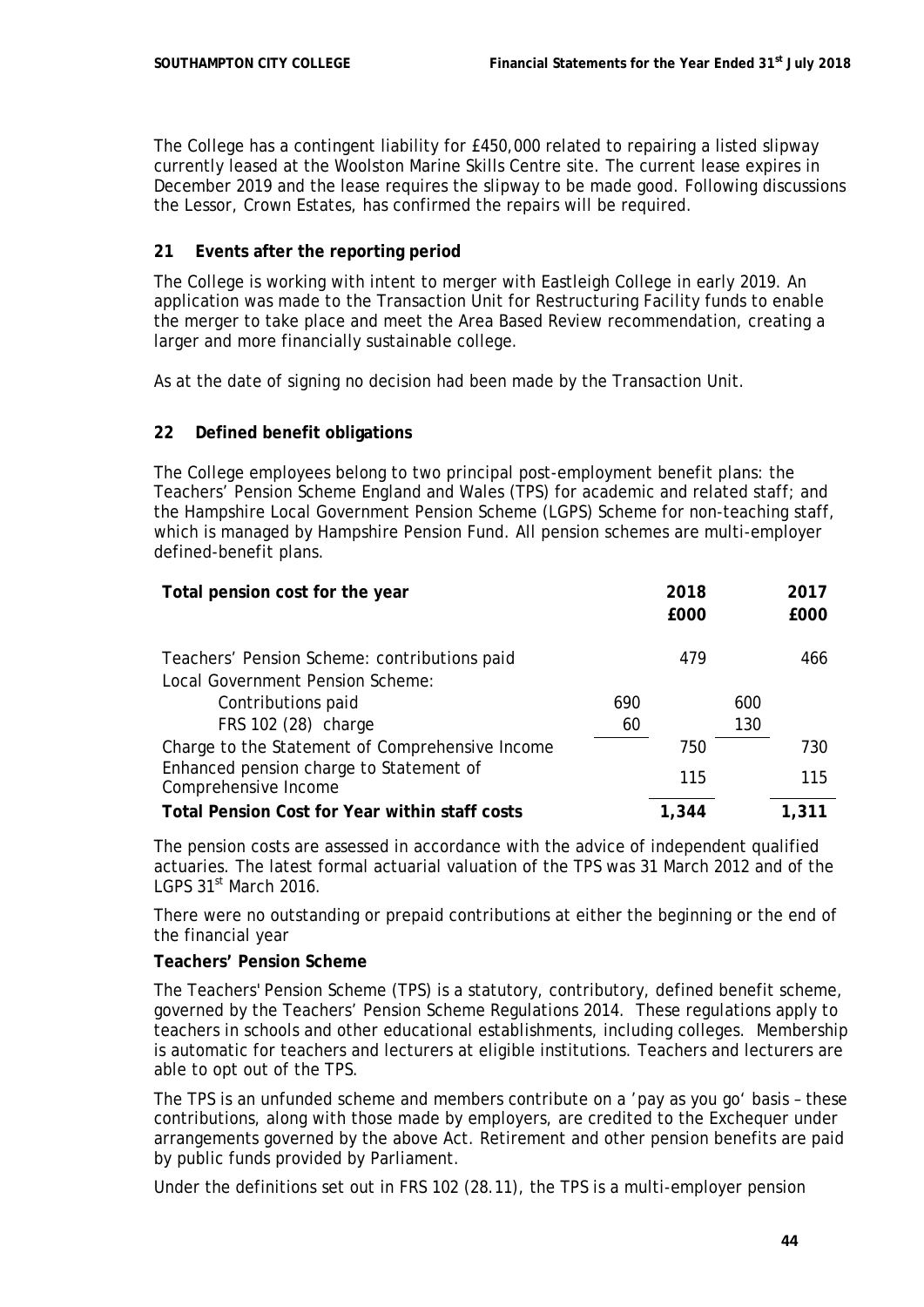The College has a contingent liability for £450,000 related to repairing a listed slipway currently leased at the Woolston Marine Skills Centre site. The current lease expires in December 2019 and the lease requires the slipway to be made good. Following discussions the Lessor, Crown Estates, has confirmed the repairs will be required.

## 21 Events after the reporting period

The College is working with intent to merger with Eastleigh College in early 2019. An application was made to the Transaction Unit for Restructuring Facility funds to enable the merger to take place and meet the Area Based Review recommendation, creating a larger and more financially sustainable college.

As at the date of signing no decision had been made by the Transaction Unit.

## 22 Defined benefit obligations

The College employees belong to two principal post-employment benefit plans: the Teachers' Pension Scheme England and Wales (TPS) for academic and related staff; and the Hampshire Local Government Pension Scheme (LGPS) Scheme for non-teaching staff, which is managed by Hampshire Pension Fund. All pension schemes are multi-employer defined-benefit plans.

| **Total pension cost for the year** | | **2018 £000** | | **2017 £000** |
|---|---|---|---|---|
| Teachers' Pension Scheme: contributions paid | | 479 | | 466 |
| Local Government Pension Scheme: | | | | |
| Contributions paid | 690 | | 600 | |
| FRS 102 (28) charge | 60 | | 130 | |
| Charge to the Statement of Comprehensive Income | | 750 | | 730 |
| Enhanced pension charge to Statement of Comprehensive Income | | 115 | | 115 |
| **Total Pension Cost for Year within staff costs** | | **1,344** | | **1,311** |

The pension costs are assessed in accordance with the advice of independent qualified actuaries. The latest formal actuarial valuation of the TPS was 31 March 2012 and of the LGPS 31st March 2016.

There were no outstanding or prepaid contributions at either the beginning or the end of the financial year

**Teachers' Pension Scheme**

The Teachers' Pension Scheme (TPS) is a statutory, contributory, defined benefit scheme, governed by the Teachers' Pension Scheme Regulations 2014. These regulations apply to teachers in schools and other educational establishments, including colleges. Membership is automatic for teachers and lecturers at eligible institutions. Teachers and lecturers are able to opt out of the TPS.

The TPS is an unfunded scheme and members contribute on a 'pay as you go' basis – these contributions, along with those made by employers, are credited to the Exchequer under arrangements governed by the above Act. Retirement and other pension benefits are paid by public funds provided by Parliament.

Under the definitions set out in FRS 102 (28.11), the TPS is a multi-employer pension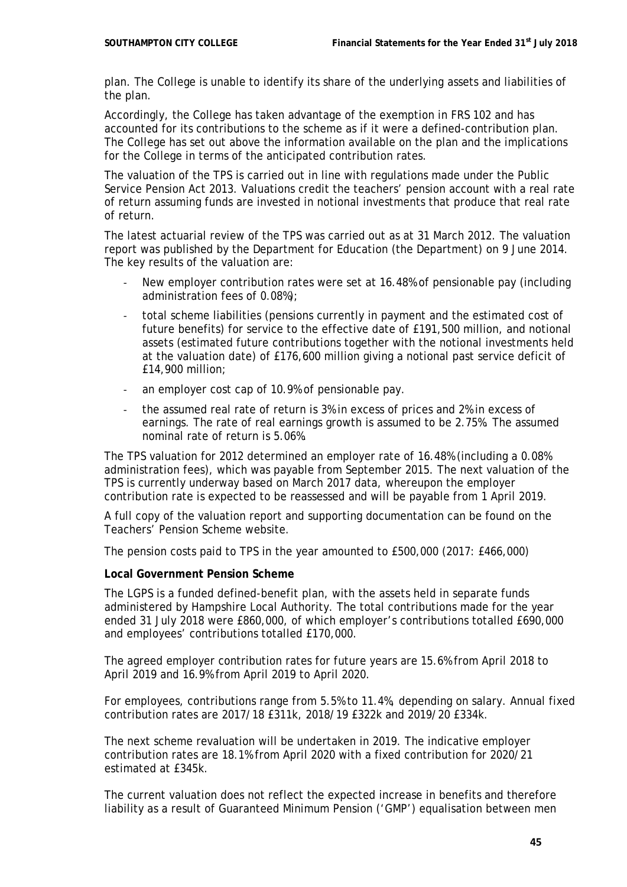plan. The College is unable to identify its share of the underlying assets and liabilities of the plan.

Accordingly, the College has taken advantage of the exemption in FRS 102 and has accounted for its contributions to the scheme as if it were a defined-contribution plan. The College has set out above the information available on the plan and the implications for the College in terms of the anticipated contribution rates.

The valuation of the TPS is carried out in line with regulations made under the Public Service Pension Act 2013. Valuations credit the teachers' pension account with a real rate of return assuming funds are invested in notional investments that produce that real rate of return.

The latest actuarial review of the TPS was carried out as at 31 March 2012. The valuation report was published by the Department for Education (the Department) on 9 June 2014. The key results of the valuation are:

- New employer contribution rates were set at 16.48% of pensionable pay (including administration fees of 0.08%);
- total scheme liabilities (pensions currently in payment and the estimated cost of future benefits) for service to the effective date of £191,500 million, and notional assets (estimated future contributions together with the notional investments held at the valuation date) of £176,600 million giving a notional past service deficit of £14,900 million;
- an employer cost cap of 10.9% of pensionable pay.
- the assumed real rate of return is 3% in excess of prices and 2% in excess of earnings. The rate of real earnings growth is assumed to be 2.75%. The assumed nominal rate of return is 5.06%.

The TPS valuation for 2012 determined an employer rate of 16.48% (including a 0.08% administration fees), which was payable from September 2015. The next valuation of the TPS is currently underway based on March 2017 data, whereupon the employer contribution rate is expected to be reassessed and will be payable from 1 April 2019.

A full copy of the valuation report and supporting documentation can be found on the Teachers' Pension Scheme website.

The pension costs paid to TPS in the year amounted to £500,000 (2017: £466,000)

**Local Government Pension Scheme**

The LGPS is a funded defined-benefit plan, with the assets held in separate funds administered by Hampshire Local Authority. The total contributions made for the year ended 31 July 2018 were £860,000, of which employer's contributions totalled £690,000 and employees' contributions totalled £170,000.

The agreed employer contribution rates for future years are 15.6% from April 2018 to April 2019 and 16.9% from April 2019 to April 2020.

For employees, contributions range from 5.5% to 11.4%, depending on salary. Annual fixed contribution rates are 2017/18 £311k, 2018/19 £322k and 2019/20 £334k.

The next scheme revaluation will be undertaken in 2019. The indicative employer contribution rates are 18.1% from April 2020 with a fixed contribution for 2020/21 estimated at £345k.

The current valuation does not reflect the expected increase in benefits and therefore liability as a result of Guaranteed Minimum Pension ('GMP') equalisation between men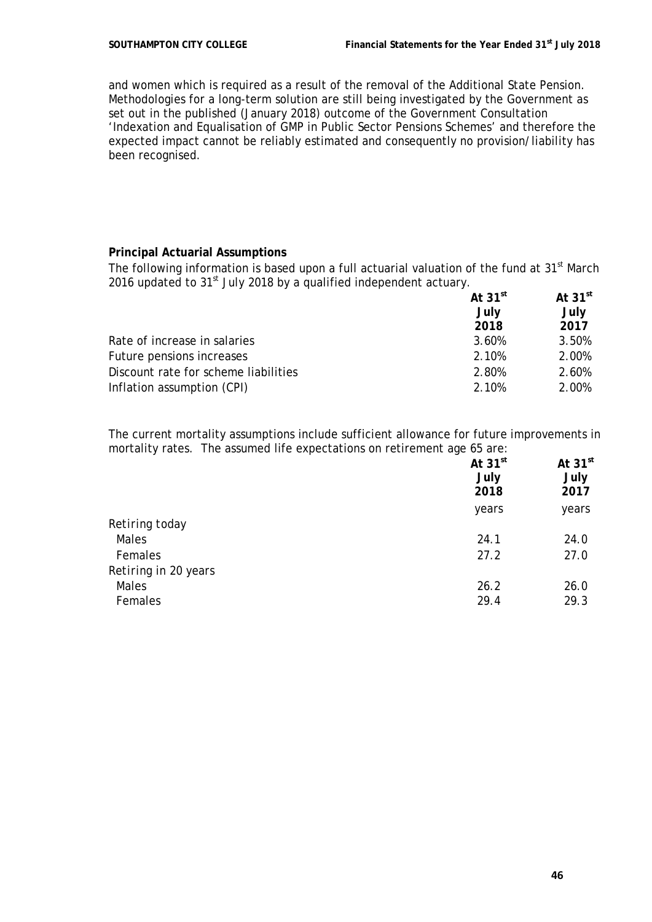and women which is required as a result of the removal of the Additional State Pension. Methodologies for a long-term solution are still being investigated by the Government as set out in the published (January 2018) outcome of the Government Consultation 'Indexation and Equalisation of GMP in Public Sector Pensions Schemes' and therefore the expected impact cannot be reliably estimated and consequently no provision/liability has been recognised.

**Principal Actuarial Assumptions**

The following information is based upon a full actuarial valuation of the fund at 31st March 2016 updated to 31st July 2018 by a qualified independent actuary.

| | At 31st July 2018 | At 31st July 2017 |
|---|---|---|
| Rate of increase in salaries | 3.60% | 3.50% |
| Future pensions increases | 2.10% | 2.00% |
| Discount rate for scheme liabilities | 2.80% | 2.60% |
| Inflation assumption (CPI) | 2.10% | 2.00% |

The current mortality assumptions include sufficient allowance for future improvements in mortality rates. The assumed life expectations on retirement age 65 are:

| | At 31st July 2018 | At 31st July 2017 |
|---|---|---|
| | years | years |
| Retiring today | | |
| Males | 24.1 | 24.0 |
| Females | 27.2 | 27.0 |
| Retiring in 20 years | | |
| Males | 26.2 | 26.0 |
| Females | 29.4 | 29.3 |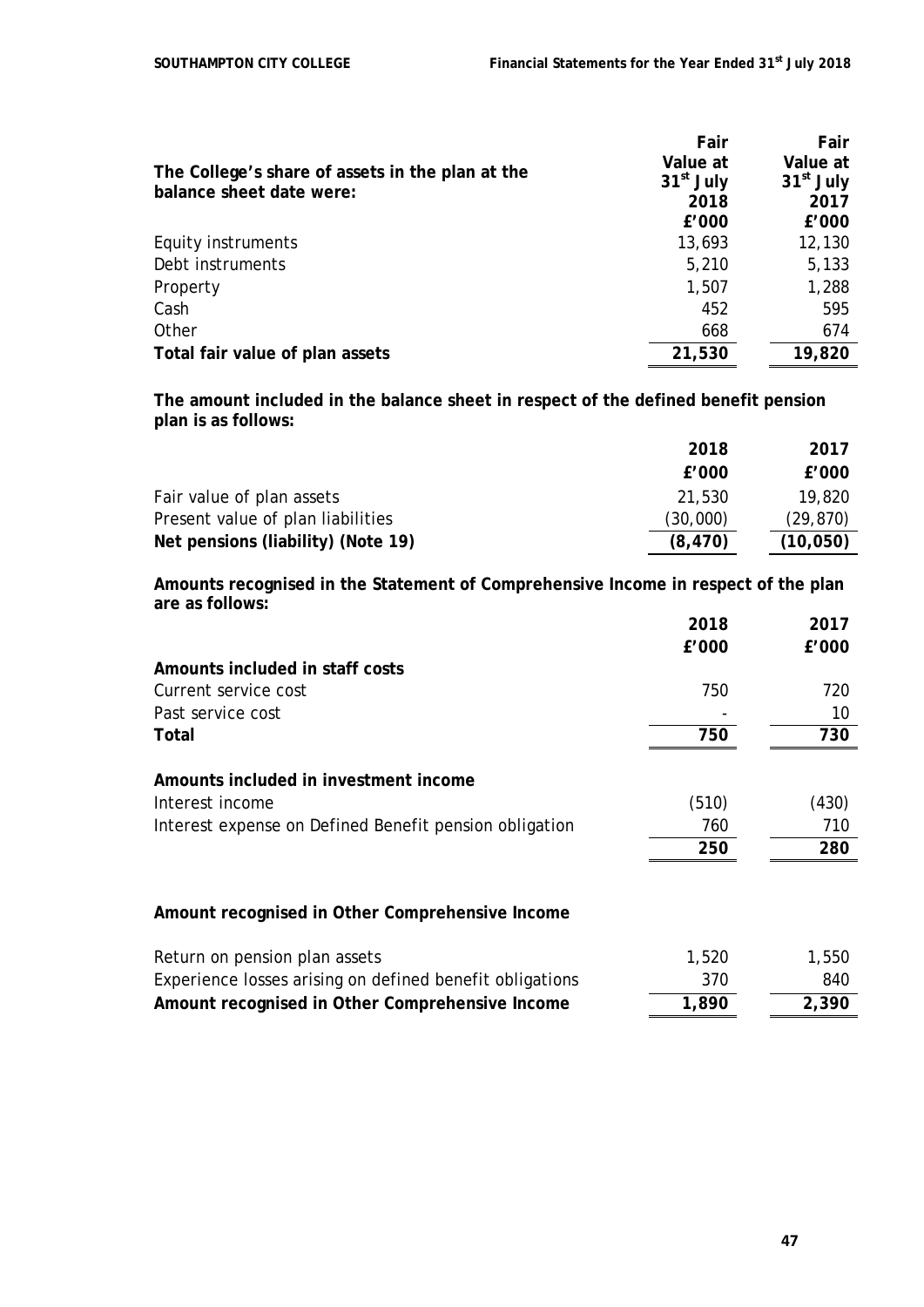| The College's share of assets in the plan at the balance sheet date were: | Fair Value at 31st July 2018 £'000 | Fair Value at 31st July 2017 £'000 |
|---|---|---|
| Equity instruments | 13,693 | 12,130 |
| Debt instruments | 5,210 | 5,133 |
| Property | 1,507 | 1,288 |
| Cash | 452 | 595 |
| Other | 668 | 674 |
| **Total fair value of plan assets** | **21,530** | **19,820** |

**The amount included in the balance sheet in respect of the defined benefit pension plan is as follows:**

| | 2018 £'000 | 2017 £'000 |
|---|---|---|
| Fair value of plan assets | 21,530 | 19,820 |
| Present value of plan liabilities | (30,000) | (29,870) |
| **Net pensions (liability) (Note 19)** | **(8,470)** | **(10,050)** |

**Amounts recognised in the Statement of Comprehensive Income in respect of the plan are as follows:**

| | 2018 £'000 | 2017 £'000 |
|---|---|---|
| **Amounts included in staff costs** | | |
| Current service cost | 750 | 720 |
| Past service cost | - | 10 |
| **Total** | **750** | **730** |
| | | |
| **Amounts included in investment income** | | |
| Interest income | (510) | (430) |
| Interest expense on Defined Benefit pension obligation | 760 | 710 |
| | **250** | **280** |
| | | |
| **Amount recognised in Other Comprehensive Income** | | |
| Return on pension plan assets | 1,520 | 1,550 |
| Experience losses arising on defined benefit obligations | 370 | 840 |
| **Amount recognised in Other Comprehensive Income** | **1,890** | **2,390** |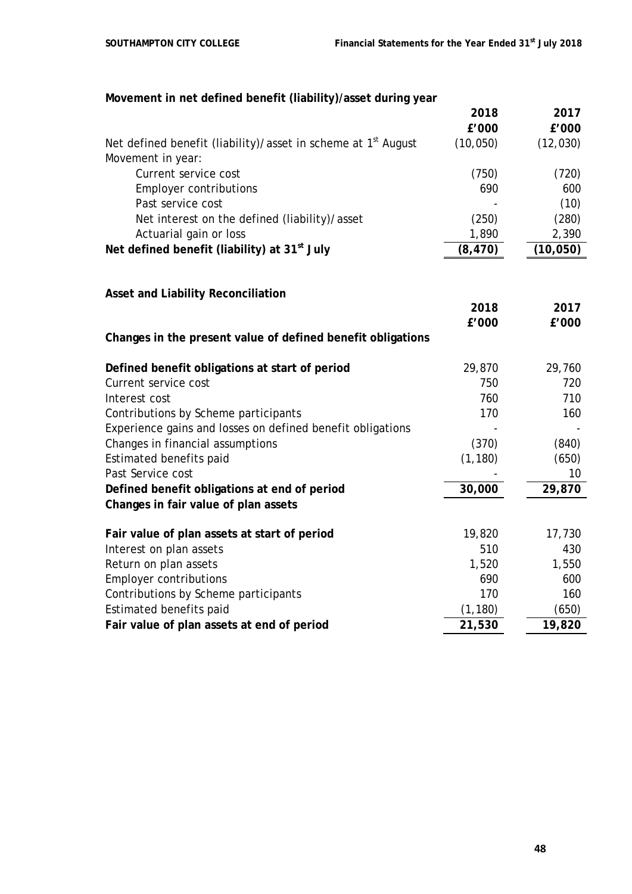**Movement in net defined benefit (liability)/asset during year**

| | 2018 | 2017 |
|---|---|---|
| | £'000 | £'000 |
| Net defined benefit (liability)/asset in scheme at 1st August | (10,050) | (12,030) |
| Movement in year: | | |
| Current service cost | (750) | (720) |
| Employer contributions | 690 | 600 |
| Past service cost | - | (10) |
| Net interest on the defined (liability)/asset | (250) | (280) |
| Actuarial gain or loss | 1,890 | 2,390 |
| **Net defined benefit (liability) at 31st July** | **(8,470)** | **(10,050)** |

**Asset and Liability Reconciliation**

| | 2018 | 2017 |
|---|---|---|
| | £'000 | £'000 |
| **Changes in the present value of defined benefit obligations** | | |
| **Defined benefit obligations at start of period** | 29,870 | 29,760 |
| Current service cost | 750 | 720 |
| Interest cost | 760 | 710 |
| Contributions by Scheme participants | 170 | 160 |
| Experience gains and losses on defined benefit obligations | - | - |
| Changes in financial assumptions | (370) | (840) |
| Estimated benefits paid | (1,180) | (650) |
| Past Service cost | - | 10 |
| **Defined benefit obligations at end of period** | **30,000** | **29,870** |
| **Changes in fair value of plan assets** | | |
| **Fair value of plan assets at start of period** | 19,820 | 17,730 |
| Interest on plan assets | 510 | 430 |
| Return on plan assets | 1,520 | 1,550 |
| Employer contributions | 690 | 600 |
| Contributions by Scheme participants | 170 | 160 |
| Estimated benefits paid | (1,180) | (650) |
| **Fair value of plan assets at end of period** | **21,530** | **19,820** |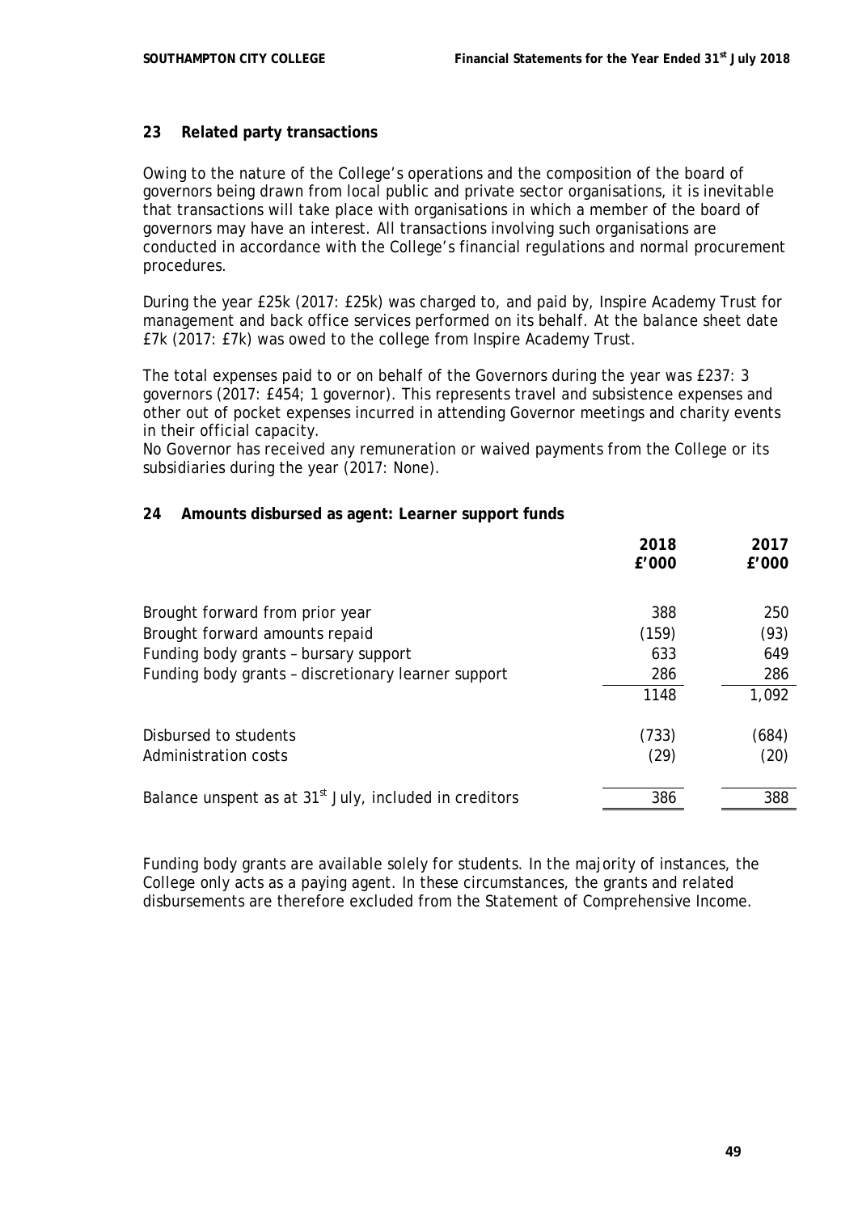## 23 Related party transactions

Owing to the nature of the College's operations and the composition of the board of governors being drawn from local public and private sector organisations, it is inevitable that transactions will take place with organisations in which a member of the board of governors may have an interest. All transactions involving such organisations are conducted in accordance with the College's financial regulations and normal procurement procedures.

During the year £25k (2017: £25k) was charged to, and paid by, Inspire Academy Trust for management and back office services performed on its behalf. At the balance sheet date £7k (2017: £7k) was owed to the college from Inspire Academy Trust.

The total expenses paid to or on behalf of the Governors during the year was £237: 3 governors (2017: £454; 1 governor). This represents travel and subsistence expenses and other out of pocket expenses incurred in attending Governor meetings and charity events in their official capacity.
No Governor has received any remuneration or waived payments from the College or its subsidiaries during the year (2017: None).

## 24 Amounts disbursed as agent: Learner support funds

| | 2018<br>£'000 | 2017<br>£'000 |
|---|---|---|
| Brought forward from prior year | 388 | 250 |
| Brought forward amounts repaid | (159) | (93) |
| Funding body grants – bursary support | 633 | 649 |
| Funding body grants – discretionary learner support | 286 | 286 |
| | 1148 | 1,092 |
| Disbursed to students | (733) | (684) |
| Administration costs | (29) | (20) |
| Balance unspent as at 31st July, included in creditors | 386 | 388 |

Funding body grants are available solely for students. In the majority of instances, the College only acts as a paying agent. In these circumstances, the grants and related disbursements are therefore excluded from the Statement of Comprehensive Income.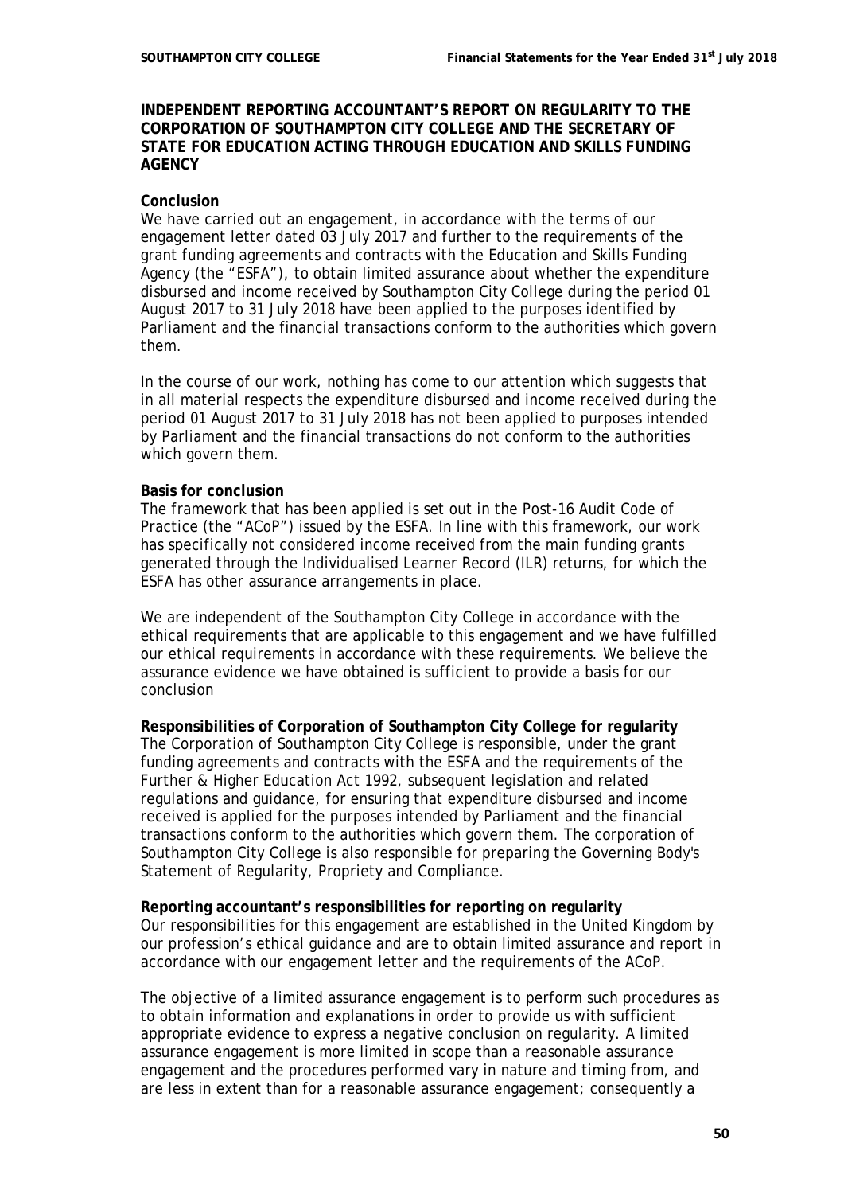**INDEPENDENT REPORTING ACCOUNTANT'S REPORT ON REGULARITY TO THE CORPORATION OF SOUTHAMPTON CITY COLLEGE AND THE SECRETARY OF STATE FOR EDUCATION ACTING THROUGH EDUCATION AND SKILLS FUNDING AGENCY**

**Conclusion**

We have carried out an engagement, in accordance with the terms of our engagement letter dated 03 July 2017 and further to the requirements of the grant funding agreements and contracts with the Education and Skills Funding Agency (the "ESFA"), to obtain limited assurance about whether the expenditure disbursed and income received by Southampton City College during the period 01 August 2017 to 31 July 2018 have been applied to the purposes identified by Parliament and the financial transactions conform to the authorities which govern them.

In the course of our work, nothing has come to our attention which suggests that in all material respects the expenditure disbursed and income received during the period 01 August 2017 to 31 July 2018 has not been applied to purposes intended by Parliament and the financial transactions do not conform to the authorities which govern them.

**Basis for conclusion**

The framework that has been applied is set out in the Post-16 Audit Code of Practice (the "ACoP") issued by the ESFA. In line with this framework, our work has specifically not considered income received from the main funding grants generated through the Individualised Learner Record (ILR) returns, for which the ESFA has other assurance arrangements in place.

We are independent of the Southampton City College in accordance with the ethical requirements that are applicable to this engagement and we have fulfilled our ethical requirements in accordance with these requirements. We believe the assurance evidence we have obtained is sufficient to provide a basis for our conclusion

**Responsibilities of Corporation of Southampton City College for regularity**

The Corporation of Southampton City College is responsible, under the grant funding agreements and contracts with the ESFA and the requirements of the Further & Higher Education Act 1992, subsequent legislation and related regulations and guidance, for ensuring that expenditure disbursed and income received is applied for the purposes intended by Parliament and the financial transactions conform to the authorities which govern them. The corporation of Southampton City College is also responsible for preparing the Governing Body's Statement of Regularity, Propriety and Compliance.

**Reporting accountant's responsibilities for reporting on regularity**

Our responsibilities for this engagement are established in the United Kingdom by our profession's ethical guidance and are to obtain limited assurance and report in accordance with our engagement letter and the requirements of the ACoP.

The objective of a limited assurance engagement is to perform such procedures as to obtain information and explanations in order to provide us with sufficient appropriate evidence to express a negative conclusion on regularity. A limited assurance engagement is more limited in scope than a reasonable assurance engagement and the procedures performed vary in nature and timing from, and are less in extent than for a reasonable assurance engagement; consequently a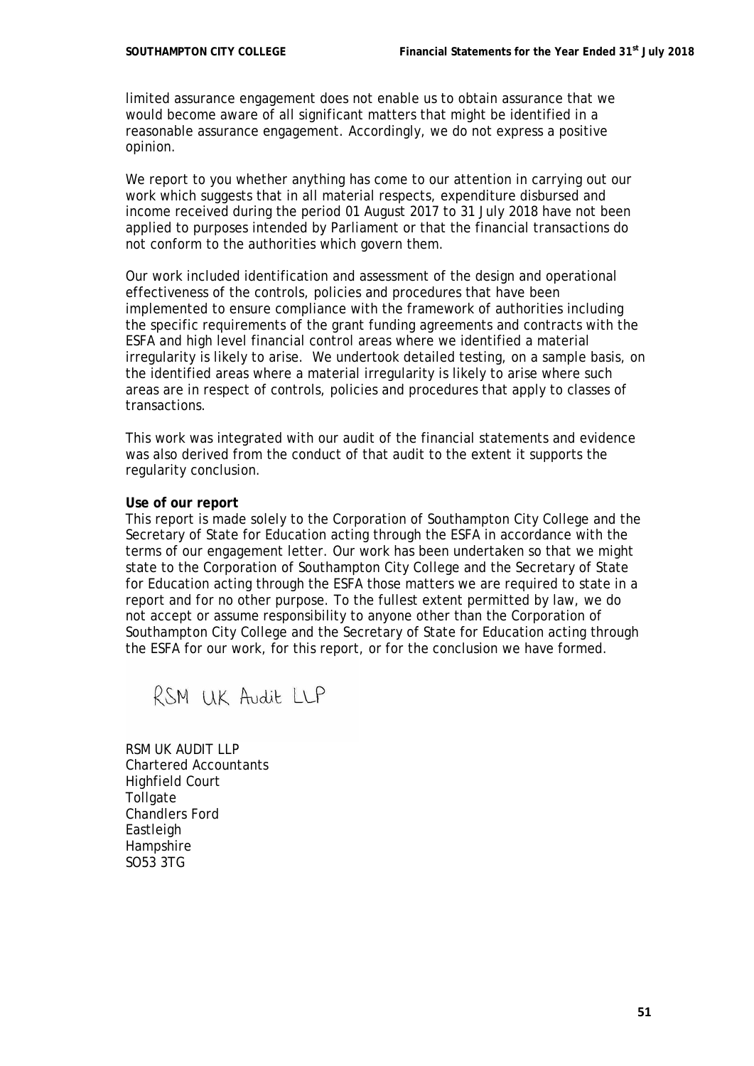limited assurance engagement does not enable us to obtain assurance that we would become aware of all significant matters that might be identified in a reasonable assurance engagement. Accordingly, we do not express a positive opinion.

We report to you whether anything has come to our attention in carrying out our work which suggests that in all material respects, expenditure disbursed and income received during the period 01 August 2017 to 31 July 2018 have not been applied to purposes intended by Parliament or that the financial transactions do not conform to the authorities which govern them.

Our work included identification and assessment of the design and operational effectiveness of the controls, policies and procedures that have been implemented to ensure compliance with the framework of authorities including the specific requirements of the grant funding agreements and contracts with the ESFA and high level financial control areas where we identified a material irregularity is likely to arise. We undertook detailed testing, on a sample basis, on the identified areas where a material irregularity is likely to arise where such areas are in respect of controls, policies and procedures that apply to classes of transactions.

This work was integrated with our audit of the financial statements and evidence was also derived from the conduct of that audit to the extent it supports the regularity conclusion.

**Use of our report**

This report is made solely to the Corporation of Southampton City College and the Secretary of State for Education acting through the ESFA in accordance with the terms of our engagement letter. Our work has been undertaken so that we might state to the Corporation of Southampton City College and the Secretary of State for Education acting through the ESFA those matters we are required to state in a report and for no other purpose. To the fullest extent permitted by law, we do not accept or assume responsibility to anyone other than the Corporation of Southampton City College and the Secretary of State for Education acting through the ESFA for our work, for this report, or for the conclusion we have formed.

RSM UK Audit LLP

RSM UK AUDIT LLP
Chartered Accountants
Highfield Court
Tollgate
Chandlers Ford
Eastleigh
Hampshire
SO53 3TG